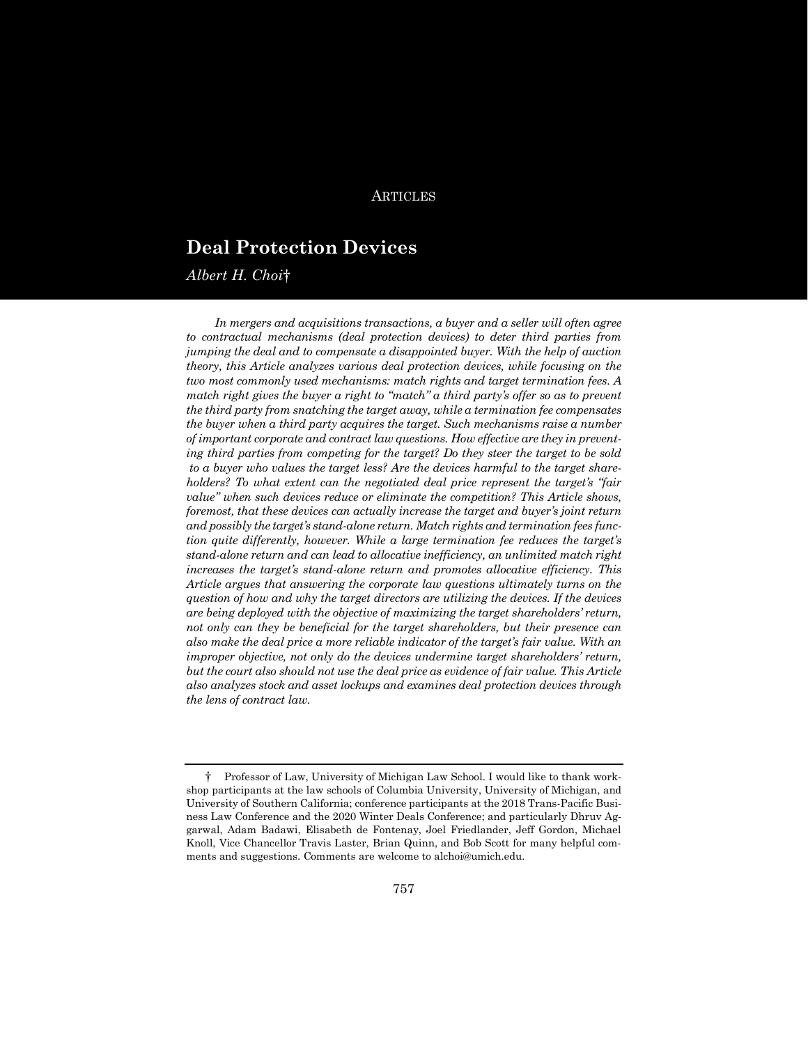ARTICLES

# Deal Protection Devices

*Albert H. Choi*†

*In mergers and acquisitions transactions, a buyer and a seller will often agree to contractual mechanisms (deal protection devices) to deter third parties from jumping the deal and to compensate a disappointed buyer. With the help of auction theory, this Article analyzes various deal protection devices, while focusing on the two most commonly used mechanisms: match rights and target termination fees. A match right gives the buyer a right to "match" a third party's offer so as to prevent the third party from snatching the target away, while a termination fee compensates the buyer when a third party acquires the target. Such mechanisms raise a number of important corporate and contract law questions. How effective are they in preventing third parties from competing for the target? Do they steer the target to be sold to a buyer who values the target less? Are the devices harmful to the target shareholders? To what extent can the negotiated deal price represent the target's "fair value" when such devices reduce or eliminate the competition? This Article shows, foremost, that these devices can actually increase the target and buyer's joint return and possibly the target's stand-alone return. Match rights and termination fees function quite differently, however. While a large termination fee reduces the target's stand-alone return and can lead to allocative inefficiency, an unlimited match right increases the target's stand-alone return and promotes allocative efficiency. This Article argues that answering the corporate law questions ultimately turns on the question of how and why the target directors are utilizing the devices. If the devices are being deployed with the objective of maximizing the target shareholders' return, not only can they be beneficial for the target shareholders, but their presence can also make the deal price a more reliable indicator of the target's fair value. With an improper objective, not only do the devices undermine target shareholders' return, but the court also should not use the deal price as evidence of fair value. This Article also analyzes stock and asset lockups and examines deal protection devices through the lens of contract law.*

---

† Professor of Law, University of Michigan Law School. I would like to thank workshop participants at the law schools of Columbia University, University of Michigan, and University of Southern California; conference participants at the 2018 Trans-Pacific Business Law Conference and the 2020 Winter Deals Conference; and particularly Dhruv Aggarwal, Adam Badawi, Elisabeth de Fontenay, Joel Friedlander, Jeff Gordon, Michael Knoll, Vice Chancellor Travis Laster, Brian Quinn, and Bob Scott for many helpful comments and suggestions. Comments are welcome to alchoi@umich.edu.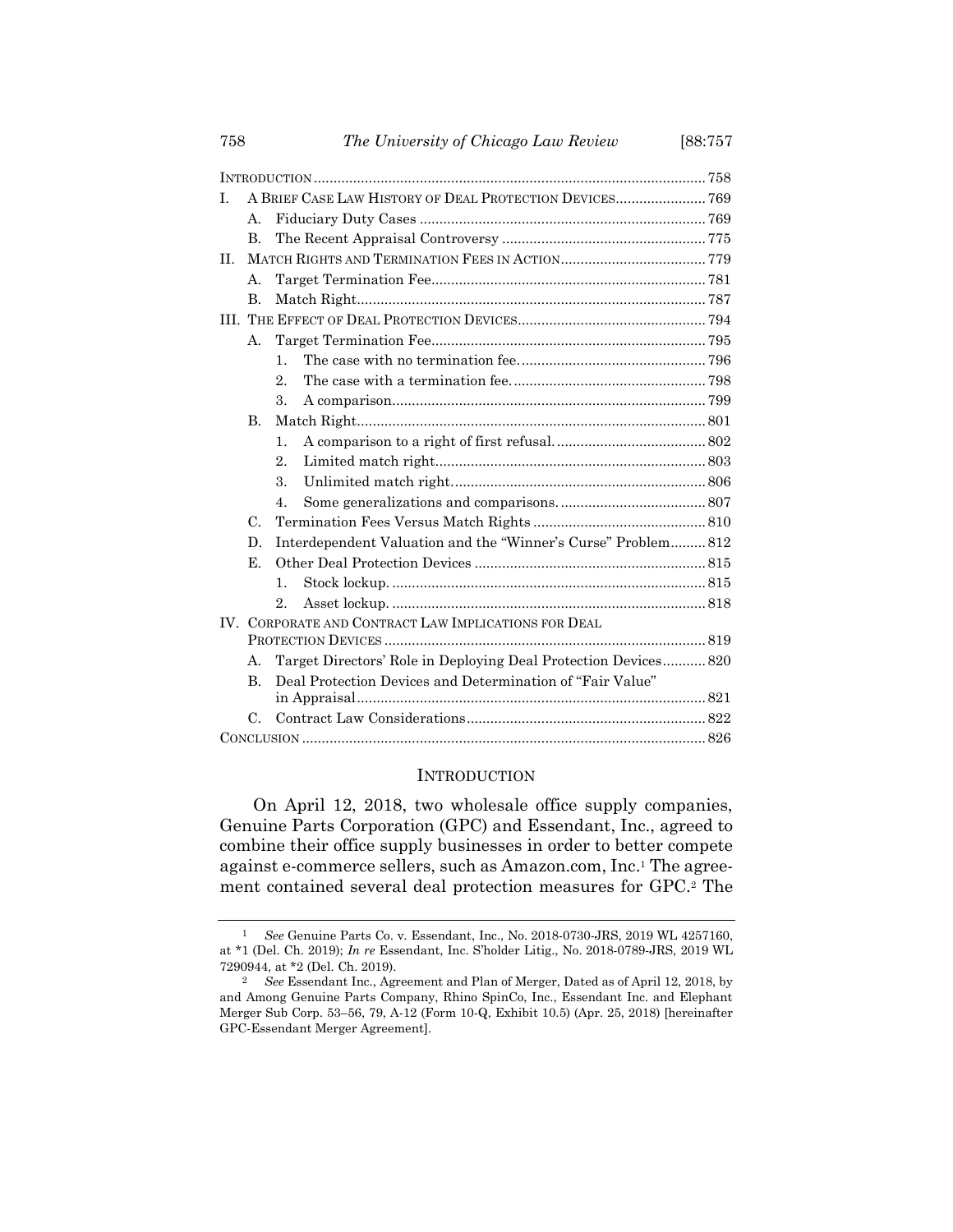| | | | Page |
|---|---|---|---|
| INTRODUCTION | | | 758 |
| I. | A BRIEF CASE LAW HISTORY OF DEAL PROTECTION DEVICES | | 769 |
| | A. | Fiduciary Duty Cases | 769 |
| | B. | The Recent Appraisal Controversy | 775 |
| II. | MATCH RIGHTS AND TERMINATION FEES IN ACTION | | 779 |
| | A. | Target Termination Fee | 781 |
| | B. | Match Right | 787 |
| III. | THE EFFECT OF DEAL PROTECTION DEVICES | | 794 |
| | A. | Target Termination Fee | 795 |
| | | 1. The case with no termination fee. | 796 |
| | | 2. The case with a termination fee. | 798 |
| | | 3. A comparison. | 799 |
| | B. | Match Right | 801 |
| | | 1. A comparison to a right of first refusal. | 802 |
| | | 2. Limited match right. | 803 |
| | | 3. Unlimited match right. | 806 |
| | | 4. Some generalizations and comparisons. | 807 |
| | C. | Termination Fees Versus Match Rights | 810 |
| | D. | Interdependent Valuation and the "Winner's Curse" Problem | 812 |
| | E. | Other Deal Protection Devices | 815 |
| | | 1. Stock lockup. | 815 |
| | | 2. Asset lockup. | 818 |
| IV. | CORPORATE AND CONTRACT LAW IMPLICATIONS FOR DEAL PROTECTION DEVICES | | 819 |
| | A. | Target Directors' Role in Deploying Deal Protection Devices | 820 |
| | B. | Deal Protection Devices and Determination of "Fair Value" in Appraisal | 821 |
| | C. | Contract Law Considerations | 822 |
| CONCLUSION | | | 826 |

## INTRODUCTION

On April 12, 2018, two wholesale office supply companies, Genuine Parts Corporation (GPC) and Essendant, Inc., agreed to combine their office supply businesses in order to better compete against e-commerce sellers, such as Amazon.com, Inc.[1] The agreement contained several deal protection measures for GPC.[2] The

---

[1] *See* Genuine Parts Co. v. Essendant, Inc., No. 2018-0730-JRS, 2019 WL 4257160, at *1 (Del. Ch. 2019); *In re* Essendant, Inc. S'holder Litig., No. 2018-0789-JRS, 2019 WL 7290944, at *2 (Del. Ch. 2019).

[2] *See* Essendant Inc., Agreement and Plan of Merger, Dated as of April 12, 2018, by and Among Genuine Parts Company, Rhino SpinCo, Inc., Essendant Inc. and Elephant Merger Sub Corp. 53–56, 79, A-12 (Form 10-Q, Exhibit 10.5) (Apr. 25, 2018) [hereinafter GPC-Essendant Merger Agreement].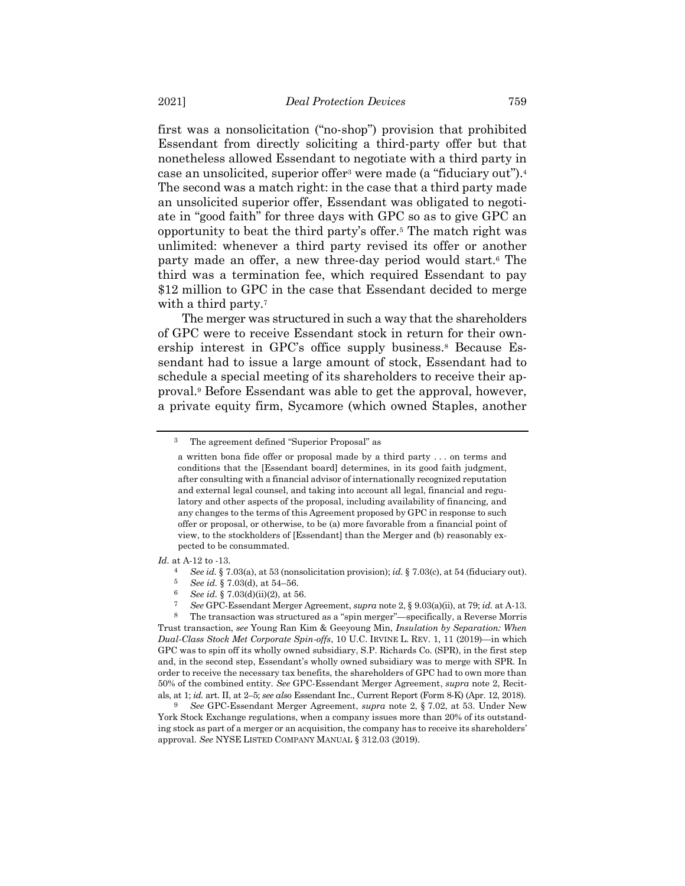first was a nonsolicitation ("no-shop") provision that prohibited Essendant from directly soliciting a third-party offer but that nonetheless allowed Essendant to negotiate with a third party in case an unsolicited, superior offer[3] were made (a "fiduciary out").[4] The second was a match right: in the case that a third party made an unsolicited superior offer, Essendant was obligated to negotiate in "good faith" for three days with GPC so as to give GPC an opportunity to beat the third party's offer.[5] The match right was unlimited: whenever a third party revised its offer or another party made an offer, a new three-day period would start.[6] The third was a termination fee, which required Essendant to pay $12 million to GPC in the case that Essendant decided to merge with a third party.[7]

The merger was structured in such a way that the shareholders of GPC were to receive Essendant stock in return for their ownership interest in GPC's office supply business.[8] Because Essendant had to issue a large amount of stock, Essendant had to schedule a special meeting of its shareholders to receive their approval.[9] Before Essendant was able to get the approval, however, a private equity firm, Sycamore (which owned Staples, another

---

[3] The agreement defined "Superior Proposal" as

> a written bona fide offer or proposal made by a third party . . . on terms and conditions that the [Essendant board] determines, in its good faith judgment, after consulting with a financial advisor of internationally recognized reputation and external legal counsel, and taking into account all legal, financial and regulatory and other aspects of the proposal, including availability of financing, and any changes to the terms of this Agreement proposed by GPC in response to such offer or proposal, or otherwise, to be (a) more favorable from a financial point of view, to the stockholders of [Essendant] than the Merger and (b) reasonably expected to be consummated.

*Id.* at A-12 to -13.

[4] *See id.* § 7.03(a), at 53 (nonsolicitation provision); *id.* § 7.03(c), at 54 (fiduciary out).

[5] *See id.* § 7.03(d), at 54–56.

[6] *See id.* § 7.03(d)(ii)(2), at 56.

[7] *See* GPC-Essendant Merger Agreement, *supra* note 2, § 9.03(a)(ii), at 79; *id.* at A-13.

[8] The transaction was structured as a "spin merger"—specifically, a Reverse Morris Trust transaction, *see* Young Ran Kim & Geeyoung Min, *Insulation by Separation: When Dual-Class Stock Met Corporate Spin-offs*, 10 U.C. IRVINE L. REV. 1, 11 (2019)—in which GPC was to spin off its wholly owned subsidiary, S.P. Richards Co. (SPR), in the first step and, in the second step, Essendant's wholly owned subsidiary was to merge with SPR. In order to receive the necessary tax benefits, the shareholders of GPC had to own more than 50% of the combined entity. *See* GPC-Essendant Merger Agreement, *supra* note 2, Recitals, at 1; *id.* art. II, at 2–5; *see also* Essendant Inc., Current Report (Form 8-K) (Apr. 12, 2018).

[9] *See* GPC-Essendant Merger Agreement, *supra* note 2, § 7.02, at 53. Under New York Stock Exchange regulations, when a company issues more than 20% of its outstanding stock as part of a merger or an acquisition, the company has to receive its shareholders' approval. *See* NYSE LISTED COMPANY MANUAL § 312.03 (2019).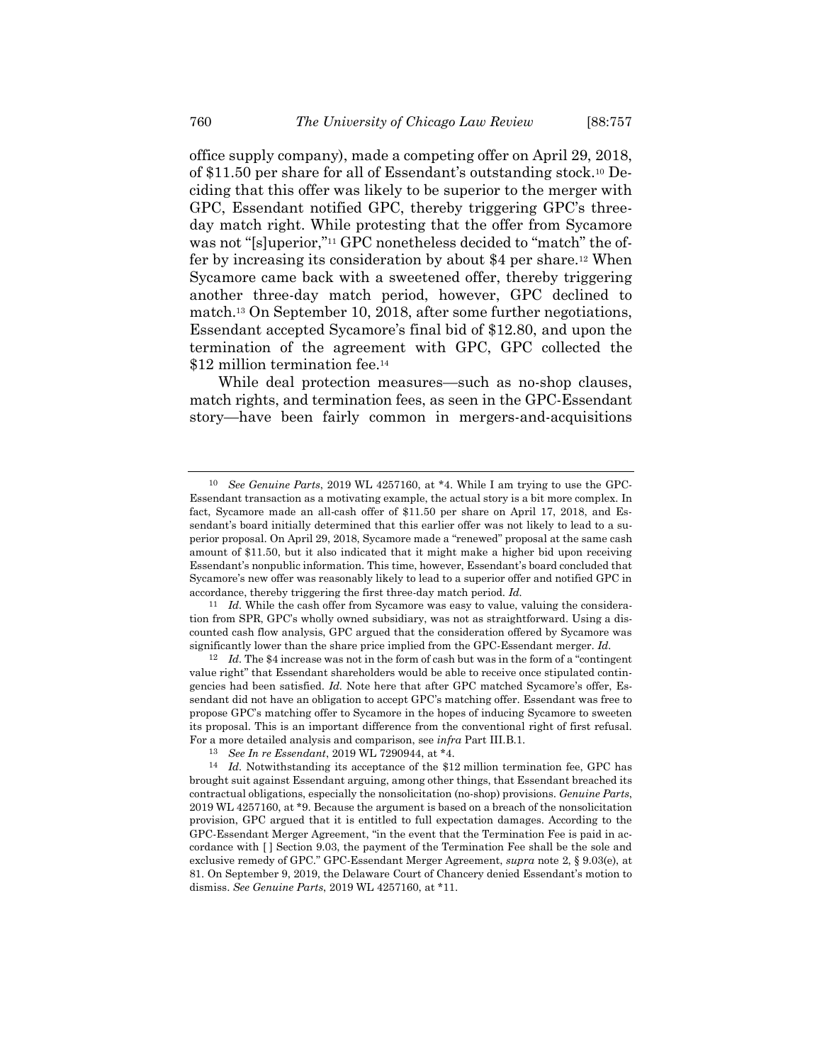office supply company), made a competing offer on April 29, 2018, of $11.50 per share for all of Essendant's outstanding stock.[10] Deciding that this offer was likely to be superior to the merger with GPC, Essendant notified GPC, thereby triggering GPC's three-day match right. While protesting that the offer from Sycamore was not "[s]uperior,"[11] GPC nonetheless decided to "match" the offer by increasing its consideration by about $4 per share.[12] When Sycamore came back with a sweetened offer, thereby triggering another three-day match period, however, GPC declined to match.[13] On September 10, 2018, after some further negotiations, Essendant accepted Sycamore's final bid of $12.80, and upon the termination of the agreement with GPC, GPC collected the $12 million termination fee.[14]

While deal protection measures—such as no-shop clauses, match rights, and termination fees, as seen in the GPC-Essendant story—have been fairly common in mergers-and-acquisitions

---

[10] *See Genuine Parts*, 2019 WL 4257160, at *4. While I am trying to use the GPC-Essendant transaction as a motivating example, the actual story is a bit more complex. In fact, Sycamore made an all-cash offer of $11.50 per share on April 17, 2018, and Essendant's board initially determined that this earlier offer was not likely to lead to a superior proposal. On April 29, 2018, Sycamore made a "renewed" proposal at the same cash amount of $11.50, but it also indicated that it might make a higher bid upon receiving Essendant's nonpublic information. This time, however, Essendant's board concluded that Sycamore's new offer was reasonably likely to lead to a superior offer and notified GPC in accordance, thereby triggering the first three-day match period. *Id.*

[11] *Id.* While the cash offer from Sycamore was easy to value, valuing the consideration from SPR, GPC's wholly owned subsidiary, was not as straightforward. Using a discounted cash flow analysis, GPC argued that the consideration offered by Sycamore was significantly lower than the share price implied from the GPC-Essendant merger. *Id.*

[12] *Id.* The $4 increase was not in the form of cash but was in the form of a "contingent value right" that Essendant shareholders would be able to receive once stipulated contingencies had been satisfied. *Id.* Note here that after GPC matched Sycamore's offer, Essendant did not have an obligation to accept GPC's matching offer. Essendant was free to propose GPC's matching offer to Sycamore in the hopes of inducing Sycamore to sweeten its proposal. This is an important difference from the conventional right of first refusal. For a more detailed analysis and comparison, see *infra* Part III.B.1.

[13] *See In re Essendant*, 2019 WL 7290944, at *4.

[14] *Id.* Notwithstanding its acceptance of the $12 million termination fee, GPC has brought suit against Essendant arguing, among other things, that Essendant breached its contractual obligations, especially the nonsolicitation (no-shop) provisions. *Genuine Parts*, 2019 WL 4257160, at *9. Because the argument is based on a breach of the nonsolicitation provision, GPC argued that it is entitled to full expectation damages. According to the GPC-Essendant Merger Agreement, "in the event that the Termination Fee is paid in accordance with [ ] Section 9.03, the payment of the Termination Fee shall be the sole and exclusive remedy of GPC." GPC-Essendant Merger Agreement, *supra* note 2, § 9.03(e), at 81. On September 9, 2019, the Delaware Court of Chancery denied Essendant's motion to dismiss. *See Genuine Parts*, 2019 WL 4257160, at *11.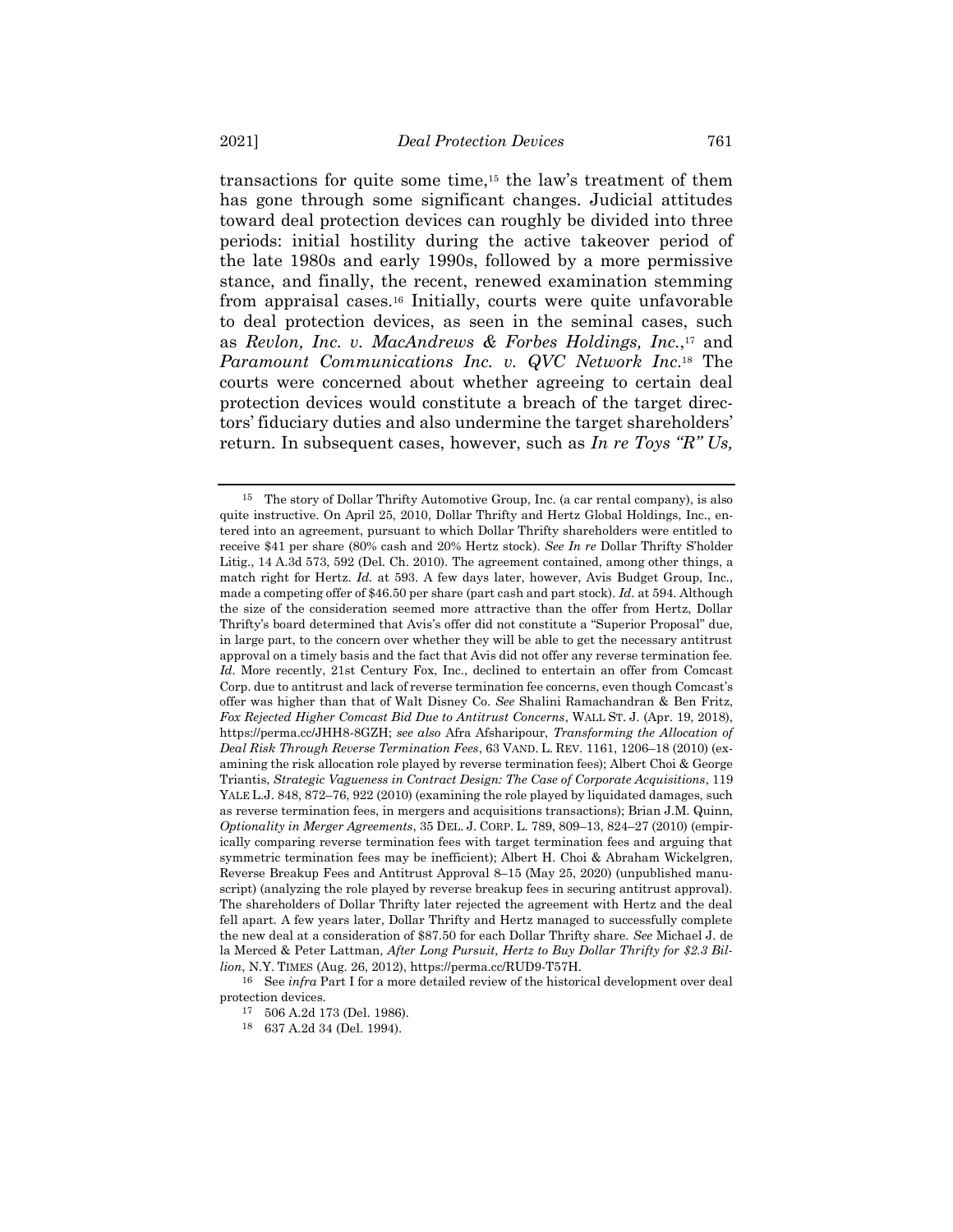transactions for quite some time,[15] the law's treatment of them has gone through some significant changes. Judicial attitudes toward deal protection devices can roughly be divided into three periods: initial hostility during the active takeover period of the late 1980s and early 1990s, followed by a more permissive stance, and finally, the recent, renewed examination stemming from appraisal cases.[16] Initially, courts were quite unfavorable to deal protection devices, as seen in the seminal cases, such as *Revlon, Inc. v. MacAndrews & Forbes Holdings, Inc.*,[17] and *Paramount Communications Inc. v. QVC Network Inc.*[18] The courts were concerned about whether agreeing to certain deal protection devices would constitute a breach of the target directors' fiduciary duties and also undermine the target shareholders' return. In subsequent cases, however, such as *In re Toys "R" Us,*

---

[15] The story of Dollar Thrifty Automotive Group, Inc. (a car rental company), is also quite instructive. On April 25, 2010, Dollar Thrifty and Hertz Global Holdings, Inc., entered into an agreement, pursuant to which Dollar Thrifty shareholders were entitled to receive $41 per share (80% cash and 20% Hertz stock). *See In re* Dollar Thrifty S'holder Litig., 14 A.3d 573, 592 (Del. Ch. 2010). The agreement contained, among other things, a match right for Hertz. *Id.* at 593. A few days later, however, Avis Budget Group, Inc., made a competing offer of $46.50 per share (part cash and part stock). *Id.* at 594. Although the size of the consideration seemed more attractive than the offer from Hertz, Dollar Thrifty's board determined that Avis's offer did not constitute a "Superior Proposal" due, in large part, to the concern over whether they will be able to get the necessary antitrust approval on a timely basis and the fact that Avis did not offer any reverse termination fee. *Id.* More recently, 21st Century Fox, Inc., declined to entertain an offer from Comcast Corp. due to antitrust and lack of reverse termination fee concerns, even though Comcast's offer was higher than that of Walt Disney Co. *See* Shalini Ramachandran & Ben Fritz, *Fox Rejected Higher Comcast Bid Due to Antitrust Concerns*, WALL ST. J. (Apr. 19, 2018), https://perma.cc/JHH8-8GZH; *see also* Afra Afsharipour, *Transforming the Allocation of Deal Risk Through Reverse Termination Fees*, 63 VAND. L. REV. 1161, 1206–18 (2010) (examining the risk allocation role played by reverse termination fees); Albert Choi & George Triantis, *Strategic Vagueness in Contract Design: The Case of Corporate Acquisitions*, 119 YALE L.J. 848, 872–76, 922 (2010) (examining the role played by liquidated damages, such as reverse termination fees, in mergers and acquisitions transactions); Brian J.M. Quinn, *Optionality in Merger Agreements*, 35 DEL. J. CORP. L. 789, 809–13, 824–27 (2010) (empirically comparing reverse termination fees with target termination fees and arguing that symmetric termination fees may be inefficient); Albert H. Choi & Abraham Wickelgren, Reverse Breakup Fees and Antitrust Approval 8–15 (May 25, 2020) (unpublished manuscript) (analyzing the role played by reverse breakup fees in securing antitrust approval). The shareholders of Dollar Thrifty later rejected the agreement with Hertz and the deal fell apart. A few years later, Dollar Thrifty and Hertz managed to successfully complete the new deal at a consideration of $87.50 for each Dollar Thrifty share. *See* Michael J. de la Merced & Peter Lattman, *After Long Pursuit, Hertz to Buy Dollar Thrifty for $2.3 Billion*, N.Y. TIMES (Aug. 26, 2012), https://perma.cc/RUD9-T57H.

[16] See *infra* Part I for a more detailed review of the historical development over deal protection devices.

[17] 506 A.2d 173 (Del. 1986).

[18] 637 A.2d 34 (Del. 1994).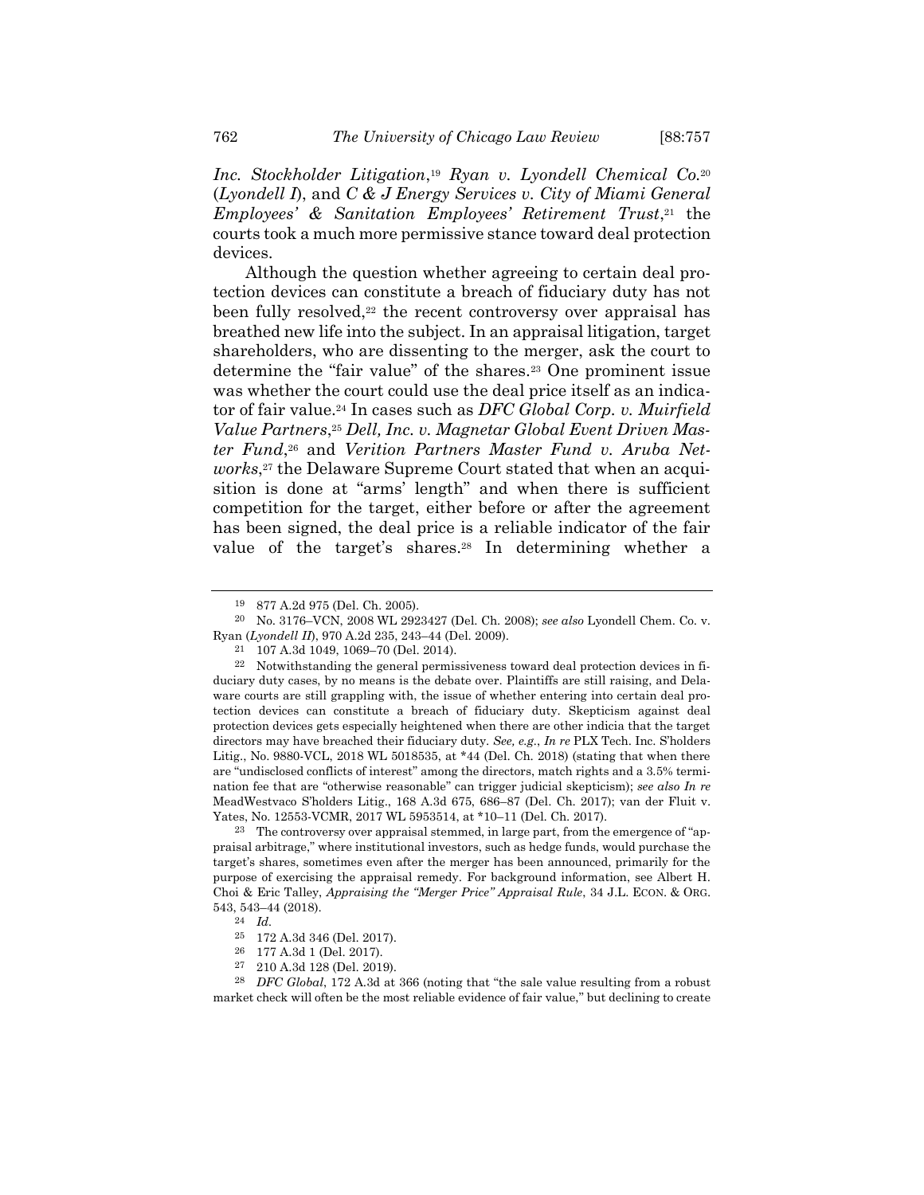*Inc. Stockholder Litigation*,[19] *Ryan v. Lyondell Chemical Co.*[20] (*Lyondell I*), and *C & J Energy Services v. City of Miami General Employees' & Sanitation Employees' Retirement Trust*,[21] the courts took a much more permissive stance toward deal protection devices.

Although the question whether agreeing to certain deal protection devices can constitute a breach of fiduciary duty has not been fully resolved,[22] the recent controversy over appraisal has breathed new life into the subject. In an appraisal litigation, target shareholders, who are dissenting to the merger, ask the court to determine the "fair value" of the shares.[23] One prominent issue was whether the court could use the deal price itself as an indicator of fair value.[24] In cases such as *DFC Global Corp. v. Muirfield Value Partners*,[25] *Dell, Inc. v. Magnetar Global Event Driven Master Fund*,[26] and *Verition Partners Master Fund v. Aruba Networks*,[27] the Delaware Supreme Court stated that when an acquisition is done at "arms' length" and when there is sufficient competition for the target, either before or after the agreement has been signed, the deal price is a reliable indicator of the fair value of the target's shares.[28] In determining whether a

---

[19] 877 A.2d 975 (Del. Ch. 2005).

[20] No. 3176–VCN, 2008 WL 2923427 (Del. Ch. 2008); *see also* Lyondell Chem. Co. v. Ryan (*Lyondell II*), 970 A.2d 235, 243–44 (Del. 2009).

[21] 107 A.3d 1049, 1069–70 (Del. 2014).

[22] Notwithstanding the general permissiveness toward deal protection devices in fiduciary duty cases, by no means is the debate over. Plaintiffs are still raising, and Delaware courts are still grappling with, the issue of whether entering into certain deal protection devices can constitute a breach of fiduciary duty. Skepticism against deal protection devices gets especially heightened when there are other indicia that the target directors may have breached their fiduciary duty. *See, e.g.*, *In re* PLX Tech. Inc. S'holders Litig., No. 9880-VCL, 2018 WL 5018535, at *44 (Del. Ch. 2018) (stating that when there are "undisclosed conflicts of interest" among the directors, match rights and a 3.5% termination fee that are "otherwise reasonable" can trigger judicial skepticism); *see also In re* MeadWestvaco S'holders Litig., 168 A.3d 675, 686–87 (Del. Ch. 2017); van der Fluit v. Yates, No. 12553-VCMR, 2017 WL 5953514, at *10–11 (Del. Ch. 2017).

[23] The controversy over appraisal stemmed, in large part, from the emergence of "appraisal arbitrage," where institutional investors, such as hedge funds, would purchase the target's shares, sometimes even after the merger has been announced, primarily for the purpose of exercising the appraisal remedy. For background information, see Albert H. Choi & Eric Talley, *Appraising the "Merger Price" Appraisal Rule*, 34 J.L. ECON. & ORG. 543, 543–44 (2018).

[24] *Id.*

[25] 172 A.3d 346 (Del. 2017).

[26] 177 A.3d 1 (Del. 2017).

[27] 210 A.3d 128 (Del. 2019).

[28] *DFC Global*, 172 A.3d at 366 (noting that "the sale value resulting from a robust market check will often be the most reliable evidence of fair value," but declining to create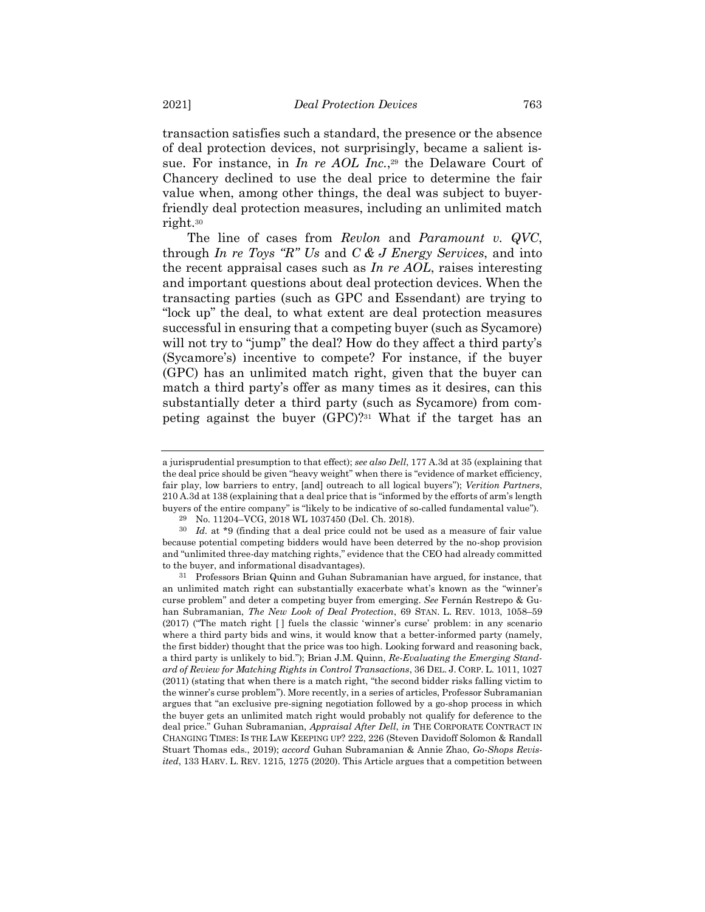transaction satisfies such a standard, the presence or the absence of deal protection devices, not surprisingly, became a salient issue. For instance, in *In re AOL Inc.*,[29] the Delaware Court of Chancery declined to use the deal price to determine the fair value when, among other things, the deal was subject to buyer-friendly deal protection measures, including an unlimited match right.[30]

The line of cases from *Revlon* and *Paramount v. QVC*, through *In re Toys "R" Us* and *C & J Energy Services*, and into the recent appraisal cases such as *In re AOL*, raises interesting and important questions about deal protection devices. When the transacting parties (such as GPC and Essendant) are trying to "lock up" the deal, to what extent are deal protection measures successful in ensuring that a competing buyer (such as Sycamore) will not try to "jump" the deal? How do they affect a third party's (Sycamore's) incentive to compete? For instance, if the buyer (GPC) has an unlimited match right, given that the buyer can match a third party's offer as many times as it desires, can this substantially deter a third party (such as Sycamore) from competing against the buyer (GPC)?[31] What if the target has an

---

a jurisprudential presumption to that effect); *see also Dell*, 177 A.3d at 35 (explaining that the deal price should be given "heavy weight" when there is "evidence of market efficiency, fair play, low barriers to entry, [and] outreach to all logical buyers"); *Verition Partners*, 210 A.3d at 138 (explaining that a deal price that is "informed by the efforts of arm's length buyers of the entire company" is "likely to be indicative of so-called fundamental value").

[29] No. 11204–VCG, 2018 WL 1037450 (Del. Ch. 2018).

[30] *Id.* at *9 (finding that a deal price could not be used as a measure of fair value because potential competing bidders would have been deterred by the no-shop provision and "unlimited three-day matching rights," evidence that the CEO had already committed to the buyer, and informational disadvantages).

[31] Professors Brian Quinn and Guhan Subramanian have argued, for instance, that an unlimited match right can substantially exacerbate what's known as the "winner's curse problem" and deter a competing buyer from emerging. *See* Fernán Restrepo & Guhan Subramanian, *The New Look of Deal Protection*, 69 STAN. L. REV. 1013, 1058–59 (2017) ("The match right [ ] fuels the classic 'winner's curse' problem: in any scenario where a third party bids and wins, it would know that a better-informed party (namely, the first bidder) thought that the price was too high. Looking forward and reasoning back, a third party is unlikely to bid."); Brian J.M. Quinn, *Re-Evaluating the Emerging Standard of Review for Matching Rights in Control Transactions*, 36 DEL. J. CORP. L. 1011, 1027 (2011) (stating that when there is a match right, "the second bidder risks falling victim to the winner's curse problem"). More recently, in a series of articles, Professor Subramanian argues that "an exclusive pre-signing negotiation followed by a go-shop process in which the buyer gets an unlimited match right would probably not qualify for deference to the deal price." Guhan Subramanian, *Appraisal After Dell*, *in* THE CORPORATE CONTRACT IN CHANGING TIMES: IS THE LAW KEEPING UP? 222, 226 (Steven Davidoff Solomon & Randall Stuart Thomas eds., 2019); *accord* Guhan Subramanian & Annie Zhao, *Go-Shops Revisited*, 133 HARV. L. REV. 1215, 1275 (2020). This Article argues that a competition between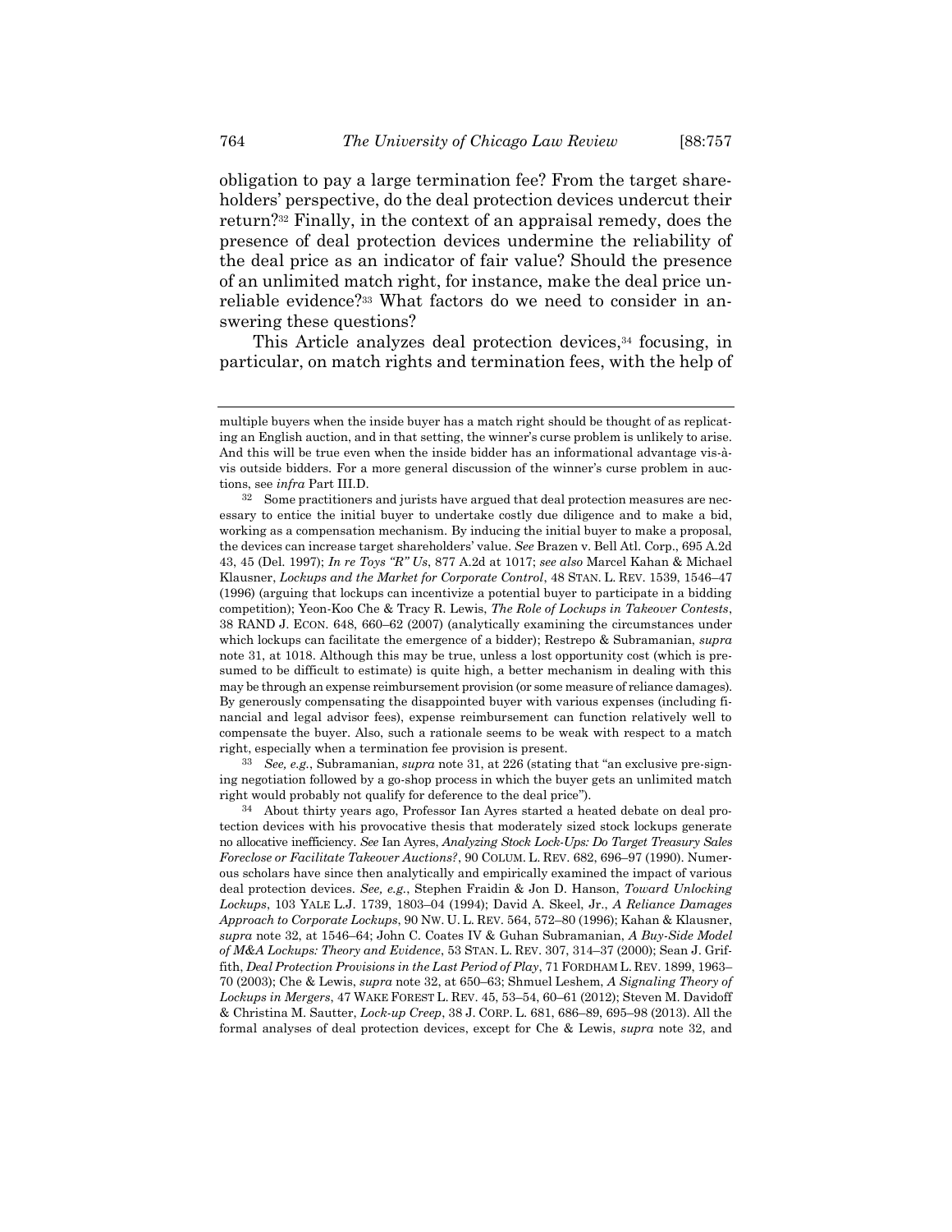obligation to pay a large termination fee? From the target shareholders' perspective, do the deal protection devices undercut their return?[32] Finally, in the context of an appraisal remedy, does the presence of deal protection devices undermine the reliability of the deal price as an indicator of fair value? Should the presence of an unlimited match right, for instance, make the deal price unreliable evidence?[33] What factors do we need to consider in answering these questions?

This Article analyzes deal protection devices,[34] focusing, in particular, on match rights and termination fees, with the help of

---

multiple buyers when the inside buyer has a match right should be thought of as replicating an English auction, and in that setting, the winner's curse problem is unlikely to arise. And this will be true even when the inside bidder has an informational advantage vis-à-vis outside bidders. For a more general discussion of the winner's curse problem in auctions, see *infra* Part III.D.

[32] Some practitioners and jurists have argued that deal protection measures are necessary to entice the initial buyer to undertake costly due diligence and to make a bid, working as a compensation mechanism. By inducing the initial buyer to make a proposal, the devices can increase target shareholders' value. *See* Brazen v. Bell Atl. Corp., 695 A.2d 43, 45 (Del. 1997); *In re Toys "R" Us*, 877 A.2d at 1017; *see also* Marcel Kahan & Michael Klausner, *Lockups and the Market for Corporate Control*, 48 STAN. L. REV. 1539, 1546–47 (1996) (arguing that lockups can incentivize a potential buyer to participate in a bidding competition); Yeon-Koo Che & Tracy R. Lewis, *The Role of Lockups in Takeover Contests*, 38 RAND J. ECON. 648, 660–62 (2007) (analytically examining the circumstances under which lockups can facilitate the emergence of a bidder); Restrepo & Subramanian, *supra* note 31, at 1018. Although this may be true, unless a lost opportunity cost (which is presumed to be difficult to estimate) is quite high, a better mechanism in dealing with this may be through an expense reimbursement provision (or some measure of reliance damages). By generously compensating the disappointed buyer with various expenses (including financial and legal advisor fees), expense reimbursement can function relatively well to compensate the buyer. Also, such a rationale seems to be weak with respect to a match right, especially when a termination fee provision is present.

[33] *See, e.g.*, Subramanian, *supra* note 31, at 226 (stating that "an exclusive pre-signing negotiation followed by a go-shop process in which the buyer gets an unlimited match right would probably not qualify for deference to the deal price").

[34] About thirty years ago, Professor Ian Ayres started a heated debate on deal protection devices with his provocative thesis that moderately sized stock lockups generate no allocative inefficiency. *See* Ian Ayres, *Analyzing Stock Lock-Ups: Do Target Treasury Sales Foreclose or Facilitate Takeover Auctions?*, 90 COLUM. L. REV. 682, 696–97 (1990). Numerous scholars have since then analytically and empirically examined the impact of various deal protection devices. *See, e.g.*, Stephen Fraidin & Jon D. Hanson, *Toward Unlocking Lockups*, 103 YALE L.J. 1739, 1803–04 (1994); David A. Skeel, Jr., *A Reliance Damages Approach to Corporate Lockups*, 90 NW. U. L. REV. 564, 572–80 (1996); Kahan & Klausner, *supra* note 32, at 1546–64; John C. Coates IV & Guhan Subramanian, *A Buy-Side Model of M&A Lockups: Theory and Evidence*, 53 STAN. L. REV. 307, 314–37 (2000); Sean J. Griffith, *Deal Protection Provisions in the Last Period of Play*, 71 FORDHAM L. REV. 1899, 1963–70 (2003); Che & Lewis, *supra* note 32, at 650–63; Shmuel Leshem, *A Signaling Theory of Lockups in Mergers*, 47 WAKE FOREST L. REV. 45, 53–54, 60–61 (2012); Steven M. Davidoff & Christina M. Sautter, *Lock-up Creep*, 38 J. CORP. L. 681, 686–89, 695–98 (2013). All the formal analyses of deal protection devices, except for Che & Lewis, *supra* note 32, and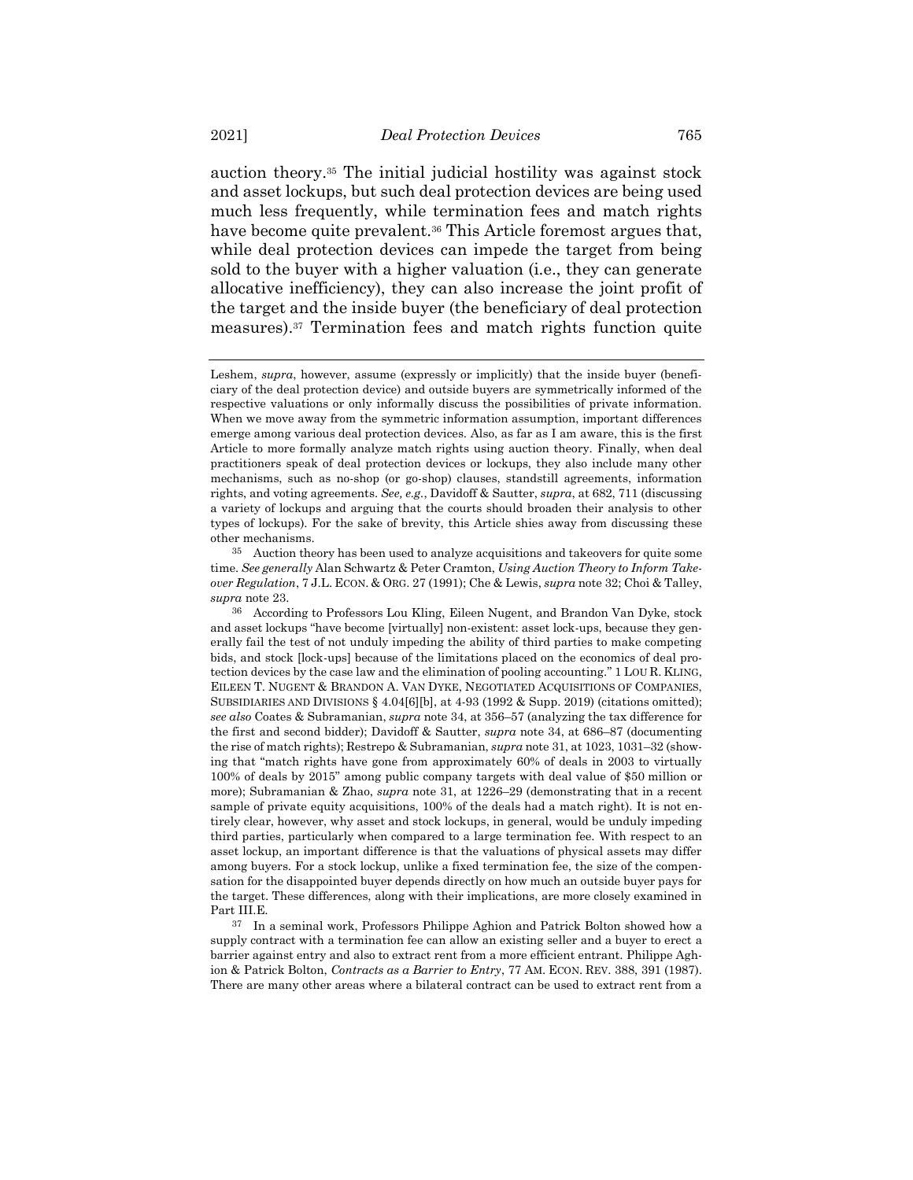auction theory.[35] The initial judicial hostility was against stock and asset lockups, but such deal protection devices are being used much less frequently, while termination fees and match rights have become quite prevalent.[36] This Article foremost argues that, while deal protection devices can impede the target from being sold to the buyer with a higher valuation (i.e., they can generate allocative inefficiency), they can also increase the joint profit of the target and the inside buyer (the beneficiary of deal protection measures).[37] Termination fees and match rights function quite

---

Leshem, *supra*, however, assume (expressly or implicitly) that the inside buyer (beneficiary of the deal protection device) and outside buyers are symmetrically informed of the respective valuations or only informally discuss the possibilities of private information. When we move away from the symmetric information assumption, important differences emerge among various deal protection devices. Also, as far as I am aware, this is the first Article to more formally analyze match rights using auction theory. Finally, when deal practitioners speak of deal protection devices or lockups, they also include many other mechanisms, such as no-shop (or go-shop) clauses, standstill agreements, information rights, and voting agreements. *See, e.g.*, Davidoff & Sautter, *supra*, at 682, 711 (discussing a variety of lockups and arguing that the courts should broaden their analysis to other types of lockups). For the sake of brevity, this Article shies away from discussing these other mechanisms.

[35] Auction theory has been used to analyze acquisitions and takeovers for quite some time. *See generally* Alan Schwartz & Peter Cramton, *Using Auction Theory to Inform Takeover Regulation*, 7 J.L. ECON. & ORG. 27 (1991); Che & Lewis, *supra* note 32; Choi & Talley, *supra* note 23.

[36] According to Professors Lou Kling, Eileen Nugent, and Brandon Van Dyke, stock and asset lockups "have become [virtually] non-existent: asset lock-ups, because they generally fail the test of not unduly impeding the ability of third parties to make competing bids, and stock [lock-ups] because of the limitations placed on the economics of deal protection devices by the case law and the elimination of pooling accounting." 1 LOU R. KLING, EILEEN T. NUGENT & BRANDON A. VAN DYKE, NEGOTIATED ACQUISITIONS OF COMPANIES, SUBSIDIARIES AND DIVISIONS § 4.04[6][b], at 4-93 (1992 & Supp. 2019) (citations omitted); *see also* Coates & Subramanian, *supra* note 34, at 356–57 (analyzing the tax difference for the first and second bidder); Davidoff & Sautter, *supra* note 34, at 686–87 (documenting the rise of match rights); Restrepo & Subramanian, *supra* note 31, at 1023, 1031–32 (showing that "match rights have gone from approximately 60% of deals in 2003 to virtually 100% of deals by 2015" among public company targets with deal value of $50 million or more); Subramanian & Zhao, *supra* note 31, at 1226–29 (demonstrating that in a recent sample of private equity acquisitions, 100% of the deals had a match right). It is not entirely clear, however, why asset and stock lockups, in general, would be unduly impeding third parties, particularly when compared to a large termination fee. With respect to an asset lockup, an important difference is that the valuations of physical assets may differ among buyers. For a stock lockup, unlike a fixed termination fee, the size of the compensation for the disappointed buyer depends directly on how much an outside buyer pays for the target. These differences, along with their implications, are more closely examined in Part III.E.

[37] In a seminal work, Professors Philippe Aghion and Patrick Bolton showed how a supply contract with a termination fee can allow an existing seller and a buyer to erect a barrier against entry and also to extract rent from a more efficient entrant. Philippe Aghion & Patrick Bolton, *Contracts as a Barrier to Entry*, 77 AM. ECON. REV. 388, 391 (1987). There are many other areas where a bilateral contract can be used to extract rent from a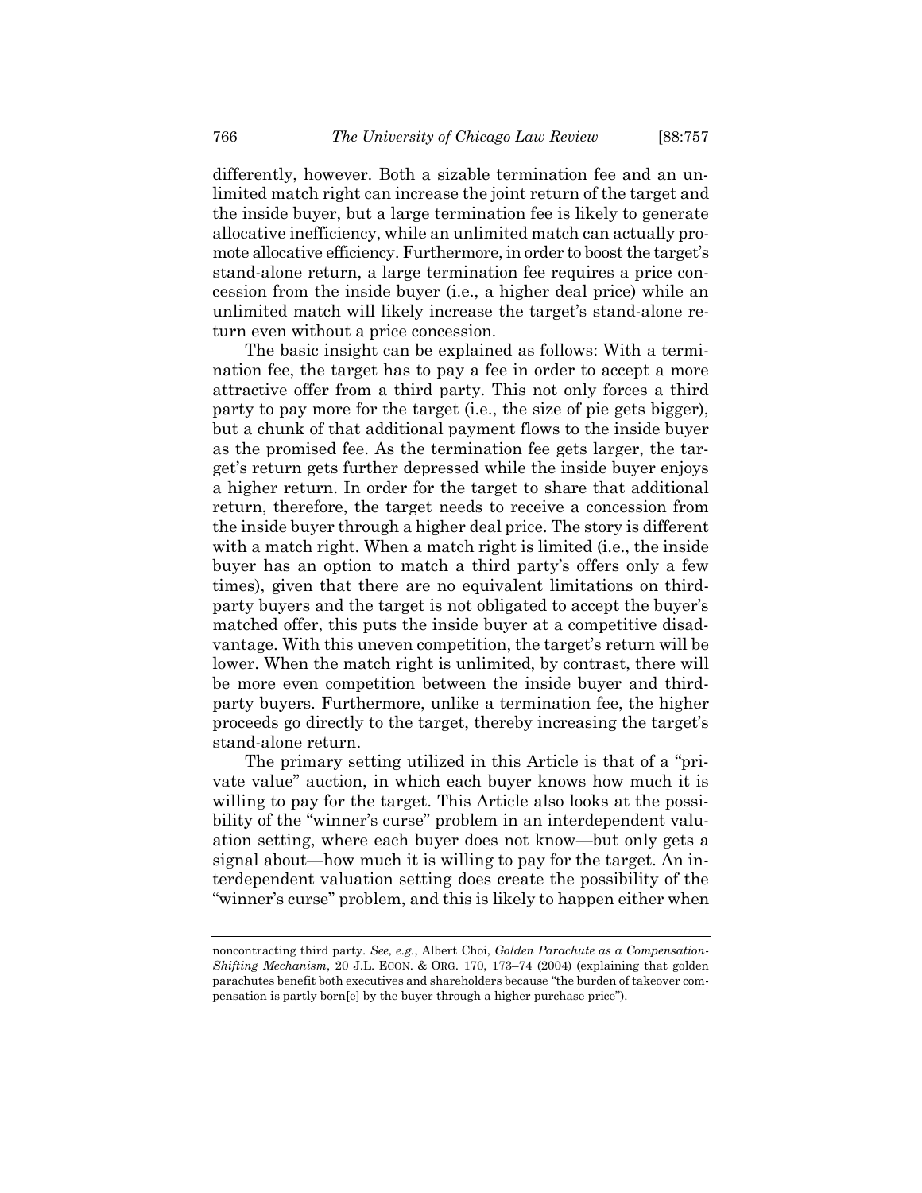differently, however. Both a sizable termination fee and an unlimited match right can increase the joint return of the target and the inside buyer, but a large termination fee is likely to generate allocative inefficiency, while an unlimited match can actually promote allocative efficiency. Furthermore, in order to boost the target's stand-alone return, a large termination fee requires a price concession from the inside buyer (i.e., a higher deal price) while an unlimited match will likely increase the target's stand-alone return even without a price concession.

The basic insight can be explained as follows: With a termination fee, the target has to pay a fee in order to accept a more attractive offer from a third party. This not only forces a third party to pay more for the target (i.e., the size of pie gets bigger), but a chunk of that additional payment flows to the inside buyer as the promised fee. As the termination fee gets larger, the target's return gets further depressed while the inside buyer enjoys a higher return. In order for the target to share that additional return, therefore, the target needs to receive a concession from the inside buyer through a higher deal price. The story is different with a match right. When a match right is limited (i.e., the inside buyer has an option to match a third party's offers only a few times), given that there are no equivalent limitations on third-party buyers and the target is not obligated to accept the buyer's matched offer, this puts the inside buyer at a competitive disadvantage. With this uneven competition, the target's return will be lower. When the match right is unlimited, by contrast, there will be more even competition between the inside buyer and third-party buyers. Furthermore, unlike a termination fee, the higher proceeds go directly to the target, thereby increasing the target's stand-alone return.

The primary setting utilized in this Article is that of a "private value" auction, in which each buyer knows how much it is willing to pay for the target. This Article also looks at the possibility of the "winner's curse" problem in an interdependent valuation setting, where each buyer does not know—but only gets a signal about—how much it is willing to pay for the target. An interdependent valuation setting does create the possibility of the "winner's curse" problem, and this is likely to happen either when

---

noncontracting third party. *See, e.g.*, Albert Choi, *Golden Parachute as a Compensation-Shifting Mechanism*, 20 J.L. ECON. & ORG. 170, 173–74 (2004) (explaining that golden parachutes benefit both executives and shareholders because "the burden of takeover compensation is partly born[e] by the buyer through a higher purchase price").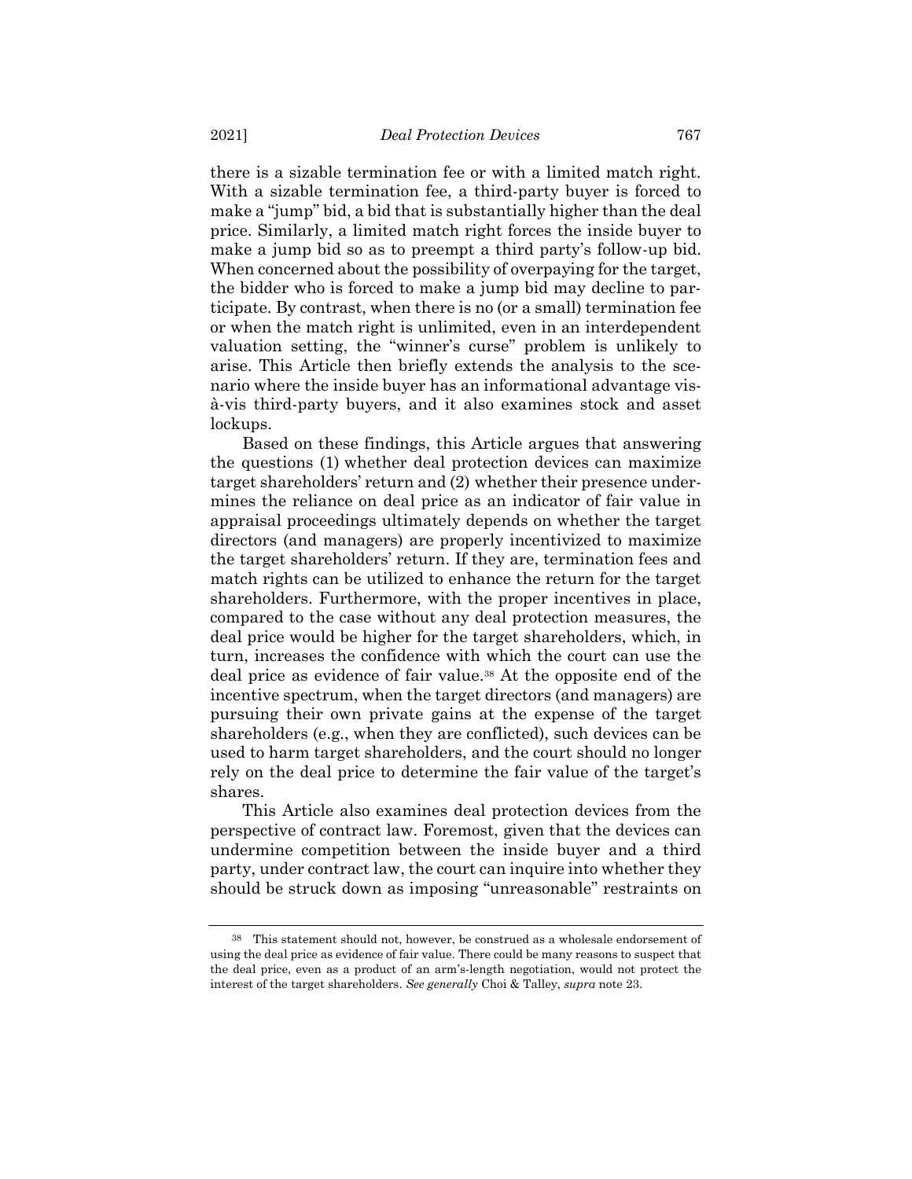there is a sizable termination fee or with a limited match right. With a sizable termination fee, a third-party buyer is forced to make a "jump" bid, a bid that is substantially higher than the deal price. Similarly, a limited match right forces the inside buyer to make a jump bid so as to preempt a third party's follow-up bid. When concerned about the possibility of overpaying for the target, the bidder who is forced to make a jump bid may decline to participate. By contrast, when there is no (or a small) termination fee or when the match right is unlimited, even in an interdependent valuation setting, the "winner's curse" problem is unlikely to arise. This Article then briefly extends the analysis to the scenario where the inside buyer has an informational advantage vis-à-vis third-party buyers, and it also examines stock and asset lockups.

Based on these findings, this Article argues that answering the questions (1) whether deal protection devices can maximize target shareholders' return and (2) whether their presence undermines the reliance on deal price as an indicator of fair value in appraisal proceedings ultimately depends on whether the target directors (and managers) are properly incentivized to maximize the target shareholders' return. If they are, termination fees and match rights can be utilized to enhance the return for the target shareholders. Furthermore, with the proper incentives in place, compared to the case without any deal protection measures, the deal price would be higher for the target shareholders, which, in turn, increases the confidence with which the court can use the deal price as evidence of fair value.[38] At the opposite end of the incentive spectrum, when the target directors (and managers) are pursuing their own private gains at the expense of the target shareholders (e.g., when they are conflicted), such devices can be used to harm target shareholders, and the court should no longer rely on the deal price to determine the fair value of the target's shares.

This Article also examines deal protection devices from the perspective of contract law. Foremost, given that the devices can undermine competition between the inside buyer and a third party, under contract law, the court can inquire into whether they should be struck down as imposing "unreasonable" restraints on

---

[38] This statement should not, however, be construed as a wholesale endorsement of using the deal price as evidence of fair value. There could be many reasons to suspect that the deal price, even as a product of an arm's-length negotiation, would not protect the interest of the target shareholders. *See generally* Choi & Talley, *supra* note 23.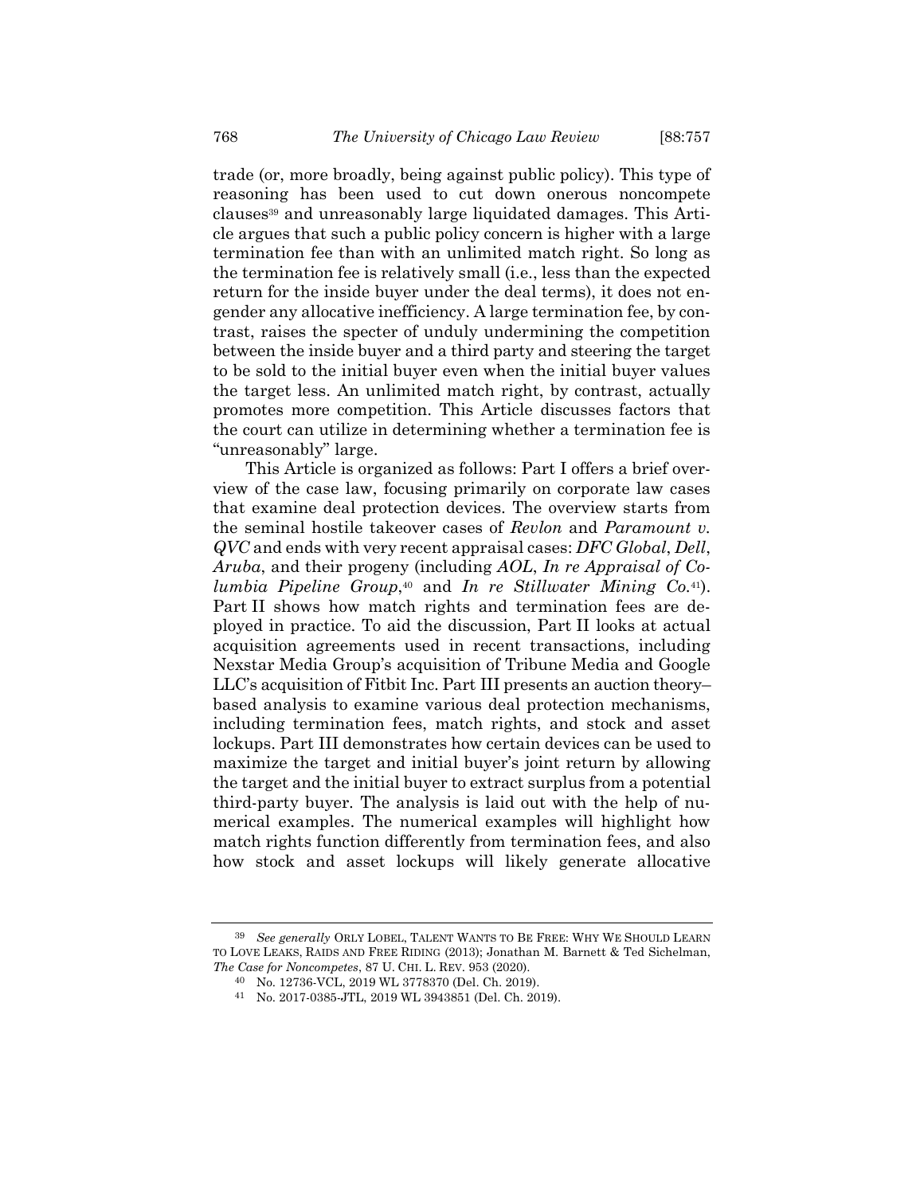trade (or, more broadly, being against public policy). This type of reasoning has been used to cut down onerous noncompete clauses[39] and unreasonably large liquidated damages. This Article argues that such a public policy concern is higher with a large termination fee than with an unlimited match right. So long as the termination fee is relatively small (i.e., less than the expected return for the inside buyer under the deal terms), it does not engender any allocative inefficiency. A large termination fee, by contrast, raises the specter of unduly undermining the competition between the inside buyer and a third party and steering the target to be sold to the initial buyer even when the initial buyer values the target less. An unlimited match right, by contrast, actually promotes more competition. This Article discusses factors that the court can utilize in determining whether a termination fee is "unreasonably" large.

This Article is organized as follows: Part I offers a brief overview of the case law, focusing primarily on corporate law cases that examine deal protection devices. The overview starts from the seminal hostile takeover cases of *Revlon* and *Paramount v. QVC* and ends with very recent appraisal cases: *DFC Global*, *Dell*, *Aruba*, and their progeny (including *AOL*, *In re Appraisal of Columbia Pipeline Group*,[40] and *In re Stillwater Mining Co.*[41]). Part II shows how match rights and termination fees are deployed in practice. To aid the discussion, Part II looks at actual acquisition agreements used in recent transactions, including Nexstar Media Group's acquisition of Tribune Media and Google LLC's acquisition of Fitbit Inc. Part III presents an auction theory–based analysis to examine various deal protection mechanisms, including termination fees, match rights, and stock and asset lockups. Part III demonstrates how certain devices can be used to maximize the target and initial buyer's joint return by allowing the target and the initial buyer to extract surplus from a potential third-party buyer. The analysis is laid out with the help of numerical examples. The numerical examples will highlight how match rights function differently from termination fees, and also how stock and asset lockups will likely generate allocative

---

[39] *See generally* ORLY LOBEL, TALENT WANTS TO BE FREE: WHY WE SHOULD LEARN TO LOVE LEAKS, RAIDS AND FREE RIDING (2013); Jonathan M. Barnett & Ted Sichelman, *The Case for Noncompetes*, 87 U. CHI. L. REV. 953 (2020).

[40] No. 12736-VCL, 2019 WL 3778370 (Del. Ch. 2019).

[41] No. 2017-0385-JTL, 2019 WL 3943851 (Del. Ch. 2019).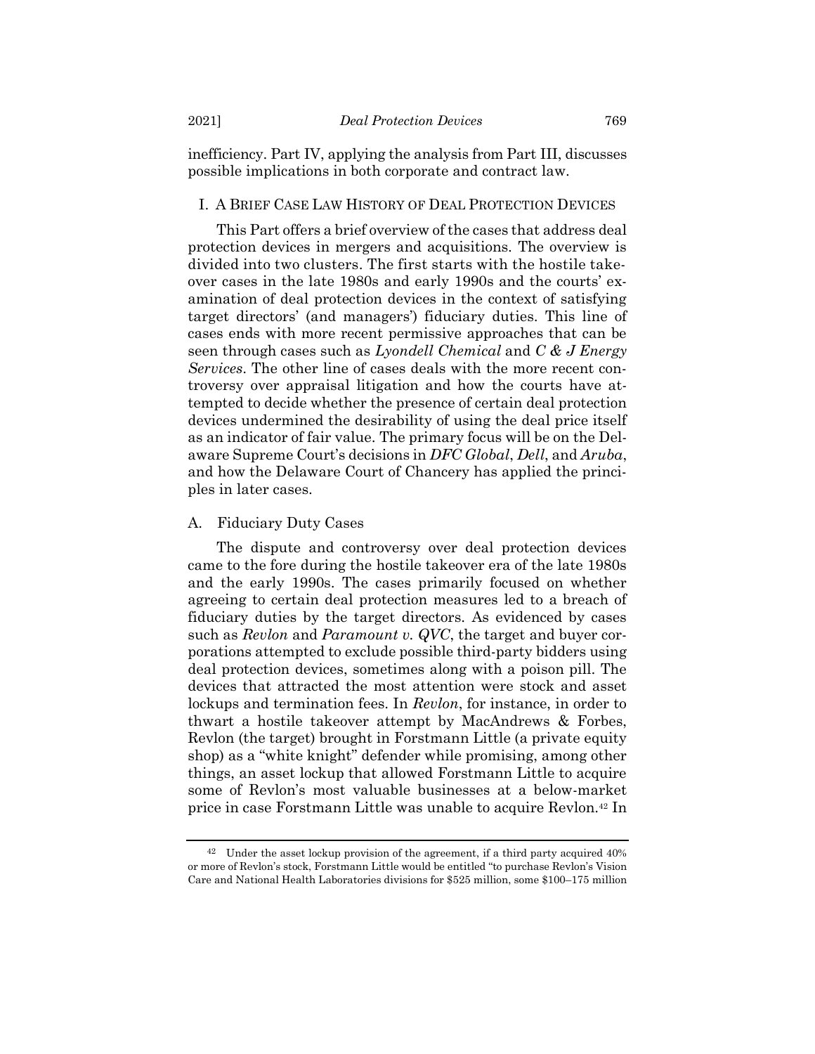inefficiency. Part IV, applying the analysis from Part III, discusses possible implications in both corporate and contract law.

## I. A Brief Case Law History of Deal Protection Devices

This Part offers a brief overview of the cases that address deal protection devices in mergers and acquisitions. The overview is divided into two clusters. The first starts with the hostile takeover cases in the late 1980s and early 1990s and the courts' examination of deal protection devices in the context of satisfying target directors' (and managers') fiduciary duties. This line of cases ends with more recent permissive approaches that can be seen through cases such as *Lyondell Chemical* and *C & J Energy Services*. The other line of cases deals with the more recent controversy over appraisal litigation and how the courts have attempted to decide whether the presence of certain deal protection devices undermined the desirability of using the deal price itself as an indicator of fair value. The primary focus will be on the Delaware Supreme Court's decisions in *DFC Global*, *Dell*, and *Aruba*, and how the Delaware Court of Chancery has applied the principles in later cases.

### A. Fiduciary Duty Cases

The dispute and controversy over deal protection devices came to the fore during the hostile takeover era of the late 1980s and the early 1990s. The cases primarily focused on whether agreeing to certain deal protection measures led to a breach of fiduciary duties by the target directors. As evidenced by cases such as *Revlon* and *Paramount v. QVC*, the target and buyer corporations attempted to exclude possible third-party bidders using deal protection devices, sometimes along with a poison pill. The devices that attracted the most attention were stock and asset lockups and termination fees. In *Revlon*, for instance, in order to thwart a hostile takeover attempt by MacAndrews & Forbes, Revlon (the target) brought in Forstmann Little (a private equity shop) as a "white knight" defender while promising, among other things, an asset lockup that allowed Forstmann Little to acquire some of Revlon's most valuable businesses at a below-market price in case Forstmann Little was unable to acquire Revlon.[42] In

[42] Under the asset lockup provision of the agreement, if a third party acquired 40% or more of Revlon's stock, Forstmann Little would be entitled "to purchase Revlon's Vision Care and National Health Laboratories divisions for $525 million, some $100–175 million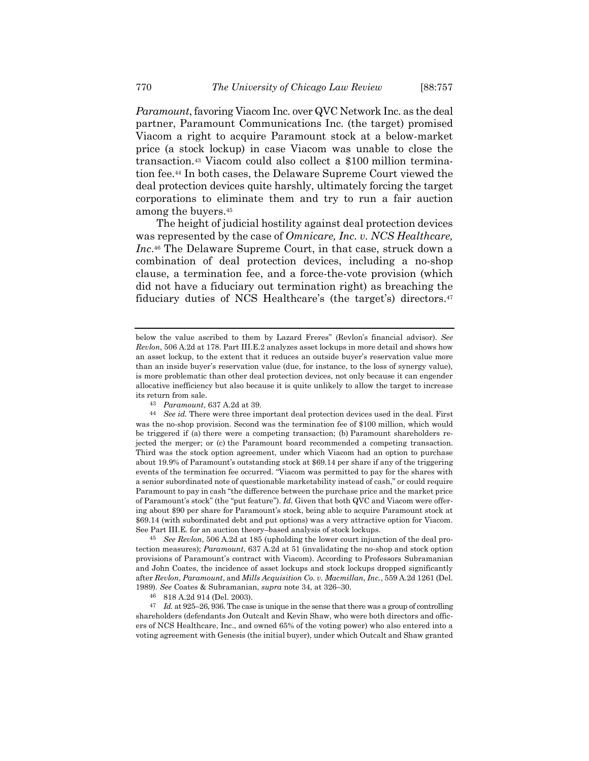*Paramount*, favoring Viacom Inc. over QVC Network Inc. as the deal partner, Paramount Communications Inc. (the target) promised Viacom a right to acquire Paramount stock at a below-market price (a stock lockup) in case Viacom was unable to close the transaction.[43] Viacom could also collect a $100 million termination fee.[44] In both cases, the Delaware Supreme Court viewed the deal protection devices quite harshly, ultimately forcing the target corporations to eliminate them and try to run a fair auction among the buyers.[45]

The height of judicial hostility against deal protection devices was represented by the case of *Omnicare, Inc. v. NCS Healthcare, Inc*.[46] The Delaware Supreme Court, in that case, struck down a combination of deal protection devices, including a no-shop clause, a termination fee, and a force-the-vote provision (which did not have a fiduciary out termination right) as breaching the fiduciary duties of NCS Healthcare's (the target's) directors.[47]

---

below the value ascribed to them by Lazard Freres" (Revlon's financial advisor). *See Revlon*, 506 A.2d at 178. Part III.E.2 analyzes asset lockups in more detail and shows how an asset lockup, to the extent that it reduces an outside buyer's reservation value more than an inside buyer's reservation value (due, for instance, to the loss of synergy value), is more problematic than other deal protection devices, not only because it can engender allocative inefficiency but also because it is quite unlikely to allow the target to increase its return from sale.

[43] *Paramount*, 637 A.2d at 39.

[44] *See id.* There were three important deal protection devices used in the deal. First was the no-shop provision. Second was the termination fee of $100 million, which would be triggered if (a) there were a competing transaction; (b) Paramount shareholders rejected the merger; or (c) the Paramount board recommended a competing transaction. Third was the stock option agreement, under which Viacom had an option to purchase about 19.9% of Paramount's outstanding stock at $69.14 per share if any of the triggering events of the termination fee occurred. "Viacom was permitted to pay for the shares with a senior subordinated note of questionable marketability instead of cash," or could require Paramount to pay in cash "the difference between the purchase price and the market price of Paramount's stock" (the "put feature"). *Id.* Given that both QVC and Viacom were offering about $90 per share for Paramount's stock, being able to acquire Paramount stock at $69.14 (with subordinated debt and put options) was a very attractive option for Viacom. See Part III.E. for an auction theory–based analysis of stock lockups.

[45] *See Revlon*, 506 A.2d at 185 (upholding the lower court injunction of the deal protection measures); *Paramount*, 637 A.2d at 51 (invalidating the no-shop and stock option provisions of Paramount's contract with Viacom). According to Professors Subramanian and John Coates, the incidence of asset lockups and stock lockups dropped significantly after *Revlon*, *Paramount*, and *Mills Acquisition Co. v. Macmillan, Inc.*, 559 A.2d 1261 (Del. 1989). *See* Coates & Subramanian, *supra* note 34, at 326–30.

[46] 818 A.2d 914 (Del. 2003).

[47] *Id.* at 925–26, 936. The case is unique in the sense that there was a group of controlling shareholders (defendants Jon Outcalt and Kevin Shaw, who were both directors and officers of NCS Healthcare, Inc., and owned 65% of the voting power) who also entered into a voting agreement with Genesis (the initial buyer), under which Outcalt and Shaw granted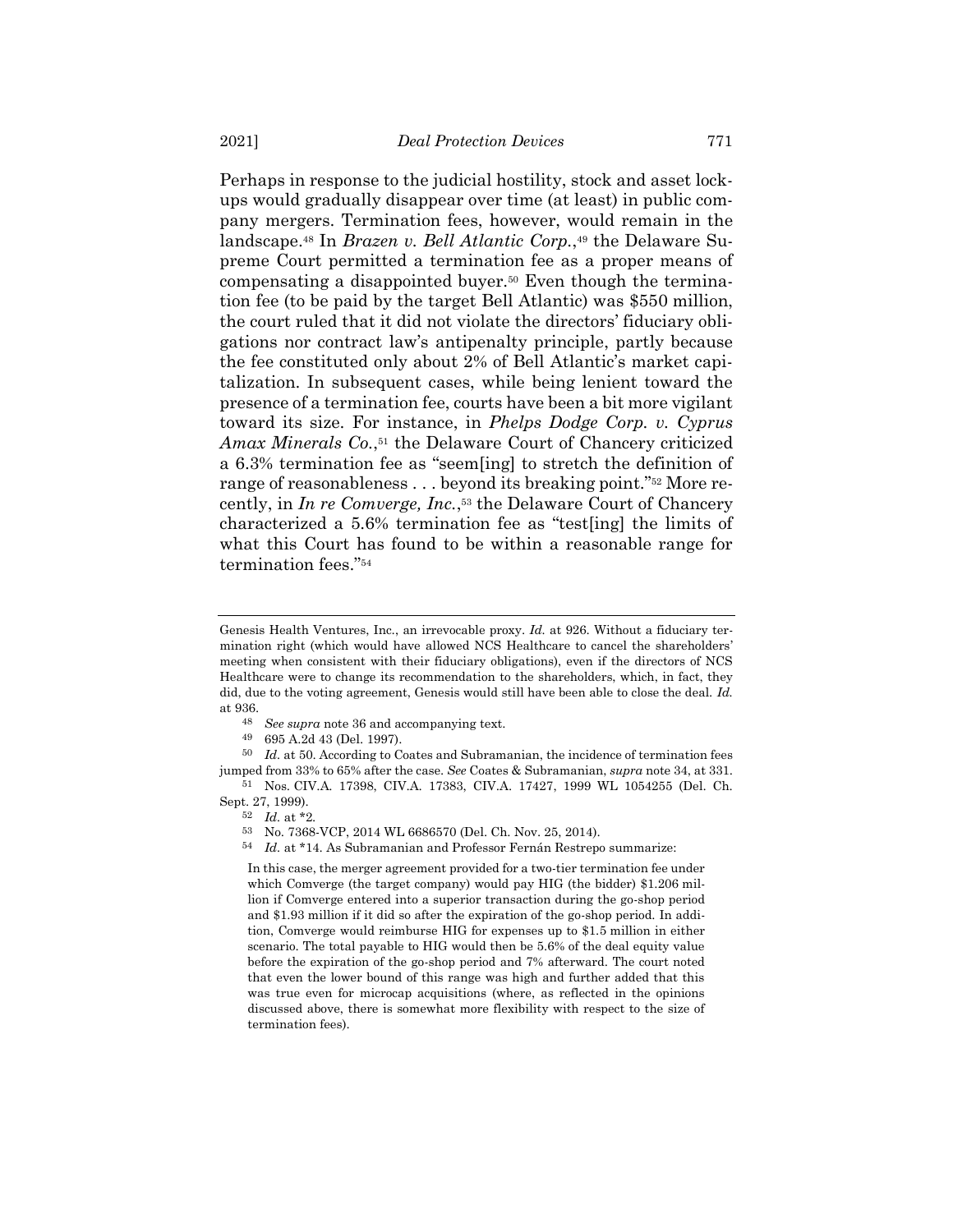Perhaps in response to the judicial hostility, stock and asset lockups would gradually disappear over time (at least) in public company mergers. Termination fees, however, would remain in the landscape.[48] In *Brazen v. Bell Atlantic Corp.*,[49] the Delaware Supreme Court permitted a termination fee as a proper means of compensating a disappointed buyer.[50] Even though the termination fee (to be paid by the target Bell Atlantic) was $550 million, the court ruled that it did not violate the directors' fiduciary obligations nor contract law's antipenalty principle, partly because the fee constituted only about 2% of Bell Atlantic's market capitalization. In subsequent cases, while being lenient toward the presence of a termination fee, courts have been a bit more vigilant toward its size. For instance, in *Phelps Dodge Corp. v. Cyprus Amax Minerals Co.*,[51] the Delaware Court of Chancery criticized a 6.3% termination fee as "seem[ing] to stretch the definition of range of reasonableness . . . beyond its breaking point."[52] More recently, in *In re Comverge, Inc.*,[53] the Delaware Court of Chancery characterized a 5.6% termination fee as "test[ing] the limits of what this Court has found to be within a reasonable range for termination fees."[54]

---

Genesis Health Ventures, Inc., an irrevocable proxy. *Id.* at 926. Without a fiduciary termination right (which would have allowed NCS Healthcare to cancel the shareholders' meeting when consistent with their fiduciary obligations), even if the directors of NCS Healthcare were to change its recommendation to the shareholders, which, in fact, they did, due to the voting agreement, Genesis would still have been able to close the deal. *Id.* at 936.

[48] *See supra* note 36 and accompanying text.

[49] 695 A.2d 43 (Del. 1997).

[50] *Id.* at 50. According to Coates and Subramanian, the incidence of termination fees jumped from 33% to 65% after the case. *See* Coates & Subramanian, *supra* note 34, at 331.

[51] Nos. CIV.A. 17398, CIV.A. 17383, CIV.A. 17427, 1999 WL 1054255 (Del. Ch. Sept. 27, 1999).

[52] *Id.* at *2.

[53] No. 7368-VCP, 2014 WL 6686570 (Del. Ch. Nov. 25, 2014).

[54] *Id.* at *14. As Subramanian and Professor Fernán Restrepo summarize:

> In this case, the merger agreement provided for a two-tier termination fee under which Comverge (the target company) would pay HIG (the bidder) $1.206 million if Comverge entered into a superior transaction during the go-shop period and $1.93 million if it did so after the expiration of the go-shop period. In addition, Comverge would reimburse HIG for expenses up to $1.5 million in either scenario. The total payable to HIG would then be 5.6% of the deal equity value before the expiration of the go-shop period and 7% afterward. The court noted that even the lower bound of this range was high and further added that this was true even for microcap acquisitions (where, as reflected in the opinions discussed above, there is somewhat more flexibility with respect to the size of termination fees).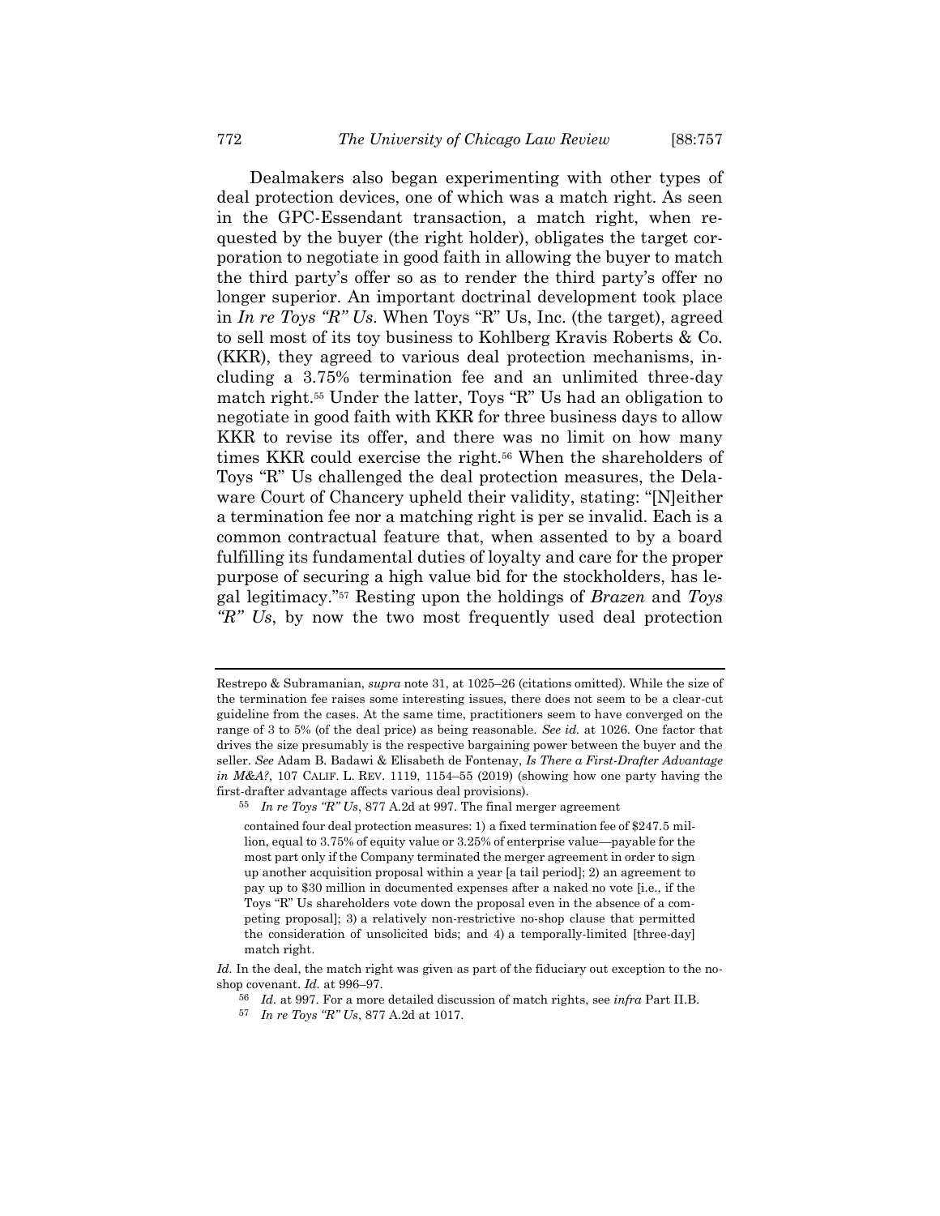Dealmakers also began experimenting with other types of deal protection devices, one of which was a match right. As seen in the GPC-Essendant transaction, a match right, when requested by the buyer (the right holder), obligates the target corporation to negotiate in good faith in allowing the buyer to match the third party's offer so as to render the third party's offer no longer superior. An important doctrinal development took place in *In re Toys "R" Us*. When Toys "R" Us, Inc. (the target), agreed to sell most of its toy business to Kohlberg Kravis Roberts & Co. (KKR), they agreed to various deal protection mechanisms, including a 3.75% termination fee and an unlimited three-day match right.[55] Under the latter, Toys "R" Us had an obligation to negotiate in good faith with KKR for three business days to allow KKR to revise its offer, and there was no limit on how many times KKR could exercise the right.[56] When the shareholders of Toys "R" Us challenged the deal protection measures, the Delaware Court of Chancery upheld their validity, stating: "[N]either a termination fee nor a matching right is per se invalid. Each is a common contractual feature that, when assented to by a board fulfilling its fundamental duties of loyalty and care for the proper purpose of securing a high value bid for the stockholders, has legal legitimacy."[57] Resting upon the holdings of *Brazen* and *Toys "R" Us*, by now the two most frequently used deal protection

---

Restrepo & Subramanian, *supra* note 31, at 1025–26 (citations omitted). While the size of the termination fee raises some interesting issues, there does not seem to be a clear-cut guideline from the cases. At the same time, practitioners seem to have converged on the range of 3 to 5% (of the deal price) as being reasonable. *See id.* at 1026. One factor that drives the size presumably is the respective bargaining power between the buyer and the seller. *See* Adam B. Badawi & Elisabeth de Fontenay, *Is There a First-Drafter Advantage in M&A?*, 107 CALIF. L. REV. 1119, 1154–55 (2019) (showing how one party having the first-drafter advantage affects various deal provisions).

[55] *In re Toys "R" Us*, 877 A.2d at 997. The final merger agreement

> contained four deal protection measures: 1) a fixed termination fee of $247.5 million, equal to 3.75% of equity value or 3.25% of enterprise value—payable for the most part only if the Company terminated the merger agreement in order to sign up another acquisition proposal within a year [a tail period]; 2) an agreement to pay up to $30 million in documented expenses after a naked no vote [i.e., if the Toys "R" Us shareholders vote down the proposal even in the absence of a competing proposal]; 3) a relatively non-restrictive no-shop clause that permitted the consideration of unsolicited bids; and 4) a temporally-limited [three-day] match right.

*Id.* In the deal, the match right was given as part of the fiduciary out exception to the no-shop covenant. *Id.* at 996–97.

[56] *Id.* at 997. For a more detailed discussion of match rights, see *infra* Part II.B.

[57] *In re Toys "R" Us*, 877 A.2d at 1017.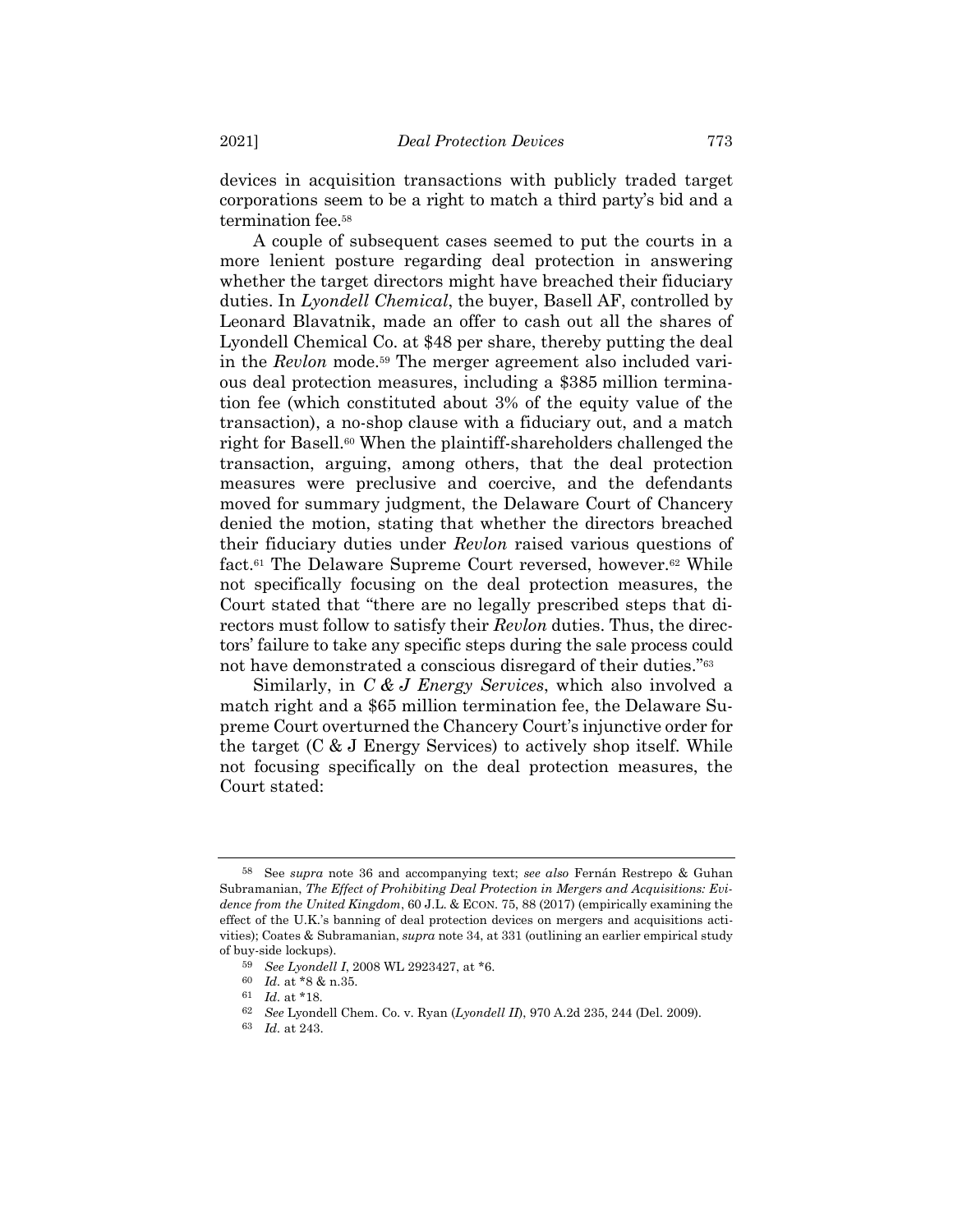devices in acquisition transactions with publicly traded target corporations seem to be a right to match a third party's bid and a termination fee.[58]

A couple of subsequent cases seemed to put the courts in a more lenient posture regarding deal protection in answering whether the target directors might have breached their fiduciary duties. In *Lyondell Chemical*, the buyer, Basell AF, controlled by Leonard Blavatnik, made an offer to cash out all the shares of Lyondell Chemical Co. at $48 per share, thereby putting the deal in the *Revlon* mode.[59] The merger agreement also included various deal protection measures, including a $385 million termination fee (which constituted about 3% of the equity value of the transaction), a no-shop clause with a fiduciary out, and a match right for Basell.[60] When the plaintiff-shareholders challenged the transaction, arguing, among others, that the deal protection measures were preclusive and coercive, and the defendants moved for summary judgment, the Delaware Court of Chancery denied the motion, stating that whether the directors breached their fiduciary duties under *Revlon* raised various questions of fact.[61] The Delaware Supreme Court reversed, however.[62] While not specifically focusing on the deal protection measures, the Court stated that "there are no legally prescribed steps that directors must follow to satisfy their *Revlon* duties. Thus, the directors' failure to take any specific steps during the sale process could not have demonstrated a conscious disregard of their duties."[63]

Similarly, in *C & J Energy Services*, which also involved a match right and a $65 million termination fee, the Delaware Supreme Court overturned the Chancery Court's injunctive order for the target (C & J Energy Services) to actively shop itself. While not focusing specifically on the deal protection measures, the Court stated:

---

[58] See *supra* note 36 and accompanying text; *see also* Fernán Restrepo & Guhan Subramanian, *The Effect of Prohibiting Deal Protection in Mergers and Acquisitions: Evidence from the United Kingdom*, 60 J.L. & ECON. 75, 88 (2017) (empirically examining the effect of the U.K.'s banning of deal protection devices on mergers and acquisitions activities); Coates & Subramanian, *supra* note 34, at 331 (outlining an earlier empirical study of buy-side lockups).

[59] *See Lyondell I*, 2008 WL 2923427, at *6.

[60] *Id.* at *8 & n.35.

[61] *Id.* at *18.

[62] *See* Lyondell Chem. Co. v. Ryan (*Lyondell II*), 970 A.2d 235, 244 (Del. 2009).

[63] *Id.* at 243.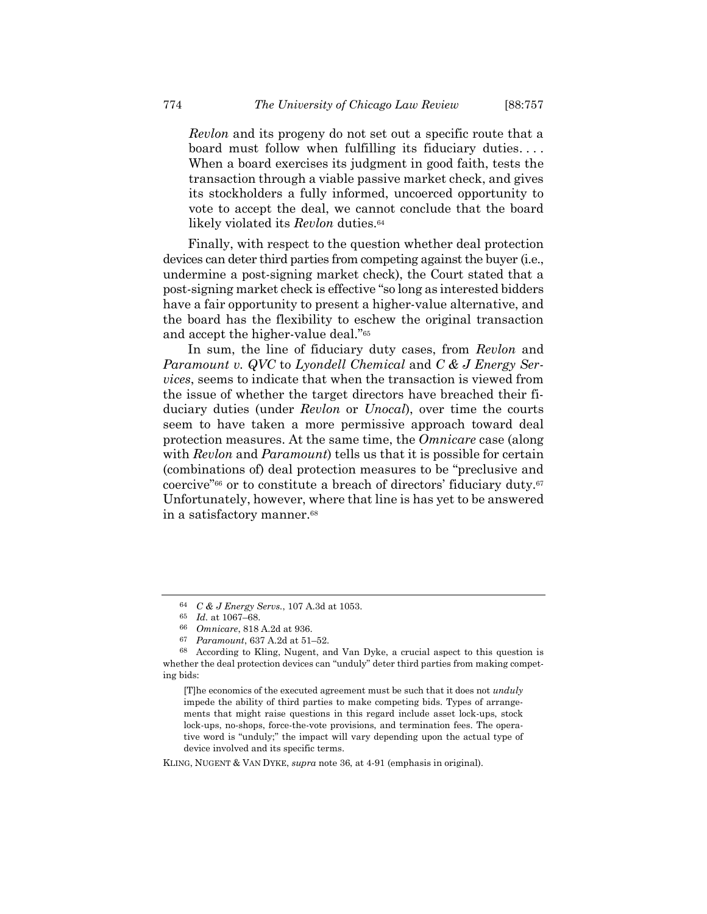> *Revlon* and its progeny do not set out a specific route that a board must follow when fulfilling its fiduciary duties. . . . When a board exercises its judgment in good faith, tests the transaction through a viable passive market check, and gives its stockholders a fully informed, uncoerced opportunity to vote to accept the deal, we cannot conclude that the board likely violated its *Revlon* duties.[64]

Finally, with respect to the question whether deal protection devices can deter third parties from competing against the buyer (i.e., undermine a post-signing market check), the Court stated that a post-signing market check is effective "so long as interested bidders have a fair opportunity to present a higher-value alternative, and the board has the flexibility to eschew the original transaction and accept the higher-value deal."[65]

In sum, the line of fiduciary duty cases, from *Revlon* and *Paramount v. QVC* to *Lyondell Chemical* and *C & J Energy Services*, seems to indicate that when the transaction is viewed from the issue of whether the target directors have breached their fiduciary duties (under *Revlon* or *Unocal*), over time the courts seem to have taken a more permissive approach toward deal protection measures. At the same time, the *Omnicare* case (along with *Revlon* and *Paramount*) tells us that it is possible for certain (combinations of) deal protection measures to be "preclusive and coercive"[66] or to constitute a breach of directors' fiduciary duty.[67] Unfortunately, however, where that line is has yet to be answered in a satisfactory manner.[68]

---

[64] *C & J Energy Servs.*, 107 A.3d at 1053.

[65] *Id.* at 1067–68.

[66] *Omnicare*, 818 A.2d at 936.

[67] *Paramount*, 637 A.2d at 51–52.

[68] According to Kling, Nugent, and Van Dyke, a crucial aspect to this question is whether the deal protection devices can "unduly" deter third parties from making competing bids:

> [T]he economics of the executed agreement must be such that it does not *unduly* impede the ability of third parties to make competing bids. Types of arrangements that might raise questions in this regard include asset lock-ups, stock lock-ups, no-shops, force-the-vote provisions, and termination fees. The operative word is "unduly;" the impact will vary depending upon the actual type of device involved and its specific terms.

KLING, NUGENT & VAN DYKE, *supra* note 36, at 4-91 (emphasis in original).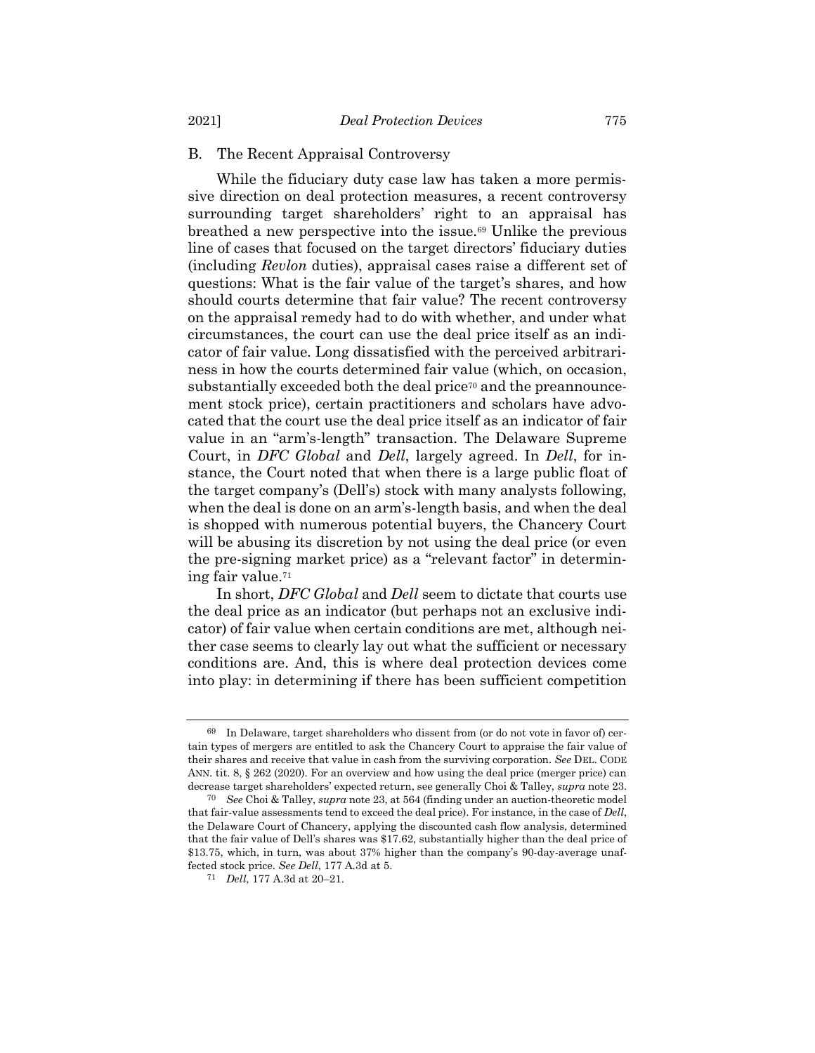### B. The Recent Appraisal Controversy

While the fiduciary duty case law has taken a more permissive direction on deal protection measures, a recent controversy surrounding target shareholders' right to an appraisal has breathed a new perspective into the issue.[69] Unlike the previous line of cases that focused on the target directors' fiduciary duties (including *Revlon* duties), appraisal cases raise a different set of questions: What is the fair value of the target's shares, and how should courts determine that fair value? The recent controversy on the appraisal remedy had to do with whether, and under what circumstances, the court can use the deal price itself as an indicator of fair value. Long dissatisfied with the perceived arbitrariness in how the courts determined fair value (which, on occasion, substantially exceeded both the deal price[70] and the preannouncement stock price), certain practitioners and scholars have advocated that the court use the deal price itself as an indicator of fair value in an "arm's-length" transaction. The Delaware Supreme Court, in *DFC Global* and *Dell*, largely agreed. In *Dell*, for instance, the Court noted that when there is a large public float of the target company's (Dell's) stock with many analysts following, when the deal is done on an arm's-length basis, and when the deal is shopped with numerous potential buyers, the Chancery Court will be abusing its discretion by not using the deal price (or even the pre-signing market price) as a "relevant factor" in determining fair value.[71]

In short, *DFC Global* and *Dell* seem to dictate that courts use the deal price as an indicator (but perhaps not an exclusive indicator) of fair value when certain conditions are met, although neither case seems to clearly lay out what the sufficient or necessary conditions are. And, this is where deal protection devices come into play: in determining if there has been sufficient competition

---

[69] In Delaware, target shareholders who dissent from (or do not vote in favor of) certain types of mergers are entitled to ask the Chancery Court to appraise the fair value of their shares and receive that value in cash from the surviving corporation. *See* DEL. CODE ANN. tit. 8, § 262 (2020). For an overview and how using the deal price (merger price) can decrease target shareholders' expected return, see generally Choi & Talley, *supra* note 23.

[70] *See* Choi & Talley, *supra* note 23, at 564 (finding under an auction-theoretic model that fair-value assessments tend to exceed the deal price). For instance, in the case of *Dell*, the Delaware Court of Chancery, applying the discounted cash flow analysis, determined that the fair value of Dell's shares was $17.62, substantially higher than the deal price of $13.75, which, in turn, was about 37% higher than the company's 90-day-average unaffected stock price. *See Dell*, 177 A.3d at 5.

[71] *Dell*, 177 A.3d at 20–21.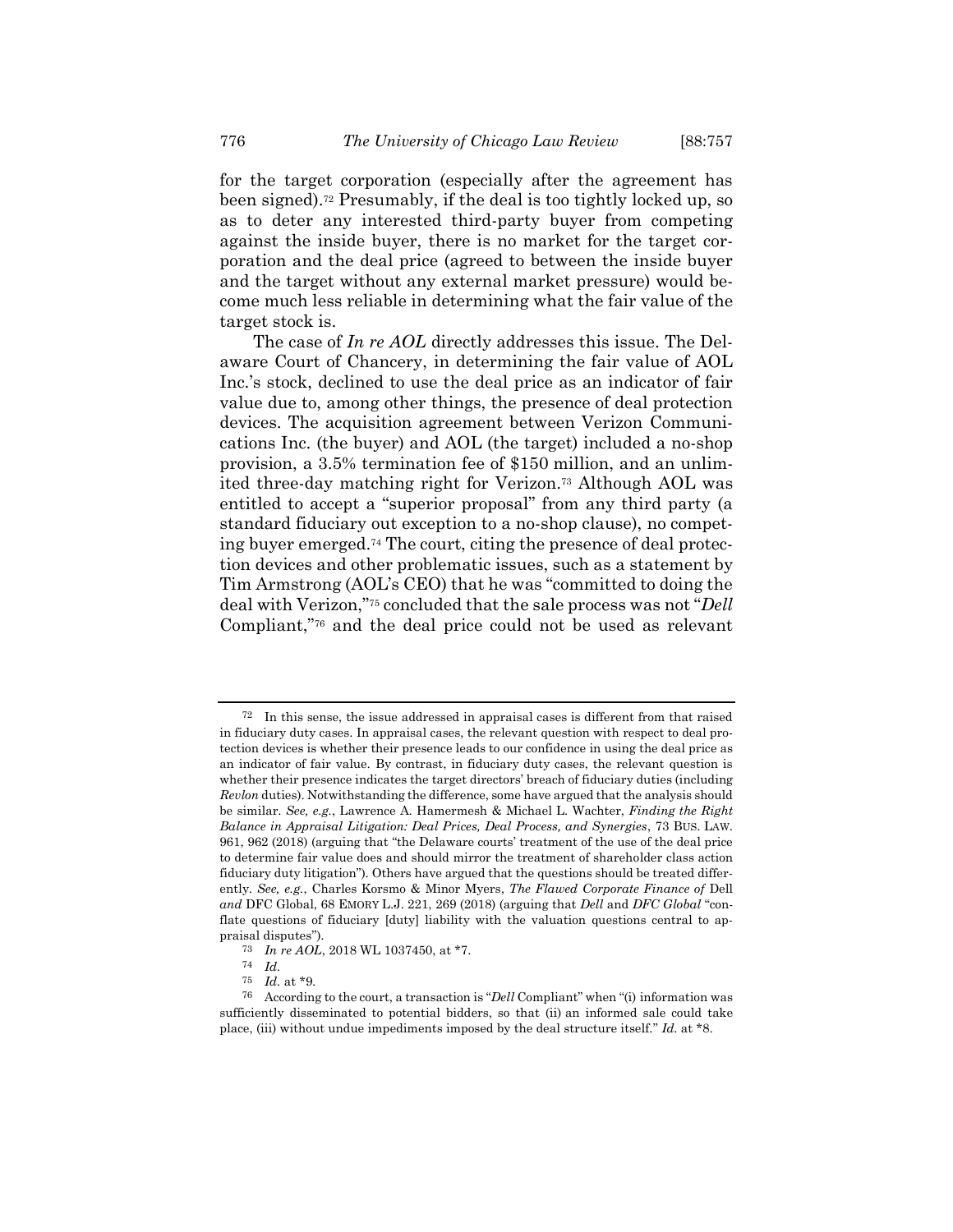for the target corporation (especially after the agreement has been signed).[72] Presumably, if the deal is too tightly locked up, so as to deter any interested third-party buyer from competing against the inside buyer, there is no market for the target corporation and the deal price (agreed to between the inside buyer and the target without any external market pressure) would become much less reliable in determining what the fair value of the target stock is.

The case of *In re AOL* directly addresses this issue. The Delaware Court of Chancery, in determining the fair value of AOL Inc.'s stock, declined to use the deal price as an indicator of fair value due to, among other things, the presence of deal protection devices. The acquisition agreement between Verizon Communications Inc. (the buyer) and AOL (the target) included a no-shop provision, a 3.5% termination fee of $150 million, and an unlimited three-day matching right for Verizon.[73] Although AOL was entitled to accept a "superior proposal" from any third party (a standard fiduciary out exception to a no-shop clause), no competing buyer emerged.[74] The court, citing the presence of deal protection devices and other problematic issues, such as a statement by Tim Armstrong (AOL's CEO) that he was "committed to doing the deal with Verizon,"[75] concluded that the sale process was not "*Dell* Compliant,"[76] and the deal price could not be used as relevant

---

[72] In this sense, the issue addressed in appraisal cases is different from that raised in fiduciary duty cases. In appraisal cases, the relevant question with respect to deal protection devices is whether their presence leads to our confidence in using the deal price as an indicator of fair value. By contrast, in fiduciary duty cases, the relevant question is whether their presence indicates the target directors' breach of fiduciary duties (including *Revlon* duties). Notwithstanding the difference, some have argued that the analysis should be similar. *See, e.g.*, Lawrence A. Hamermesh & Michael L. Wachter, *Finding the Right Balance in Appraisal Litigation: Deal Prices, Deal Process, and Synergies*, 73 BUS. LAW. 961, 962 (2018) (arguing that "the Delaware courts' treatment of the use of the deal price to determine fair value does and should mirror the treatment of shareholder class action fiduciary duty litigation"). Others have argued that the questions should be treated differently. *See, e.g.*, Charles Korsmo & Minor Myers, *The Flawed Corporate Finance of* Dell *and* DFC Global, 68 EMORY L.J. 221, 269 (2018) (arguing that *Dell* and *DFC Global* "conflate questions of fiduciary [duty] liability with the valuation questions central to appraisal disputes").

[73] *In re AOL*, 2018 WL 1037450, at *7.

[74] *Id.*

[75] *Id.* at *9.

[76] According to the court, a transaction is "*Dell* Compliant" when "(i) information was sufficiently disseminated to potential bidders, so that (ii) an informed sale could take place, (iii) without undue impediments imposed by the deal structure itself." *Id.* at *8.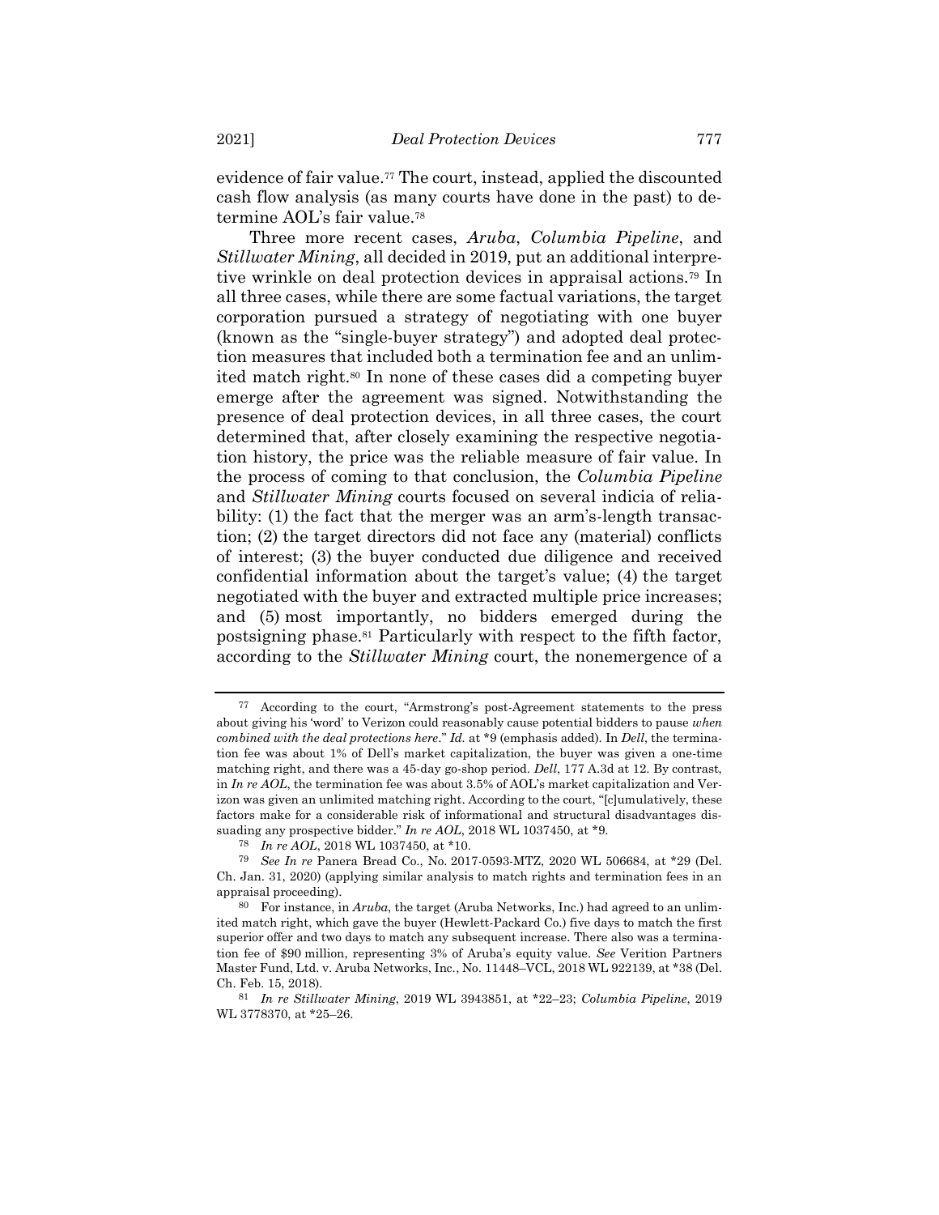evidence of fair value.[77] The court, instead, applied the discounted cash flow analysis (as many courts have done in the past) to determine AOL's fair value.[78]

Three more recent cases, *Aruba*, *Columbia Pipeline*, and *Stillwater Mining*, all decided in 2019, put an additional interpretive wrinkle on deal protection devices in appraisal actions.[79] In all three cases, while there are some factual variations, the target corporation pursued a strategy of negotiating with one buyer (known as the "single-buyer strategy") and adopted deal protection measures that included both a termination fee and an unlimited match right.[80] In none of these cases did a competing buyer emerge after the agreement was signed. Notwithstanding the presence of deal protection devices, in all three cases, the court determined that, after closely examining the respective negotiation history, the price was the reliable measure of fair value. In the process of coming to that conclusion, the *Columbia Pipeline* and *Stillwater Mining* courts focused on several indicia of reliability: (1) the fact that the merger was an arm's-length transaction; (2) the target directors did not face any (material) conflicts of interest; (3) the buyer conducted due diligence and received confidential information about the target's value; (4) the target negotiated with the buyer and extracted multiple price increases; and (5) most importantly, no bidders emerged during the postsigning phase.[81] Particularly with respect to the fifth factor, according to the *Stillwater Mining* court, the nonemergence of a

---

[77] According to the court, "Armstrong's post-Agreement statements to the press about giving his 'word' to Verizon could reasonably cause potential bidders to pause *when combined with the deal protections here*." *Id.* at \*9 (emphasis added). In *Dell*, the termination fee was about 1% of Dell's market capitalization, the buyer was given a one-time matching right, and there was a 45-day go-shop period. *Dell*, 177 A.3d at 12. By contrast, in *In re AOL*, the termination fee was about 3.5% of AOL's market capitalization and Verizon was given an unlimited matching right. According to the court, "[c]umulatively, these factors make for a considerable risk of informational and structural disadvantages dissuading any prospective bidder." *In re AOL*, 2018 WL 1037450, at \*9.

[78] *In re AOL*, 2018 WL 1037450, at \*10.

[79] *See In re* Panera Bread Co., No. 2017-0593-MTZ, 2020 WL 506684, at \*29 (Del. Ch. Jan. 31, 2020) (applying similar analysis to match rights and termination fees in an appraisal proceeding).

[80] For instance, in *Aruba*, the target (Aruba Networks, Inc.) had agreed to an unlimited match right, which gave the buyer (Hewlett-Packard Co.) five days to match the first superior offer and two days to match any subsequent increase. There also was a termination fee of $90 million, representing 3% of Aruba's equity value. *See* Verition Partners Master Fund, Ltd. v. Aruba Networks, Inc., No. 11448–VCL, 2018 WL 922139, at \*38 (Del. Ch. Feb. 15, 2018).

[81] *In re Stillwater Mining*, 2019 WL 3943851, at \*22–23; *Columbia Pipeline*, 2019 WL 3778370, at \*25–26.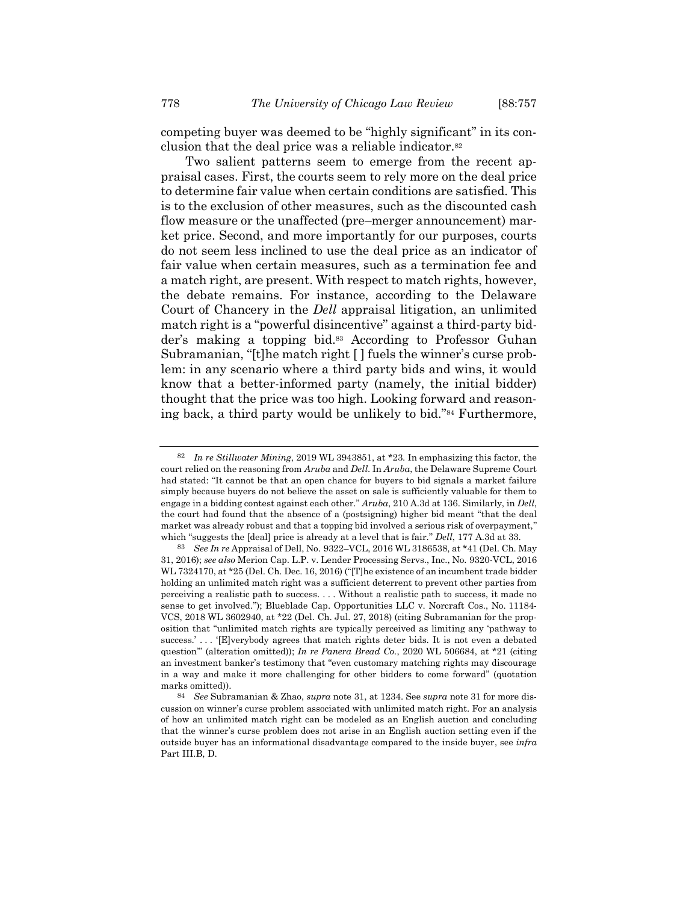competing buyer was deemed to be "highly significant" in its conclusion that the deal price was a reliable indicator.[82]

Two salient patterns seem to emerge from the recent appraisal cases. First, the courts seem to rely more on the deal price to determine fair value when certain conditions are satisfied. This is to the exclusion of other measures, such as the discounted cash flow measure or the unaffected (pre–merger announcement) market price. Second, and more importantly for our purposes, courts do not seem less inclined to use the deal price as an indicator of fair value when certain measures, such as a termination fee and a match right, are present. With respect to match rights, however, the debate remains. For instance, according to the Delaware Court of Chancery in the *Dell* appraisal litigation, an unlimited match right is a "powerful disincentive" against a third-party bidder's making a topping bid.[83] According to Professor Guhan Subramanian, "[t]he match right [ ] fuels the winner's curse problem: in any scenario where a third party bids and wins, it would know that a better-informed party (namely, the initial bidder) thought that the price was too high. Looking forward and reasoning back, a third party would be unlikely to bid."[84] Furthermore,

---

[82] *In re Stillwater Mining*, 2019 WL 3943851, at *23. In emphasizing this factor, the court relied on the reasoning from *Aruba* and *Dell*. In *Aruba*, the Delaware Supreme Court had stated: "It cannot be that an open chance for buyers to bid signals a market failure simply because buyers do not believe the asset on sale is sufficiently valuable for them to engage in a bidding contest against each other." *Aruba*, 210 A.3d at 136. Similarly, in *Dell*, the court had found that the absence of a (postsigning) higher bid meant "that the deal market was already robust and that a topping bid involved a serious risk of overpayment," which "suggests the [deal] price is already at a level that is fair." *Dell*, 177 A.3d at 33.

[83] *See In re* Appraisal of Dell, No. 9322–VCL, 2016 WL 3186538, at *41 (Del. Ch. May 31, 2016); *see also* Merion Cap. L.P. v. Lender Processing Servs., Inc., No. 9320-VCL, 2016 WL 7324170, at *25 (Del. Ch. Dec. 16, 2016) ("[T]he existence of an incumbent trade bidder holding an unlimited match right was a sufficient deterrent to prevent other parties from perceiving a realistic path to success. . . . Without a realistic path to success, it made no sense to get involved."); Blueblade Cap. Opportunities LLC v. Norcraft Cos., No. 11184-VCS, 2018 WL 3602940, at *22 (Del. Ch. Jul. 27, 2018) (citing Subramanian for the proposition that "unlimited match rights are typically perceived as limiting any 'pathway to success.' . . . '[E]verybody agrees that match rights deter bids. It is not even a debated question'" (alteration omitted)); *In re Panera Bread Co.*, 2020 WL 506684, at *21 (citing an investment banker's testimony that "even customary matching rights may discourage in a way and make it more challenging for other bidders to come forward" (quotation marks omitted)).

[84] *See* Subramanian & Zhao, *supra* note 31, at 1234. See *supra* note 31 for more discussion on winner's curse problem associated with unlimited match right. For an analysis of how an unlimited match right can be modeled as an English auction and concluding that the winner's curse problem does not arise in an English auction setting even if the outside buyer has an informational disadvantage compared to the inside buyer, see *infra* Part III.B, D.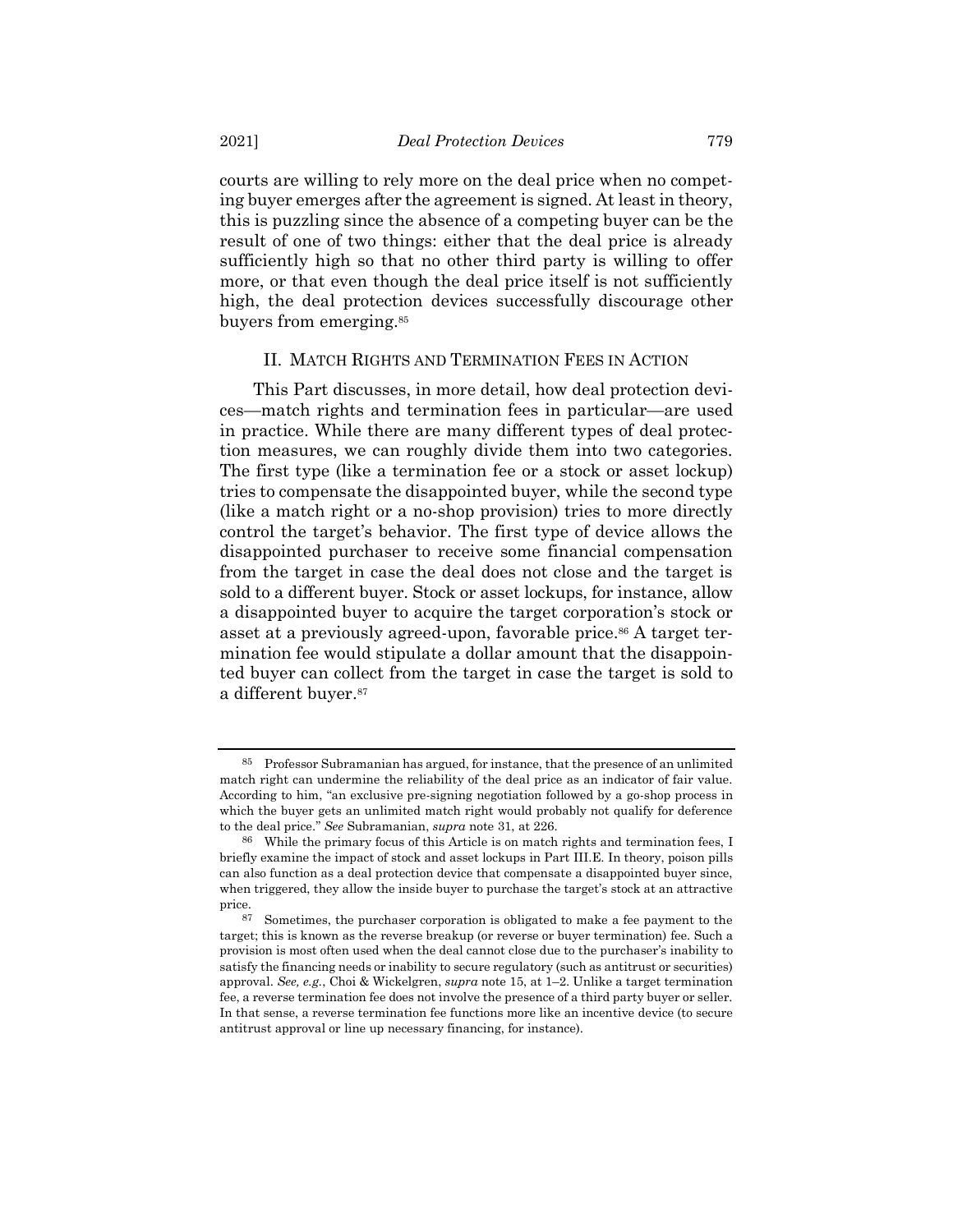courts are willing to rely more on the deal price when no competing buyer emerges after the agreement is signed. At least in theory, this is puzzling since the absence of a competing buyer can be the result of one of two things: either that the deal price is already sufficiently high so that no other third party is willing to offer more, or that even though the deal price itself is not sufficiently high, the deal protection devices successfully discourage other buyers from emerging.[85]

## II. MATCH RIGHTS AND TERMINATION FEES IN ACTION

This Part discusses, in more detail, how deal protection devices—match rights and termination fees in particular—are used in practice. While there are many different types of deal protection measures, we can roughly divide them into two categories. The first type (like a termination fee or a stock or asset lockup) tries to compensate the disappointed buyer, while the second type (like a match right or a no-shop provision) tries to more directly control the target's behavior. The first type of device allows the disappointed purchaser to receive some financial compensation from the target in case the deal does not close and the target is sold to a different buyer. Stock or asset lockups, for instance, allow a disappointed buyer to acquire the target corporation's stock or asset at a previously agreed-upon, favorable price.[86] A target termination fee would stipulate a dollar amount that the disappointed buyer can collect from the target in case the target is sold to a different buyer.[87]

---

[85] Professor Subramanian has argued, for instance, that the presence of an unlimited match right can undermine the reliability of the deal price as an indicator of fair value. According to him, "an exclusive pre-signing negotiation followed by a go-shop process in which the buyer gets an unlimited match right would probably not qualify for deference to the deal price." *See* Subramanian, *supra* note 31, at 226.

[86] While the primary focus of this Article is on match rights and termination fees, I briefly examine the impact of stock and asset lockups in Part III.E. In theory, poison pills can also function as a deal protection device that compensate a disappointed buyer since, when triggered, they allow the inside buyer to purchase the target's stock at an attractive price.

[87] Sometimes, the purchaser corporation is obligated to make a fee payment to the target; this is known as the reverse breakup (or reverse or buyer termination) fee. Such a provision is most often used when the deal cannot close due to the purchaser's inability to satisfy the financing needs or inability to secure regulatory (such as antitrust or securities) approval. *See, e.g.*, Choi & Wickelgren, *supra* note 15, at 1–2. Unlike a target termination fee, a reverse termination fee does not involve the presence of a third party buyer or seller. In that sense, a reverse termination fee functions more like an incentive device (to secure antitrust approval or line up necessary financing, for instance).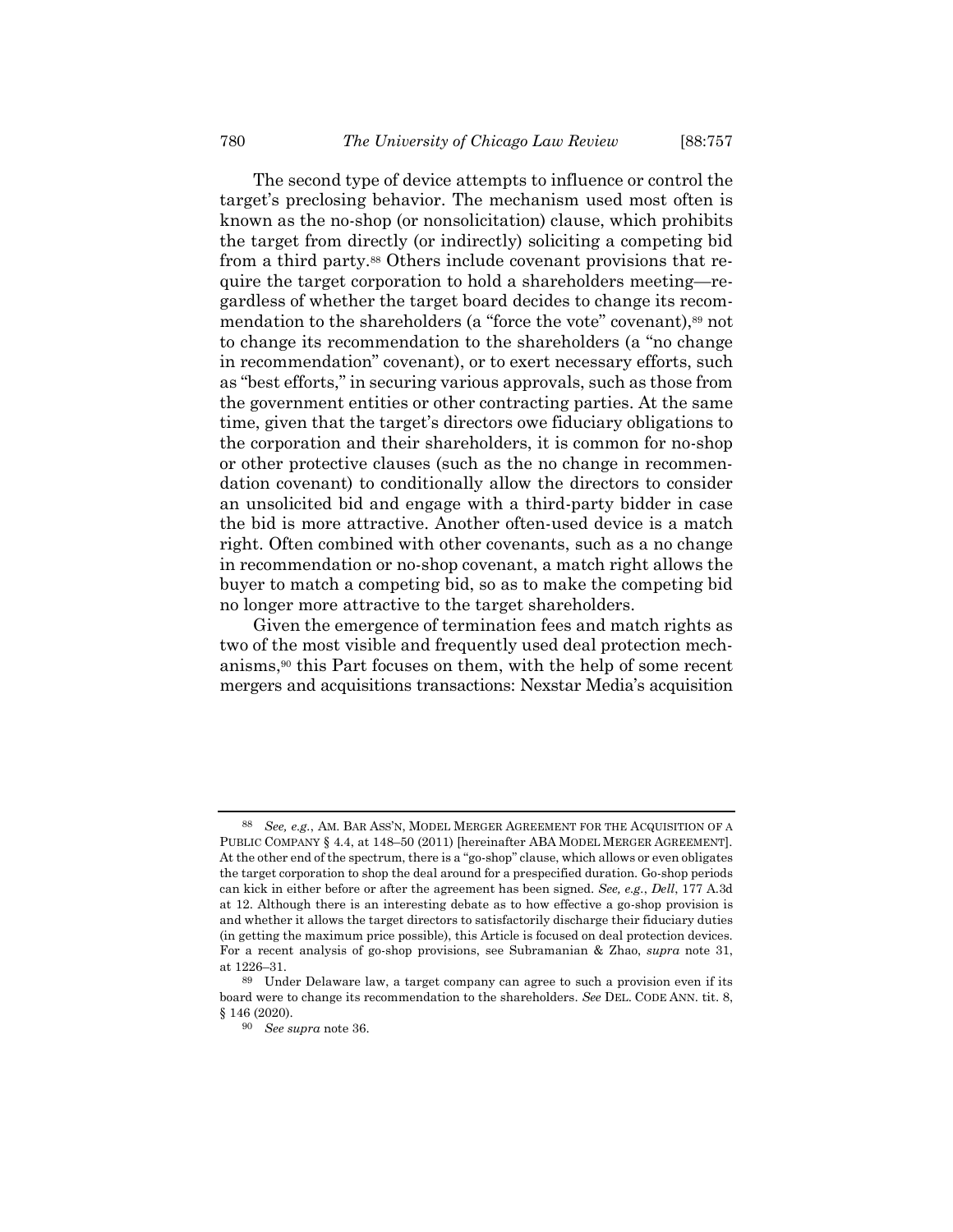The second type of device attempts to influence or control the target's preclosing behavior. The mechanism used most often is known as the no-shop (or nonsolicitation) clause, which prohibits the target from directly (or indirectly) soliciting a competing bid from a third party.[88] Others include covenant provisions that require the target corporation to hold a shareholders meeting—regardless of whether the target board decides to change its recommendation to the shareholders (a "force the vote" covenant),[89] not to change its recommendation to the shareholders (a "no change in recommendation" covenant), or to exert necessary efforts, such as "best efforts," in securing various approvals, such as those from the government entities or other contracting parties. At the same time, given that the target's directors owe fiduciary obligations to the corporation and their shareholders, it is common for no-shop or other protective clauses (such as the no change in recommendation covenant) to conditionally allow the directors to consider an unsolicited bid and engage with a third-party bidder in case the bid is more attractive. Another often-used device is a match right. Often combined with other covenants, such as a no change in recommendation or no-shop covenant, a match right allows the buyer to match a competing bid, so as to make the competing bid no longer more attractive to the target shareholders.

Given the emergence of termination fees and match rights as two of the most visible and frequently used deal protection mechanisms,[90] this Part focuses on them, with the help of some recent mergers and acquisitions transactions: Nexstar Media's acquisition

---

[88] *See, e.g.*, AM. BAR ASS'N, MODEL MERGER AGREEMENT FOR THE ACQUISITION OF A PUBLIC COMPANY § 4.4, at 148–50 (2011) [hereinafter ABA MODEL MERGER AGREEMENT]. At the other end of the spectrum, there is a "go-shop" clause, which allows or even obligates the target corporation to shop the deal around for a prespecified duration. Go-shop periods can kick in either before or after the agreement has been signed. *See, e.g.*, *Dell*, 177 A.3d at 12. Although there is an interesting debate as to how effective a go-shop provision is and whether it allows the target directors to satisfactorily discharge their fiduciary duties (in getting the maximum price possible), this Article is focused on deal protection devices. For a recent analysis of go-shop provisions, see Subramanian & Zhao, *supra* note 31, at 1226–31.

[89] Under Delaware law, a target company can agree to such a provision even if its board were to change its recommendation to the shareholders. *See* DEL. CODE ANN. tit. 8, § 146 (2020).

[90] *See supra* note 36.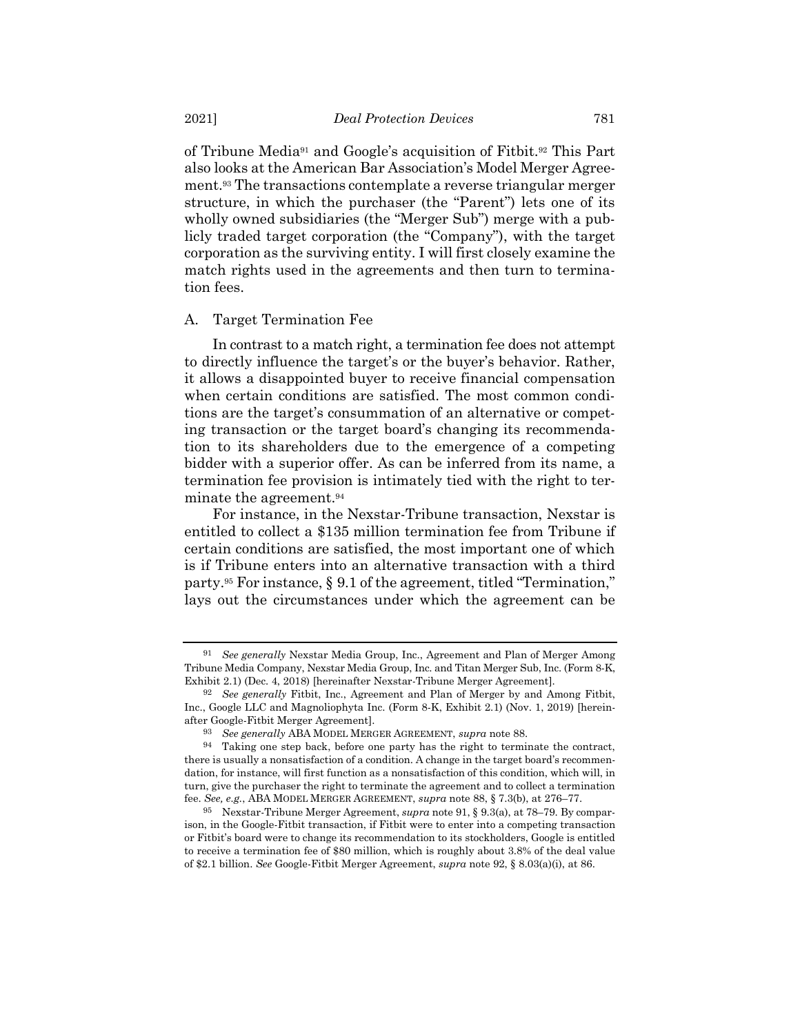of Tribune Media[91] and Google's acquisition of Fitbit.[92] This Part also looks at the American Bar Association's Model Merger Agreement.[93] The transactions contemplate a reverse triangular merger structure, in which the purchaser (the "Parent") lets one of its wholly owned subsidiaries (the "Merger Sub") merge with a publicly traded target corporation (the "Company"), with the target corporation as the surviving entity. I will first closely examine the match rights used in the agreements and then turn to termination fees.

## A. Target Termination Fee

In contrast to a match right, a termination fee does not attempt to directly influence the target's or the buyer's behavior. Rather, it allows a disappointed buyer to receive financial compensation when certain conditions are satisfied. The most common conditions are the target's consummation of an alternative or competing transaction or the target board's changing its recommendation to its shareholders due to the emergence of a competing bidder with a superior offer. As can be inferred from its name, a termination fee provision is intimately tied with the right to terminate the agreement.[94]

For instance, in the Nexstar-Tribune transaction, Nexstar is entitled to collect a $135 million termination fee from Tribune if certain conditions are satisfied, the most important one of which is if Tribune enters into an alternative transaction with a third party.[95] For instance, § 9.1 of the agreement, titled "Termination," lays out the circumstances under which the agreement can be

---

[91] *See generally* Nexstar Media Group, Inc., Agreement and Plan of Merger Among Tribune Media Company, Nexstar Media Group, Inc. and Titan Merger Sub, Inc. (Form 8-K, Exhibit 2.1) (Dec. 4, 2018) [hereinafter Nexstar-Tribune Merger Agreement].

[92] *See generally* Fitbit, Inc., Agreement and Plan of Merger by and Among Fitbit, Inc., Google LLC and Magnoliophyta Inc. (Form 8-K, Exhibit 2.1) (Nov. 1, 2019) [hereinafter Google-Fitbit Merger Agreement].

[93] *See generally* ABA MODEL MERGER AGREEMENT, *supra* note 88.

[94] Taking one step back, before one party has the right to terminate the contract, there is usually a nonsatisfaction of a condition. A change in the target board's recommendation, for instance, will first function as a nonsatisfaction of this condition, which will, in turn, give the purchaser the right to terminate the agreement and to collect a termination fee. *See, e.g.*, ABA MODEL MERGER AGREEMENT, *supra* note 88, § 7.3(b), at 276–77.

[95] Nexstar-Tribune Merger Agreement, *supra* note 91, § 9.3(a), at 78–79. By comparison, in the Google-Fitbit transaction, if Fitbit were to enter into a competing transaction or Fitbit's board were to change its recommendation to its stockholders, Google is entitled to receive a termination fee of $80 million, which is roughly about 3.8% of the deal value of $2.1 billion. *See* Google-Fitbit Merger Agreement, *supra* note 92, § 8.03(a)(i), at 86.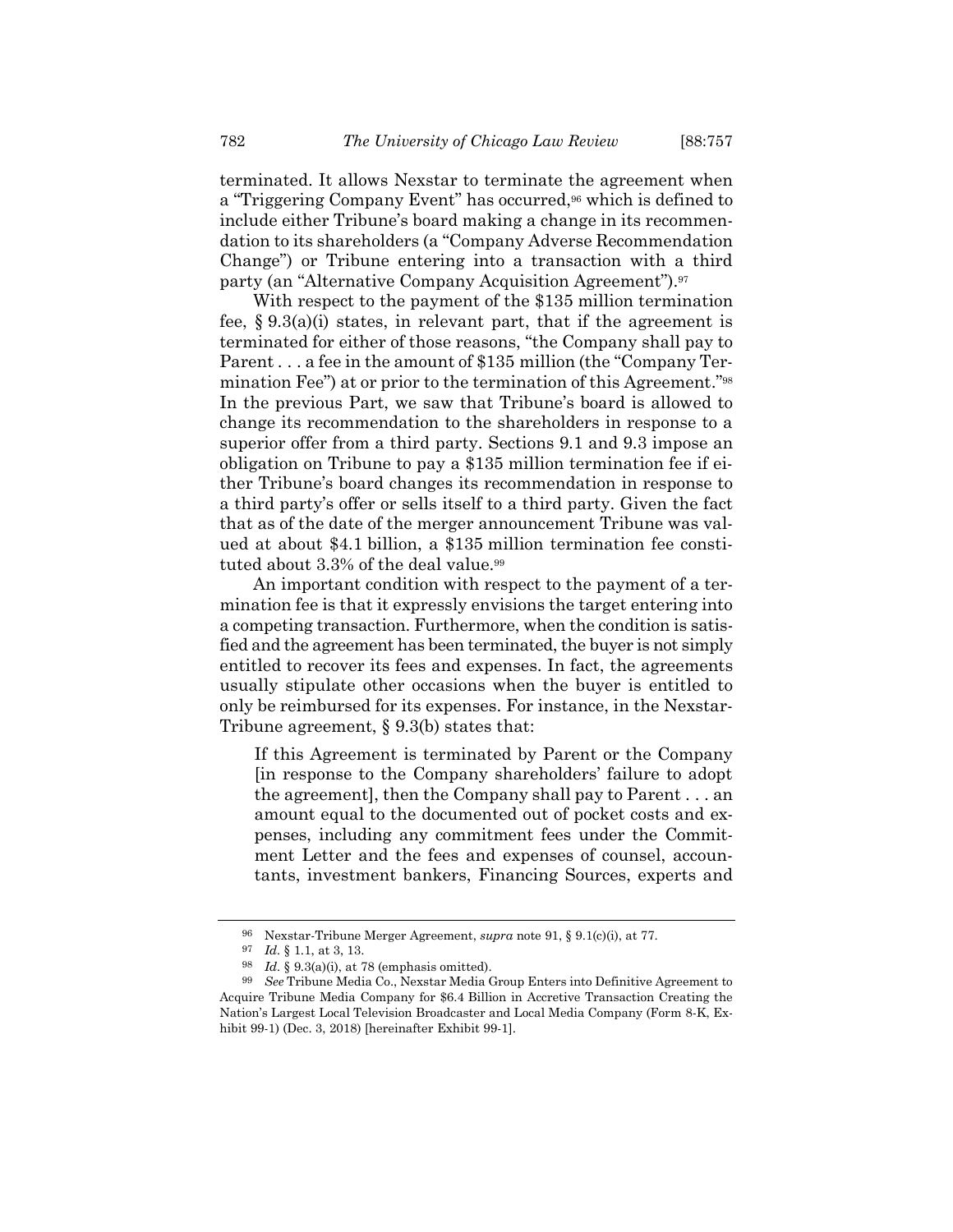terminated. It allows Nexstar to terminate the agreement when a "Triggering Company Event" has occurred,[96] which is defined to include either Tribune's board making a change in its recommendation to its shareholders (a "Company Adverse Recommendation Change") or Tribune entering into a transaction with a third party (an "Alternative Company Acquisition Agreement").[97]

With respect to the payment of the $135 million termination fee, § 9.3(a)(i) states, in relevant part, that if the agreement is terminated for either of those reasons, "the Company shall pay to Parent . . . a fee in the amount of $135 million (the "Company Termination Fee") at or prior to the termination of this Agreement."[98] In the previous Part, we saw that Tribune's board is allowed to change its recommendation to the shareholders in response to a superior offer from a third party. Sections 9.1 and 9.3 impose an obligation on Tribune to pay a $135 million termination fee if either Tribune's board changes its recommendation in response to a third party's offer or sells itself to a third party. Given the fact that as of the date of the merger announcement Tribune was valued at about $4.1 billion, a $135 million termination fee constituted about 3.3% of the deal value.[99]

An important condition with respect to the payment of a termination fee is that it expressly envisions the target entering into a competing transaction. Furthermore, when the condition is satisfied and the agreement has been terminated, the buyer is not simply entitled to recover its fees and expenses. In fact, the agreements usually stipulate other occasions when the buyer is entitled to only be reimbursed for its expenses. For instance, in the Nexstar-Tribune agreement, § 9.3(b) states that:

> If this Agreement is terminated by Parent or the Company [in response to the Company shareholders' failure to adopt the agreement], then the Company shall pay to Parent . . . an amount equal to the documented out of pocket costs and expenses, including any commitment fees under the Commitment Letter and the fees and expenses of counsel, accountants, investment bankers, Financing Sources, experts and

---

[96] Nexstar-Tribune Merger Agreement, *supra* note 91, § 9.1(c)(i), at 77.

[97] *Id.* § 1.1, at 3, 13.

[98] *Id.* § 9.3(a)(i), at 78 (emphasis omitted).

[99] *See* Tribune Media Co., Nexstar Media Group Enters into Definitive Agreement to Acquire Tribune Media Company for $6.4 Billion in Accretive Transaction Creating the Nation's Largest Local Television Broadcaster and Local Media Company (Form 8-K, Exhibit 99-1) (Dec. 3, 2018) [hereinafter Exhibit 99-1].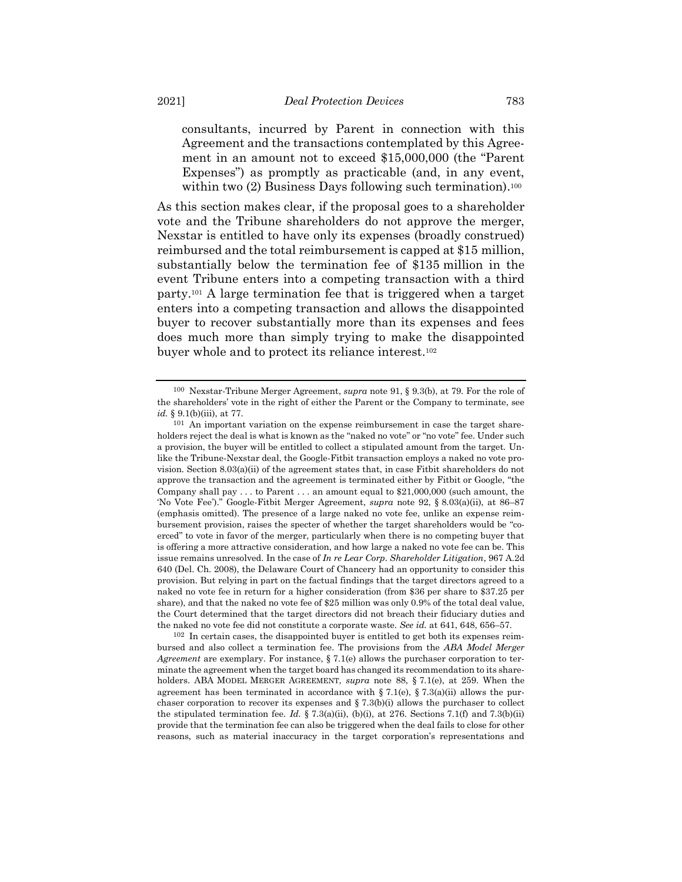> consultants, incurred by Parent in connection with this Agreement and the transactions contemplated by this Agreement in an amount not to exceed $15,000,000 (the "Parent Expenses") as promptly as practicable (and, in any event, within two (2) Business Days following such termination).[100]

As this section makes clear, if the proposal goes to a shareholder vote and the Tribune shareholders do not approve the merger, Nexstar is entitled to have only its expenses (broadly construed) reimbursed and the total reimbursement is capped at $15 million, substantially below the termination fee of $135 million in the event Tribune enters into a competing transaction with a third party.[101] A large termination fee that is triggered when a target enters into a competing transaction and allows the disappointed buyer to recover substantially more than its expenses and fees does much more than simply trying to make the disappointed buyer whole and to protect its reliance interest.[102]

---

[100] Nexstar-Tribune Merger Agreement, *supra* note 91, § 9.3(b), at 79. For the role of the shareholders' vote in the right of either the Parent or the Company to terminate, see *id.* § 9.1(b)(iii), at 77.

[101] An important variation on the expense reimbursement in case the target shareholders reject the deal is what is known as the "naked no vote" or "no vote" fee. Under such a provision, the buyer will be entitled to collect a stipulated amount from the target. Unlike the Tribune-Nexstar deal, the Google-Fitbit transaction employs a naked no vote provision. Section 8.03(a)(ii) of the agreement states that, in case Fitbit shareholders do not approve the transaction and the agreement is terminated either by Fitbit or Google, "the Company shall pay . . . to Parent . . . an amount equal to $21,000,000 (such amount, the 'No Vote Fee')." Google-Fitbit Merger Agreement, *supra* note 92, § 8.03(a)(ii), at 86–87 (emphasis omitted). The presence of a large naked no vote fee, unlike an expense reimbursement provision, raises the specter of whether the target shareholders would be "coerced" to vote in favor of the merger, particularly when there is no competing buyer that is offering a more attractive consideration, and how large a naked no vote fee can be. This issue remains unresolved. In the case of *In re Lear Corp. Shareholder Litigation*, 967 A.2d 640 (Del. Ch. 2008), the Delaware Court of Chancery had an opportunity to consider this provision. But relying in part on the factual findings that the target directors agreed to a naked no vote fee in return for a higher consideration (from $36 per share to $37.25 per share), and that the naked no vote fee of $25 million was only 0.9% of the total deal value, the Court determined that the target directors did not breach their fiduciary duties and the naked no vote fee did not constitute a corporate waste. *See id.* at 641, 648, 656–57.

[102] In certain cases, the disappointed buyer is entitled to get both its expenses reimbursed and also collect a termination fee. The provisions from the *ABA Model Merger Agreement* are exemplary. For instance, § 7.1(e) allows the purchaser corporation to terminate the agreement when the target board has changed its recommendation to its shareholders. ABA MODEL MERGER AGREEMENT, *supra* note 88, § 7.1(e), at 259. When the agreement has been terminated in accordance with § 7.1(e), § 7.3(a)(ii) allows the purchaser corporation to recover its expenses and § 7.3(b)(i) allows the purchaser to collect the stipulated termination fee. *Id.* § 7.3(a)(ii), (b)(i), at 276. Sections 7.1(f) and 7.3(b)(ii) provide that the termination fee can also be triggered when the deal fails to close for other reasons, such as material inaccuracy in the target corporation's representations and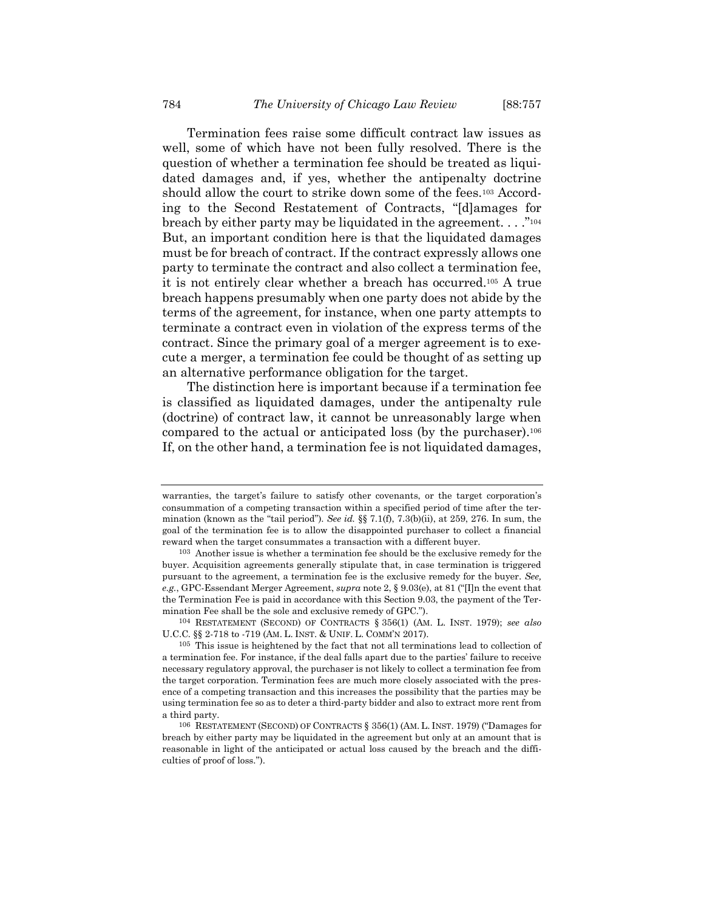Termination fees raise some difficult contract law issues as well, some of which have not been fully resolved. There is the question of whether a termination fee should be treated as liquidated damages and, if yes, whether the antipenalty doctrine should allow the court to strike down some of the fees.[103] According to the Second Restatement of Contracts, "[d]amages for breach by either party may be liquidated in the agreement. . . ."[104] But, an important condition here is that the liquidated damages must be for breach of contract. If the contract expressly allows one party to terminate the contract and also collect a termination fee, it is not entirely clear whether a breach has occurred.[105] A true breach happens presumably when one party does not abide by the terms of the agreement, for instance, when one party attempts to terminate a contract even in violation of the express terms of the contract. Since the primary goal of a merger agreement is to execute a merger, a termination fee could be thought of as setting up an alternative performance obligation for the target.

The distinction here is important because if a termination fee is classified as liquidated damages, under the antipenalty rule (doctrine) of contract law, it cannot be unreasonably large when compared to the actual or anticipated loss (by the purchaser).[106] If, on the other hand, a termination fee is not liquidated damages,

---

warranties, the target's failure to satisfy other covenants, or the target corporation's consummation of a competing transaction within a specified period of time after the termination (known as the "tail period"). *See id.* §§ 7.1(f), 7.3(b)(ii), at 259, 276. In sum, the goal of the termination fee is to allow the disappointed purchaser to collect a financial reward when the target consummates a transaction with a different buyer.

[103] Another issue is whether a termination fee should be the exclusive remedy for the buyer. Acquisition agreements generally stipulate that, in case termination is triggered pursuant to the agreement, a termination fee is the exclusive remedy for the buyer. *See, e.g.*, GPC-Essendant Merger Agreement, *supra* note 2, § 9.03(e), at 81 ("[I]n the event that the Termination Fee is paid in accordance with this Section 9.03, the payment of the Termination Fee shall be the sole and exclusive remedy of GPC.").

[104] RESTATEMENT (SECOND) OF CONTRACTS § 356(1) (AM. L. INST. 1979); *see also* U.C.C. §§ 2-718 to -719 (AM. L. INST. & UNIF. L. COMM'N 2017).

[105] This issue is heightened by the fact that not all terminations lead to collection of a termination fee. For instance, if the deal falls apart due to the parties' failure to receive necessary regulatory approval, the purchaser is not likely to collect a termination fee from the target corporation. Termination fees are much more closely associated with the presence of a competing transaction and this increases the possibility that the parties may be using termination fee so as to deter a third-party bidder and also to extract more rent from a third party.

[106] RESTATEMENT (SECOND) OF CONTRACTS § 356(1) (AM. L. INST. 1979) ("Damages for breach by either party may be liquidated in the agreement but only at an amount that is reasonable in light of the anticipated or actual loss caused by the breach and the difficulties of proof of loss.").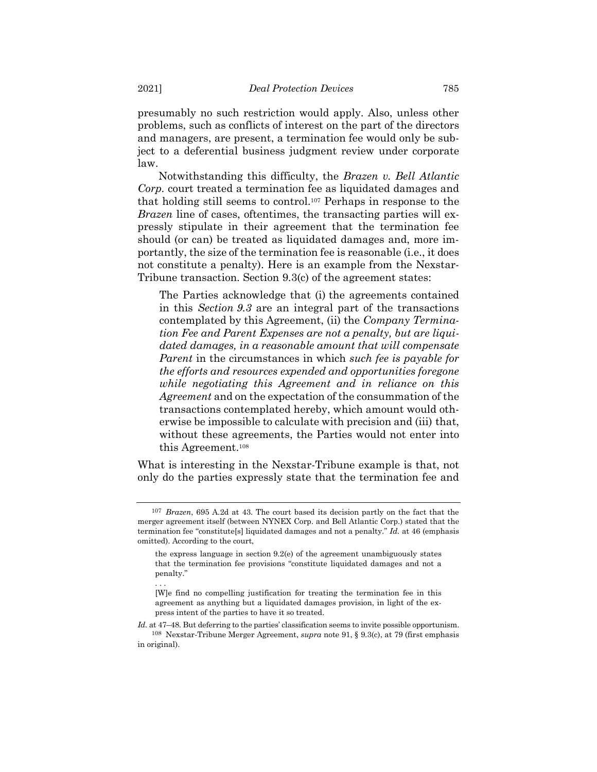presumably no such restriction would apply. Also, unless other problems, such as conflicts of interest on the part of the directors and managers, are present, a termination fee would only be subject to a deferential business judgment review under corporate law.

Notwithstanding this difficulty, the *Brazen v. Bell Atlantic Corp.* court treated a termination fee as liquidated damages and that holding still seems to control.[107] Perhaps in response to the *Brazen* line of cases, oftentimes, the transacting parties will expressly stipulate in their agreement that the termination fee should (or can) be treated as liquidated damages and, more importantly, the size of the termination fee is reasonable (i.e., it does not constitute a penalty). Here is an example from the Nexstar-Tribune transaction. Section 9.3(c) of the agreement states:

> The Parties acknowledge that (i) the agreements contained in this *Section 9.3* are an integral part of the transactions contemplated by this Agreement, (ii) the *Company Termination Fee and Parent Expenses are not a penalty, but are liquidated damages, in a reasonable amount that will compensate Parent* in the circumstances in which *such fee is payable for the efforts and resources expended and opportunities foregone while negotiating this Agreement and in reliance on this Agreement* and on the expectation of the consummation of the transactions contemplated hereby, which amount would otherwise be impossible to calculate with precision and (iii) that, without these agreements, the Parties would not enter into this Agreement.[108]

What is interesting in the Nexstar-Tribune example is that, not only do the parties expressly state that the termination fee and

---

[107] *Brazen*, 695 A.2d at 43. The court based its decision partly on the fact that the merger agreement itself (between NYNEX Corp. and Bell Atlantic Corp.) stated that the termination fee "constitute[s] liquidated damages and not a penalty." *Id.* at 46 (emphasis omitted). According to the court,

> the express language in section 9.2(e) of the agreement unambiguously states that the termination fee provisions "constitute liquidated damages and not a penalty."
>
> . . .
>
> [W]e find no compelling justification for treating the termination fee in this agreement as anything but a liquidated damages provision, in light of the express intent of the parties to have it so treated.

*Id.* at 47–48. But deferring to the parties' classification seems to invite possible opportunism.

[108] Nexstar-Tribune Merger Agreement, *supra* note 91, § 9.3(c), at 79 (first emphasis in original).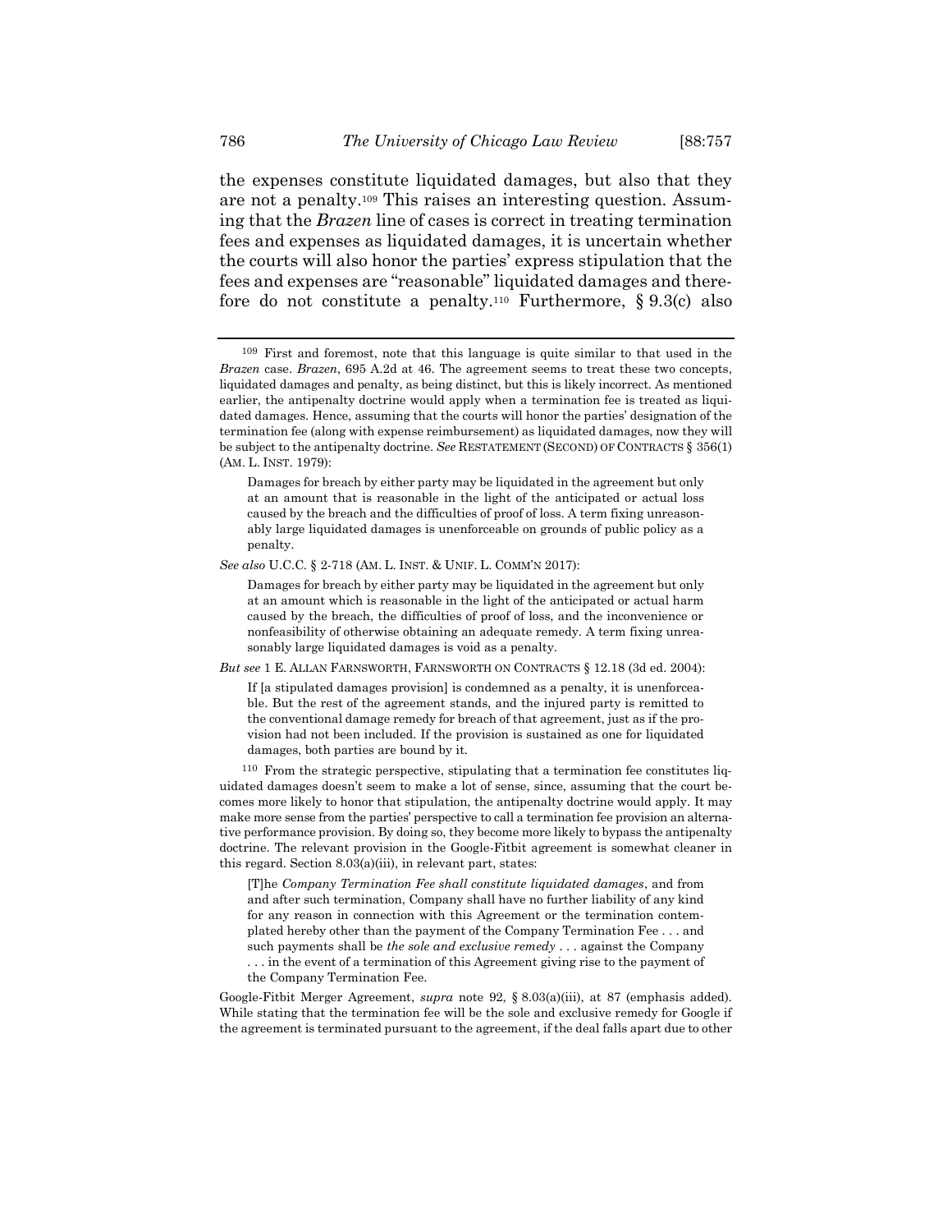the expenses constitute liquidated damages, but also that they are not a penalty.[109] This raises an interesting question. Assuming that the *Brazen* line of cases is correct in treating termination fees and expenses as liquidated damages, it is uncertain whether the courts will also honor the parties' express stipulation that the fees and expenses are "reasonable" liquidated damages and therefore do not constitute a penalty.[110] Furthermore, § 9.3(c) also

---

[109] First and foremost, note that this language is quite similar to that used in the *Brazen* case. *Brazen*, 695 A.2d at 46. The agreement seems to treat these two concepts, liquidated damages and penalty, as being distinct, but this is likely incorrect. As mentioned earlier, the antipenalty doctrine would apply when a termination fee is treated as liquidated damages. Hence, assuming that the courts will honor the parties' designation of the termination fee (along with expense reimbursement) as liquidated damages, now they will be subject to the antipenalty doctrine. *See* RESTATEMENT (SECOND) OF CONTRACTS § 356(1) (AM. L. INST. 1979):

> Damages for breach by either party may be liquidated in the agreement but only at an amount that is reasonable in the light of the anticipated or actual loss caused by the breach and the difficulties of proof of loss. A term fixing unreasonably large liquidated damages is unenforceable on grounds of public policy as a penalty.

*See also* U.C.C. § 2-718 (AM. L. INST. & UNIF. L. COMM'N 2017):

> Damages for breach by either party may be liquidated in the agreement but only at an amount which is reasonable in the light of the anticipated or actual harm caused by the breach, the difficulties of proof of loss, and the inconvenience or nonfeasibility of otherwise obtaining an adequate remedy. A term fixing unreasonably large liquidated damages is void as a penalty.

*But see* 1 E. ALLAN FARNSWORTH, FARNSWORTH ON CONTRACTS § 12.18 (3d ed. 2004):

> If [a stipulated damages provision] is condemned as a penalty, it is unenforceable. But the rest of the agreement stands, and the injured party is remitted to the conventional damage remedy for breach of that agreement, just as if the provision had not been included. If the provision is sustained as one for liquidated damages, both parties are bound by it.

[110] From the strategic perspective, stipulating that a termination fee constitutes liquidated damages doesn't seem to make a lot of sense, since, assuming that the court becomes more likely to honor that stipulation, the antipenalty doctrine would apply. It may make more sense from the parties' perspective to call a termination fee provision an alternative performance provision. By doing so, they become more likely to bypass the antipenalty doctrine. The relevant provision in the Google-Fitbit agreement is somewhat cleaner in this regard. Section 8.03(a)(iii), in relevant part, states:

> [T]he *Company Termination Fee shall constitute liquidated damages*, and from and after such termination, Company shall have no further liability of any kind for any reason in connection with this Agreement or the termination contemplated hereby other than the payment of the Company Termination Fee . . . and such payments shall be *the sole and exclusive remedy* . . . against the Company . . . in the event of a termination of this Agreement giving rise to the payment of the Company Termination Fee.

Google-Fitbit Merger Agreement, *supra* note 92, § 8.03(a)(iii), at 87 (emphasis added). While stating that the termination fee will be the sole and exclusive remedy for Google if the agreement is terminated pursuant to the agreement, if the deal falls apart due to other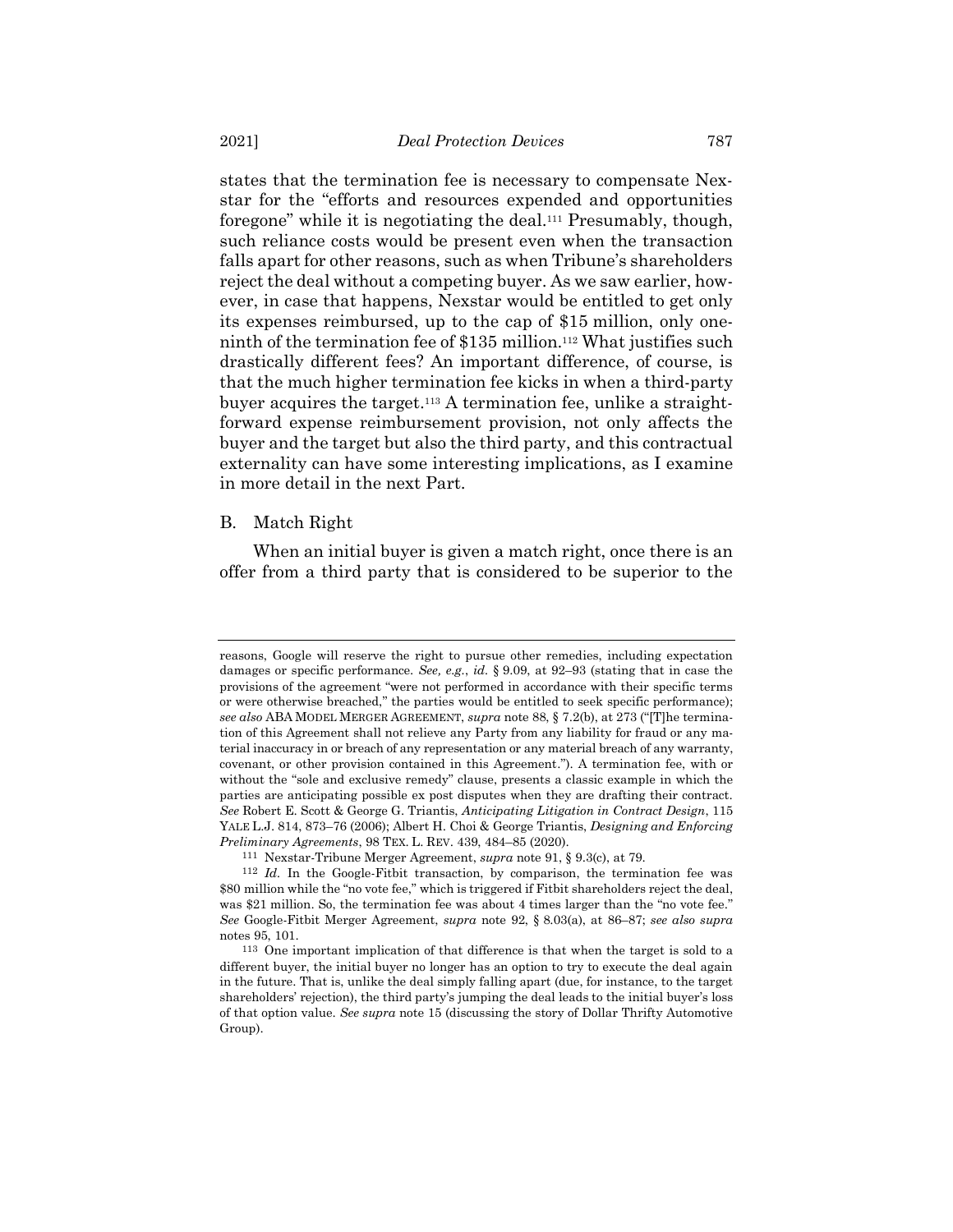states that the termination fee is necessary to compensate Nexstar for the "efforts and resources expended and opportunities foregone" while it is negotiating the deal.[111] Presumably, though, such reliance costs would be present even when the transaction falls apart for other reasons, such as when Tribune's shareholders reject the deal without a competing buyer. As we saw earlier, however, in case that happens, Nexstar would be entitled to get only its expenses reimbursed, up to the cap of $15 million, only one-ninth of the termination fee of $135 million.[112] What justifies such drastically different fees? An important difference, of course, is that the much higher termination fee kicks in when a third-party buyer acquires the target.[113] A termination fee, unlike a straightforward expense reimbursement provision, not only affects the buyer and the target but also the third party, and this contractual externality can have some interesting implications, as I examine in more detail in the next Part.

## B. Match Right

When an initial buyer is given a match right, once there is an offer from a third party that is considered to be superior to the

---

reasons, Google will reserve the right to pursue other remedies, including expectation damages or specific performance. *See, e.g.*, *id.* § 9.09, at 92–93 (stating that in case the provisions of the agreement "were not performed in accordance with their specific terms or were otherwise breached," the parties would be entitled to seek specific performance); *see also* ABA MODEL MERGER AGREEMENT, *supra* note 88, § 7.2(b), at 273 ("[T]he termination of this Agreement shall not relieve any Party from any liability for fraud or any material inaccuracy in or breach of any representation or any material breach of any warranty, covenant, or other provision contained in this Agreement."). A termination fee, with or without the "sole and exclusive remedy" clause, presents a classic example in which the parties are anticipating possible ex post disputes when they are drafting their contract. *See* Robert E. Scott & George G. Triantis, *Anticipating Litigation in Contract Design*, 115 YALE L.J. 814, 873–76 (2006); Albert H. Choi & George Triantis, *Designing and Enforcing Preliminary Agreements*, 98 TEX. L. REV. 439, 484–85 (2020).

[111] Nexstar-Tribune Merger Agreement, *supra* note 91, § 9.3(c), at 79.

[112] *Id.* In the Google-Fitbit transaction, by comparison, the termination fee was $80 million while the "no vote fee," which is triggered if Fitbit shareholders reject the deal, was $21 million. So, the termination fee was about 4 times larger than the "no vote fee." *See* Google-Fitbit Merger Agreement, *supra* note 92, § 8.03(a), at 86–87; *see also supra* notes 95, 101.

[113] One important implication of that difference is that when the target is sold to a different buyer, the initial buyer no longer has an option to try to execute the deal again in the future. That is, unlike the deal simply falling apart (due, for instance, to the target shareholders' rejection), the third party's jumping the deal leads to the initial buyer's loss of that option value. *See supra* note 15 (discussing the story of Dollar Thrifty Automotive Group).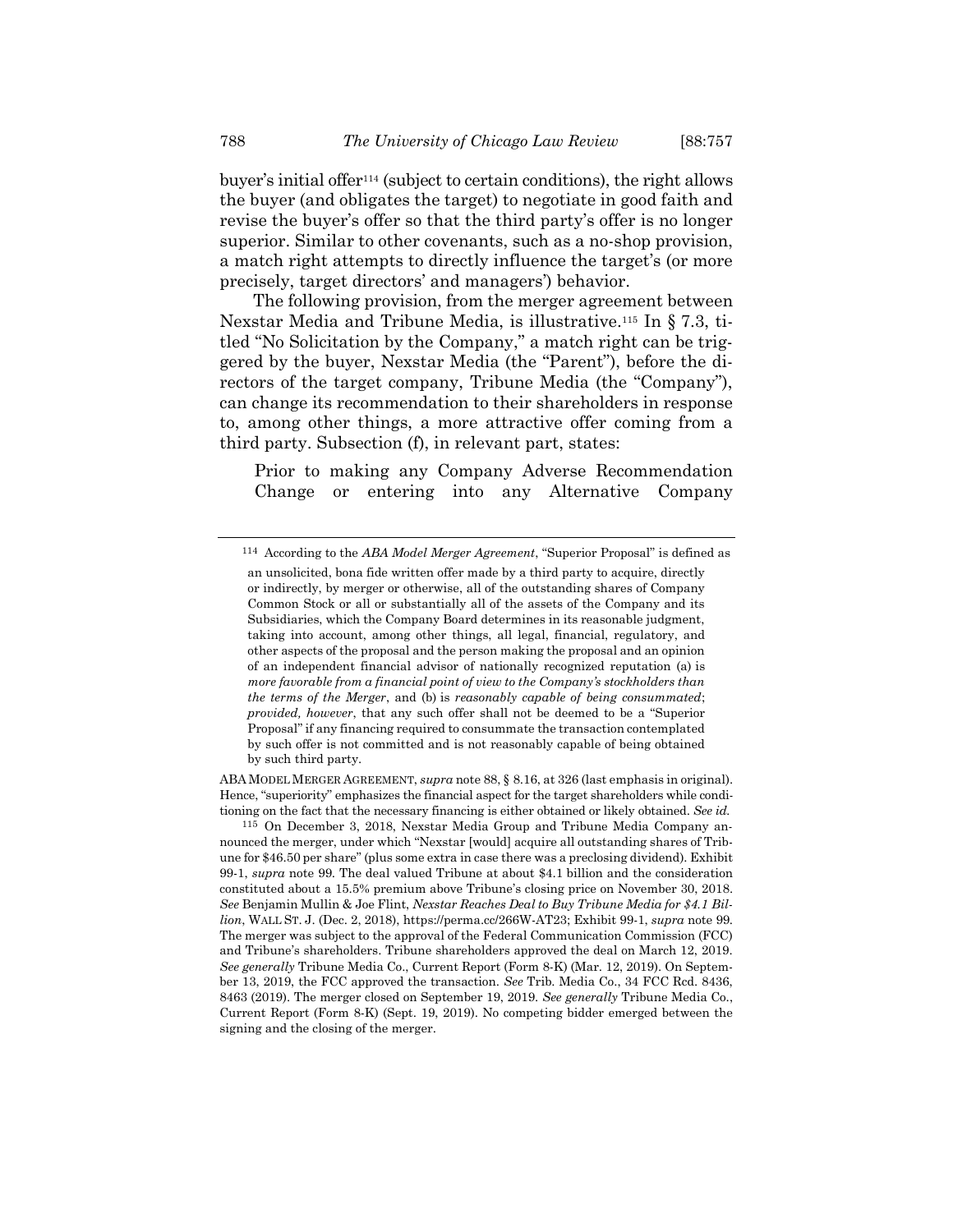buyer's initial offer[114] (subject to certain conditions), the right allows the buyer (and obligates the target) to negotiate in good faith and revise the buyer's offer so that the third party's offer is no longer superior. Similar to other covenants, such as a no-shop provision, a match right attempts to directly influence the target's (or more precisely, target directors' and managers') behavior.

The following provision, from the merger agreement between Nexstar Media and Tribune Media, is illustrative.[115] In § 7.3, titled "No Solicitation by the Company," a match right can be triggered by the buyer, Nexstar Media (the "Parent"), before the directors of the target company, Tribune Media (the "Company"), can change its recommendation to their shareholders in response to, among other things, a more attractive offer coming from a third party. Subsection (f), in relevant part, states:

> Prior to making any Company Adverse Recommendation Change or entering into any Alternative Company

---

[114] According to the *ABA Model Merger Agreement*, "Superior Proposal" is defined as

> an unsolicited, bona fide written offer made by a third party to acquire, directly or indirectly, by merger or otherwise, all of the outstanding shares of Company Common Stock or all or substantially all of the assets of the Company and its Subsidiaries, which the Company Board determines in its reasonable judgment, taking into account, among other things, all legal, financial, regulatory, and other aspects of the proposal and the person making the proposal and an opinion of an independent financial advisor of nationally recognized reputation (a) is *more favorable from a financial point of view to the Company's stockholders than the terms of the Merger*, and (b) is *reasonably capable of being consummated*; *provided, however*, that any such offer shall not be deemed to be a "Superior Proposal" if any financing required to consummate the transaction contemplated by such offer is not committed and is not reasonably capable of being obtained by such third party.

ABA MODEL MERGER AGREEMENT, *supra* note 88, § 8.16, at 326 (last emphasis in original). Hence, "superiority" emphasizes the financial aspect for the target shareholders while conditioning on the fact that the necessary financing is either obtained or likely obtained. *See id.*

[115] On December 3, 2018, Nexstar Media Group and Tribune Media Company announced the merger, under which "Nexstar [would] acquire all outstanding shares of Tribune for $46.50 per share" (plus some extra in case there was a preclosing dividend). Exhibit 99-1, *supra* note 99. The deal valued Tribune at about $4.1 billion and the consideration constituted about a 15.5% premium above Tribune's closing price on November 30, 2018. *See* Benjamin Mullin & Joe Flint, *Nexstar Reaches Deal to Buy Tribune Media for $4.1 Billion*, WALL ST. J. (Dec. 2, 2018), https://perma.cc/266W-AT23; Exhibit 99-1, *supra* note 99. The merger was subject to the approval of the Federal Communication Commission (FCC) and Tribune's shareholders. Tribune shareholders approved the deal on March 12, 2019. *See generally* Tribune Media Co., Current Report (Form 8-K) (Mar. 12, 2019). On September 13, 2019, the FCC approved the transaction. *See* Trib. Media Co., 34 FCC Rcd. 8436, 8463 (2019). The merger closed on September 19, 2019. *See generally* Tribune Media Co., Current Report (Form 8-K) (Sept. 19, 2019). No competing bidder emerged between the signing and the closing of the merger.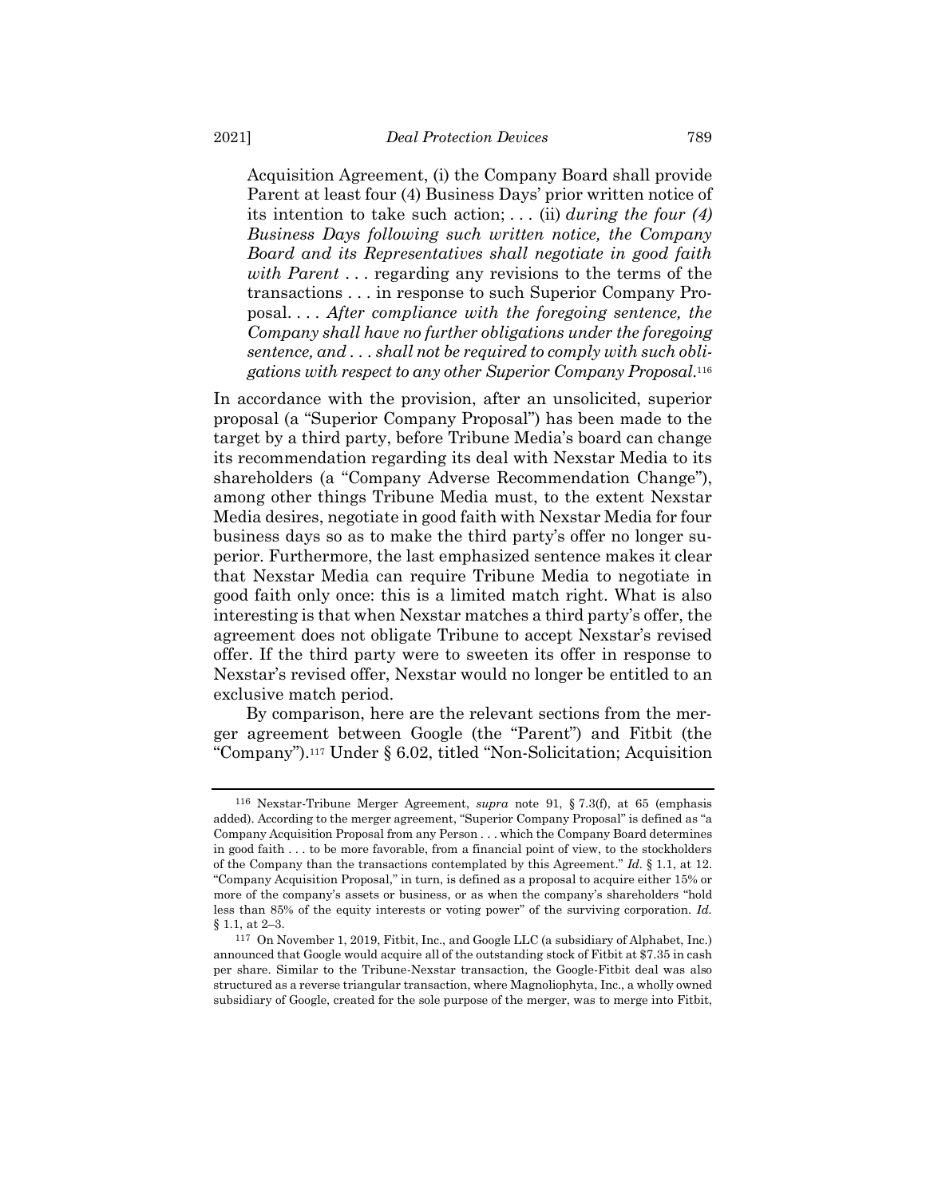> Acquisition Agreement, (i) the Company Board shall provide Parent at least four (4) Business Days' prior written notice of its intention to take such action; . . . (ii) *during the four (4) Business Days following such written notice, the Company Board and its Representatives shall negotiate in good faith with Parent* . . . regarding any revisions to the terms of the transactions . . . in response to such Superior Company Proposal. . . . *After compliance with the foregoing sentence, the Company shall have no further obligations under the foregoing sentence, and . . . shall not be required to comply with such obligations with respect to any other Superior Company Proposal*.[116]

In accordance with the provision, after an unsolicited, superior proposal (a "Superior Company Proposal") has been made to the target by a third party, before Tribune Media's board can change its recommendation regarding its deal with Nexstar Media to its shareholders (a "Company Adverse Recommendation Change"), among other things Tribune Media must, to the extent Nexstar Media desires, negotiate in good faith with Nexstar Media for four business days so as to make the third party's offer no longer superior. Furthermore, the last emphasized sentence makes it clear that Nexstar Media can require Tribune Media to negotiate in good faith only once: this is a limited match right. What is also interesting is that when Nexstar matches a third party's offer, the agreement does not obligate Tribune to accept Nexstar's revised offer. If the third party were to sweeten its offer in response to Nexstar's revised offer, Nexstar would no longer be entitled to an exclusive match period.

By comparison, here are the relevant sections from the merger agreement between Google (the "Parent") and Fitbit (the "Company").[117] Under § 6.02, titled "Non-Solicitation; Acquisition

---

[116] Nexstar-Tribune Merger Agreement, *supra* note 91, § 7.3(f), at 65 (emphasis added). According to the merger agreement, "Superior Company Proposal" is defined as "a Company Acquisition Proposal from any Person . . . which the Company Board determines in good faith . . . to be more favorable, from a financial point of view, to the stockholders of the Company than the transactions contemplated by this Agreement." *Id.* § 1.1, at 12. "Company Acquisition Proposal," in turn, is defined as a proposal to acquire either 15% or more of the company's assets or business, or as when the company's shareholders "hold less than 85% of the equity interests or voting power" of the surviving corporation. *Id.* § 1.1, at 2–3.

[117] On November 1, 2019, Fitbit, Inc., and Google LLC (a subsidiary of Alphabet, Inc.) announced that Google would acquire all of the outstanding stock of Fitbit at $7.35 in cash per share. Similar to the Tribune-Nexstar transaction, the Google-Fitbit deal was also structured as a reverse triangular transaction, where Magnoliophyta, Inc., a wholly owned subsidiary of Google, created for the sole purpose of the merger, was to merge into Fitbit,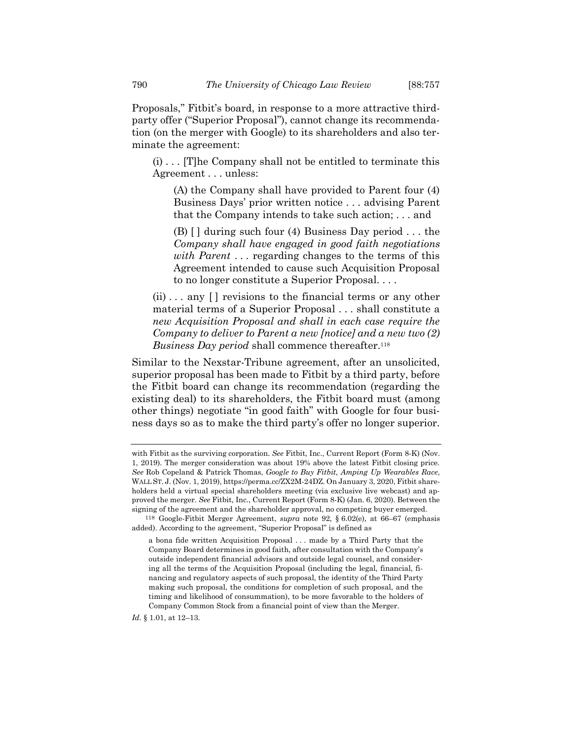Proposals," Fitbit's board, in response to a more attractive third-party offer ("Superior Proposal"), cannot change its recommendation (on the merger with Google) to its shareholders and also terminate the agreement:

> (i) . . . [T]he Company shall not be entitled to terminate this Agreement . . . unless:
>
> > (A) the Company shall have provided to Parent four (4) Business Days' prior written notice . . . advising Parent that the Company intends to take such action; . . . and
> >
> > (B) [ ] during such four (4) Business Day period . . . the *Company shall have engaged in good faith negotiations with Parent* . . . regarding changes to the terms of this Agreement intended to cause such Acquisition Proposal to no longer constitute a Superior Proposal. . . .
>
> (ii) . . . any [ ] revisions to the financial terms or any other material terms of a Superior Proposal . . . shall constitute a *new Acquisition Proposal and shall in each case require the Company to deliver to Parent a new [notice] and a new two (2) Business Day period* shall commence thereafter.[118]

Similar to the Nexstar-Tribune agreement, after an unsolicited, superior proposal has been made to Fitbit by a third party, before the Fitbit board can change its recommendation (regarding the existing deal) to its shareholders, the Fitbit board must (among other things) negotiate "in good faith" with Google for four business days so as to make the third party's offer no longer superior.

---

with Fitbit as the surviving corporation. *See* Fitbit, Inc., Current Report (Form 8-K) (Nov. 1, 2019). The merger consideration was about 19% above the latest Fitbit closing price. *See* Rob Copeland & Patrick Thomas, *Google to Buy Fitbit, Amping Up Wearables Race*, WALL ST. J. (Nov. 1, 2019), https://perma.cc/ZX2M-24DZ. On January 3, 2020, Fitbit shareholders held a virtual special shareholders meeting (via exclusive live webcast) and approved the merger. *See* Fitbit, Inc., Current Report (Form 8-K) (Jan. 6, 2020). Between the signing of the agreement and the shareholder approval, no competing buyer emerged.

[118] Google-Fitbit Merger Agreement, *supra* note 92, § 6.02(e), at 66–67 (emphasis added). According to the agreement, "Superior Proposal" is defined as

> a bona fide written Acquisition Proposal . . . made by a Third Party that the Company Board determines in good faith, after consultation with the Company's outside independent financial advisors and outside legal counsel, and considering all the terms of the Acquisition Proposal (including the legal, financial, financing and regulatory aspects of such proposal, the identity of the Third Party making such proposal, the conditions for completion of such proposal, and the timing and likelihood of consummation), to be more favorable to the holders of Company Common Stock from a financial point of view than the Merger.

*Id.* § 1.01, at 12–13.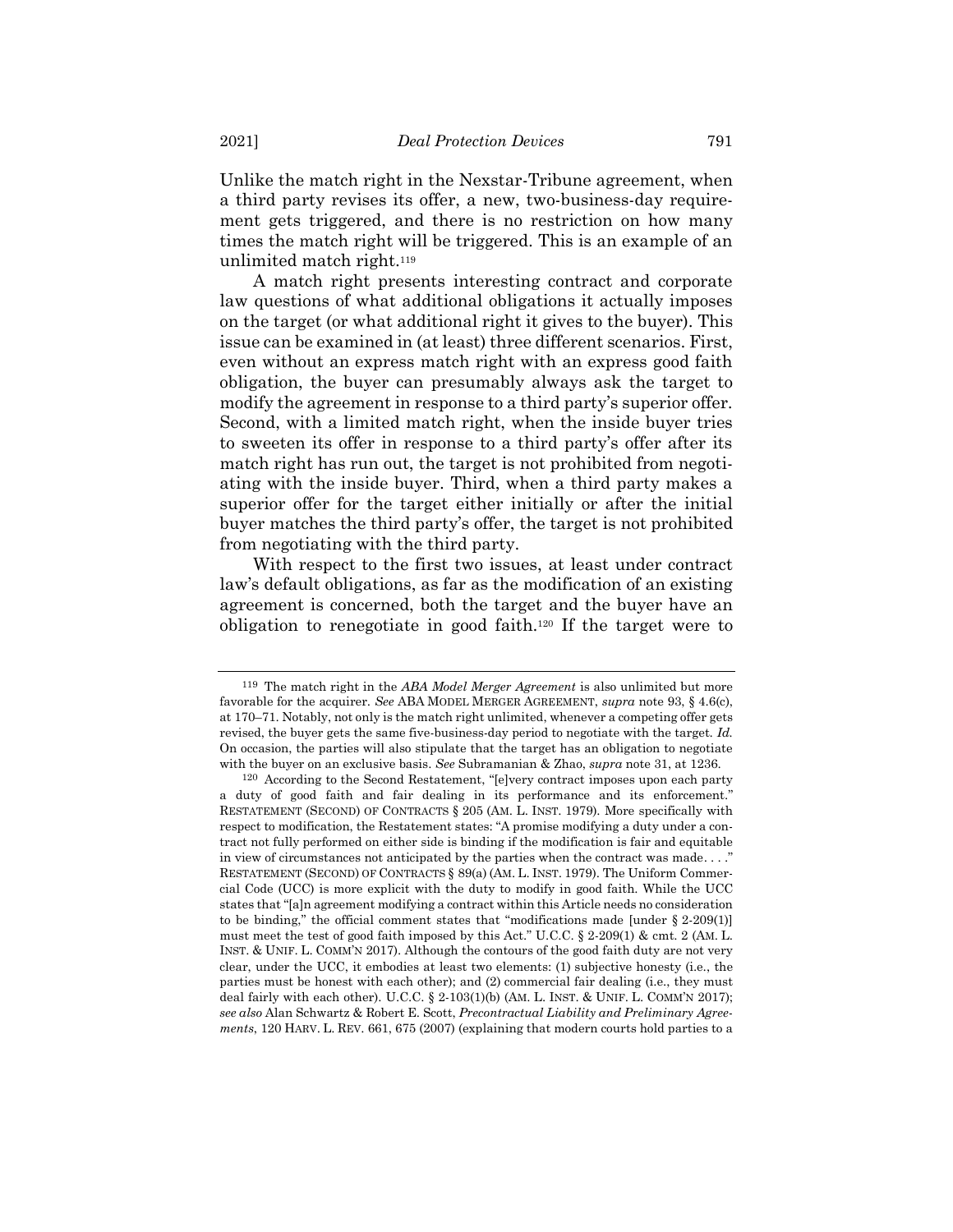Unlike the match right in the Nexstar-Tribune agreement, when a third party revises its offer, a new, two-business-day requirement gets triggered, and there is no restriction on how many times the match right will be triggered. This is an example of an unlimited match right.[119]

A match right presents interesting contract and corporate law questions of what additional obligations it actually imposes on the target (or what additional right it gives to the buyer). This issue can be examined in (at least) three different scenarios. First, even without an express match right with an express good faith obligation, the buyer can presumably always ask the target to modify the agreement in response to a third party's superior offer. Second, with a limited match right, when the inside buyer tries to sweeten its offer in response to a third party's offer after its match right has run out, the target is not prohibited from negotiating with the inside buyer. Third, when a third party makes a superior offer for the target either initially or after the initial buyer matches the third party's offer, the target is not prohibited from negotiating with the third party.

With respect to the first two issues, at least under contract law's default obligations, as far as the modification of an existing agreement is concerned, both the target and the buyer have an obligation to renegotiate in good faith.[120] If the target were to

---

[119] The match right in the *ABA Model Merger Agreement* is also unlimited but more favorable for the acquirer. *See* ABA MODEL MERGER AGREEMENT, *supra* note 93, § 4.6(c), at 170–71. Notably, not only is the match right unlimited, whenever a competing offer gets revised, the buyer gets the same five-business-day period to negotiate with the target. *Id.* On occasion, the parties will also stipulate that the target has an obligation to negotiate with the buyer on an exclusive basis. *See* Subramanian & Zhao, *supra* note 31, at 1236.

[120] According to the Second Restatement, "[e]very contract imposes upon each party a duty of good faith and fair dealing in its performance and its enforcement." RESTATEMENT (SECOND) OF CONTRACTS § 205 (AM. L. INST. 1979). More specifically with respect to modification, the Restatement states: "A promise modifying a duty under a contract not fully performed on either side is binding if the modification is fair and equitable in view of circumstances not anticipated by the parties when the contract was made. . . ." RESTATEMENT (SECOND) OF CONTRACTS § 89(a) (AM. L. INST. 1979). The Uniform Commercial Code (UCC) is more explicit with the duty to modify in good faith. While the UCC states that "[a]n agreement modifying a contract within this Article needs no consideration to be binding," the official comment states that "modifications made [under § 2-209(1)] must meet the test of good faith imposed by this Act." U.C.C. § 2-209(1) & cmt. 2 (AM. L. INST. & UNIF. L. COMM'N 2017). Although the contours of the good faith duty are not very clear, under the UCC, it embodies at least two elements: (1) subjective honesty (i.e., the parties must be honest with each other); and (2) commercial fair dealing (i.e., they must deal fairly with each other). U.C.C. § 2-103(1)(b) (AM. L. INST. & UNIF. L. COMM'N 2017); *see also* Alan Schwartz & Robert E. Scott, *Precontractual Liability and Preliminary Agreements*, 120 HARV. L. REV. 661, 675 (2007) (explaining that modern courts hold parties to a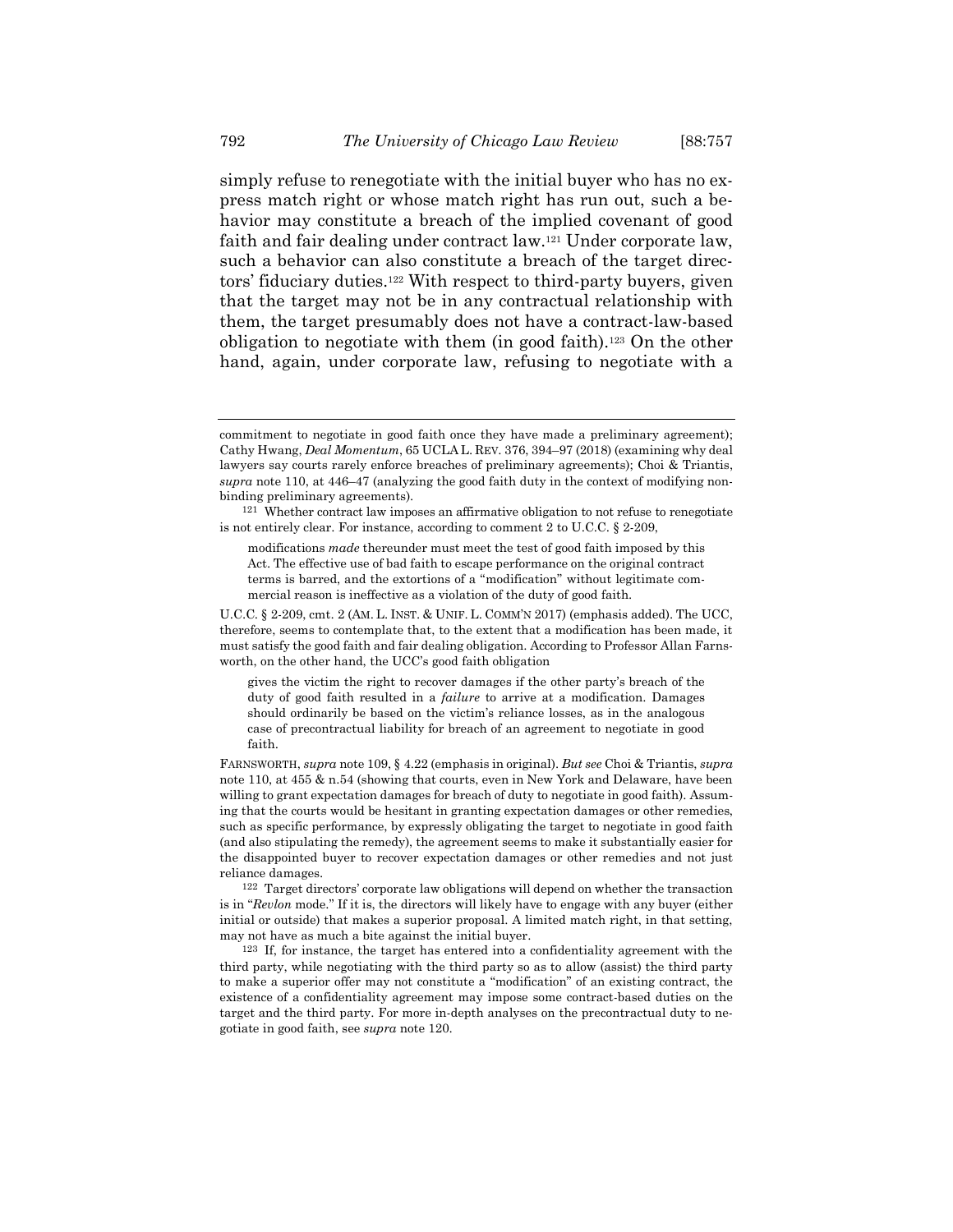simply refuse to renegotiate with the initial buyer who has no express match right or whose match right has run out, such a behavior may constitute a breach of the implied covenant of good faith and fair dealing under contract law.[121] Under corporate law, such a behavior can also constitute a breach of the target directors' fiduciary duties.[122] With respect to third-party buyers, given that the target may not be in any contractual relationship with them, the target presumably does not have a contract-law-based obligation to negotiate with them (in good faith).[123] On the other hand, again, under corporate law, refusing to negotiate with a

---

commitment to negotiate in good faith once they have made a preliminary agreement); Cathy Hwang, *Deal Momentum*, 65 UCLA L. REV. 376, 394–97 (2018) (examining why deal lawyers say courts rarely enforce breaches of preliminary agreements); Choi & Triantis, *supra* note 110, at 446–47 (analyzing the good faith duty in the context of modifying nonbinding preliminary agreements).

[121] Whether contract law imposes an affirmative obligation to not refuse to renegotiate is not entirely clear. For instance, according to comment 2 to U.C.C. § 2-209,

> modifications *made* thereunder must meet the test of good faith imposed by this Act. The effective use of bad faith to escape performance on the original contract terms is barred, and the extortions of a "modification" without legitimate commercial reason is ineffective as a violation of the duty of good faith.

U.C.C. § 2-209, cmt. 2 (AM. L. INST. & UNIF. L. COMM'N 2017) (emphasis added). The UCC, therefore, seems to contemplate that, to the extent that a modification has been made, it must satisfy the good faith and fair dealing obligation. According to Professor Allan Farnsworth, on the other hand, the UCC's good faith obligation

> gives the victim the right to recover damages if the other party's breach of the duty of good faith resulted in a *failure* to arrive at a modification. Damages should ordinarily be based on the victim's reliance losses, as in the analogous case of precontractual liability for breach of an agreement to negotiate in good faith.

FARNSWORTH, *supra* note 109, § 4.22 (emphasis in original). *But see* Choi & Triantis, *supra* note 110, at 455 & n.54 (showing that courts, even in New York and Delaware, have been willing to grant expectation damages for breach of duty to negotiate in good faith). Assuming that the courts would be hesitant in granting expectation damages or other remedies, such as specific performance, by expressly obligating the target to negotiate in good faith (and also stipulating the remedy), the agreement seems to make it substantially easier for the disappointed buyer to recover expectation damages or other remedies and not just reliance damages.

[122] Target directors' corporate law obligations will depend on whether the transaction is in "*Revlon* mode." If it is, the directors will likely have to engage with any buyer (either initial or outside) that makes a superior proposal. A limited match right, in that setting, may not have as much a bite against the initial buyer.

[123] If, for instance, the target has entered into a confidentiality agreement with the third party, while negotiating with the third party so as to allow (assist) the third party to make a superior offer may not constitute a "modification" of an existing contract, the existence of a confidentiality agreement may impose some contract-based duties on the target and the third party. For more in-depth analyses on the precontractual duty to negotiate in good faith, see *supra* note 120.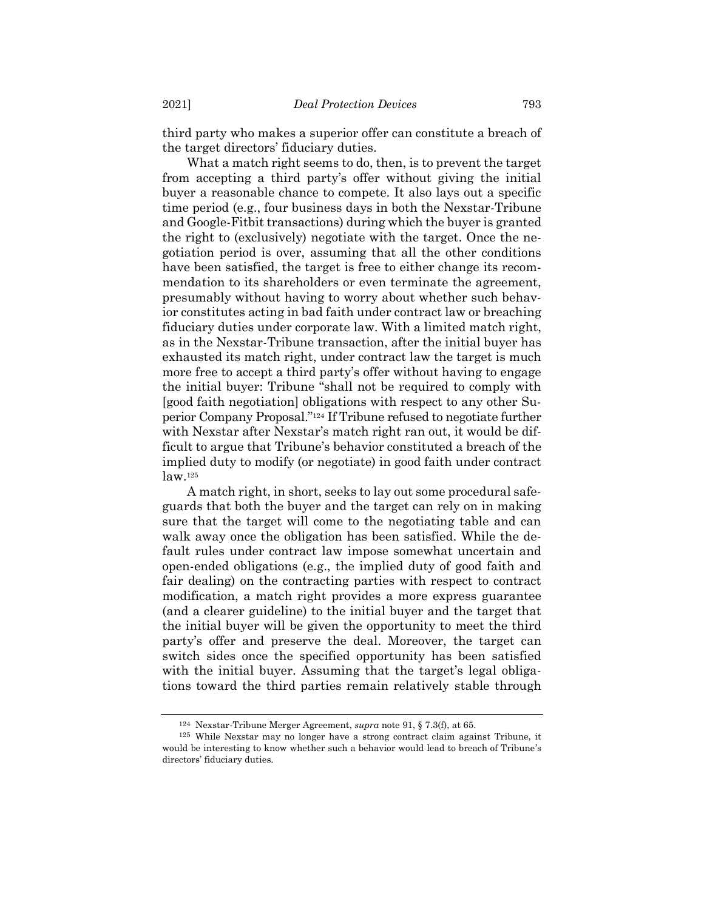third party who makes a superior offer can constitute a breach of the target directors' fiduciary duties.

What a match right seems to do, then, is to prevent the target from accepting a third party's offer without giving the initial buyer a reasonable chance to compete. It also lays out a specific time period (e.g., four business days in both the Nexstar-Tribune and Google-Fitbit transactions) during which the buyer is granted the right to (exclusively) negotiate with the target. Once the negotiation period is over, assuming that all the other conditions have been satisfied, the target is free to either change its recommendation to its shareholders or even terminate the agreement, presumably without having to worry about whether such behavior constitutes acting in bad faith under contract law or breaching fiduciary duties under corporate law. With a limited match right, as in the Nexstar-Tribune transaction, after the initial buyer has exhausted its match right, under contract law the target is much more free to accept a third party's offer without having to engage the initial buyer: Tribune "shall not be required to comply with [good faith negotiation] obligations with respect to any other Superior Company Proposal."[124] If Tribune refused to negotiate further with Nexstar after Nexstar's match right ran out, it would be difficult to argue that Tribune's behavior constituted a breach of the implied duty to modify (or negotiate) in good faith under contract law.[125]

A match right, in short, seeks to lay out some procedural safeguards that both the buyer and the target can rely on in making sure that the target will come to the negotiating table and can walk away once the obligation has been satisfied. While the default rules under contract law impose somewhat uncertain and open-ended obligations (e.g., the implied duty of good faith and fair dealing) on the contracting parties with respect to contract modification, a match right provides a more express guarantee (and a clearer guideline) to the initial buyer and the target that the initial buyer will be given the opportunity to meet the third party's offer and preserve the deal. Moreover, the target can switch sides once the specified opportunity has been satisfied with the initial buyer. Assuming that the target's legal obligations toward the third parties remain relatively stable through

---

[124] Nexstar-Tribune Merger Agreement, *supra* note 91, § 7.3(f), at 65.

[125] While Nexstar may no longer have a strong contract claim against Tribune, it would be interesting to know whether such a behavior would lead to breach of Tribune's directors' fiduciary duties.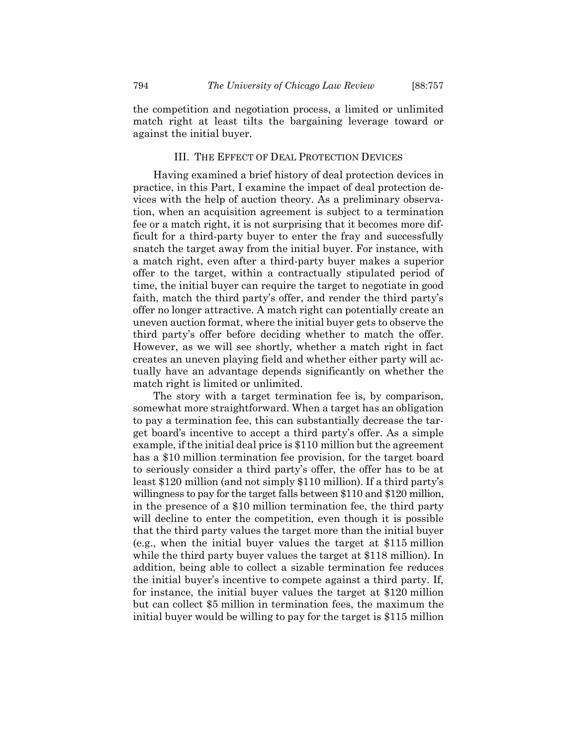the competition and negotiation process, a limited or unlimited match right at least tilts the bargaining leverage toward or against the initial buyer.

## III. The Effect of Deal Protection Devices

Having examined a brief history of deal protection devices in practice, in this Part, I examine the impact of deal protection devices with the help of auction theory. As a preliminary observation, when an acquisition agreement is subject to a termination fee or a match right, it is not surprising that it becomes more difficult for a third-party buyer to enter the fray and successfully snatch the target away from the initial buyer. For instance, with a match right, even after a third-party buyer makes a superior offer to the target, within a contractually stipulated period of time, the initial buyer can require the target to negotiate in good faith, match the third party's offer, and render the third party's offer no longer attractive. A match right can potentially create an uneven auction format, where the initial buyer gets to observe the third party's offer before deciding whether to match the offer. However, as we will see shortly, whether a match right in fact creates an uneven playing field and whether either party will actually have an advantage depends significantly on whether the match right is limited or unlimited.

The story with a target termination fee is, by comparison, somewhat more straightforward. When a target has an obligation to pay a termination fee, this can substantially decrease the target board's incentive to accept a third party's offer. As a simple example, if the initial deal price is $110 million but the agreement has a $10 million termination fee provision, for the target board to seriously consider a third party's offer, the offer has to be at least $120 million (and not simply $110 million). If a third party's willingness to pay for the target falls between $110 and $120 million, in the presence of a $10 million termination fee, the third party will decline to enter the competition, even though it is possible that the third party values the target more than the initial buyer (e.g., when the initial buyer values the target at $115 million while the third party buyer values the target at $118 million). In addition, being able to collect a sizable termination fee reduces the initial buyer's incentive to compete against a third party. If, for instance, the initial buyer values the target at $120 million but can collect $5 million in termination fees, the maximum the initial buyer would be willing to pay for the target is $115 million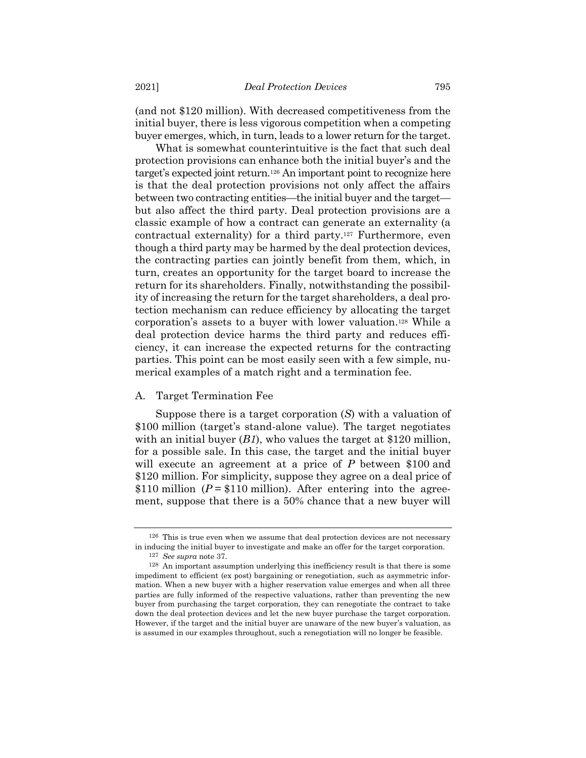(and not \$120 million). With decreased competitiveness from the initial buyer, there is less vigorous competition when a competing buyer emerges, which, in turn, leads to a lower return for the target.

What is somewhat counterintuitive is the fact that such deal protection provisions can enhance both the initial buyer's and the target's expected joint return.[126] An important point to recognize here is that the deal protection provisions not only affect the affairs between two contracting entities—the initial buyer and the target—but also affect the third party. Deal protection provisions are a classic example of how a contract can generate an externality (a contractual externality) for a third party.[127] Furthermore, even though a third party may be harmed by the deal protection devices, the contracting parties can jointly benefit from them, which, in turn, creates an opportunity for the target board to increase the return for its shareholders. Finally, notwithstanding the possibility of increasing the return for the target shareholders, a deal protection mechanism can reduce efficiency by allocating the target corporation's assets to a buyer with lower valuation.[128] While a deal protection device harms the third party and reduces efficiency, it can increase the expected returns for the contracting parties. This point can be most easily seen with a few simple, numerical examples of a match right and a termination fee.

## A. Target Termination Fee

Suppose there is a target corporation (*S*) with a valuation of \$100 million (target's stand-alone value). The target negotiates with an initial buyer (*B1*), who values the target at \$120 million, for a possible sale. In this case, the target and the initial buyer will execute an agreement at a price of *P* between \$100 and \$120 million. For simplicity, suppose they agree on a deal price of \$110 million ($P = \$110$ million). After entering into the agreement, suppose that there is a 50% chance that a new buyer will

---

[126] This is true even when we assume that deal protection devices are not necessary in inducing the initial buyer to investigate and make an offer for the target corporation.

[127] *See supra* note 37.

[128] An important assumption underlying this inefficiency result is that there is some impediment to efficient (ex post) bargaining or renegotiation, such as asymmetric information. When a new buyer with a higher reservation value emerges and when all three parties are fully informed of the respective valuations, rather than preventing the new buyer from purchasing the target corporation, they can renegotiate the contract to take down the deal protection devices and let the new buyer purchase the target corporation. However, if the target and the initial buyer are unaware of the new buyer's valuation, as is assumed in our examples throughout, such a renegotiation will no longer be feasible.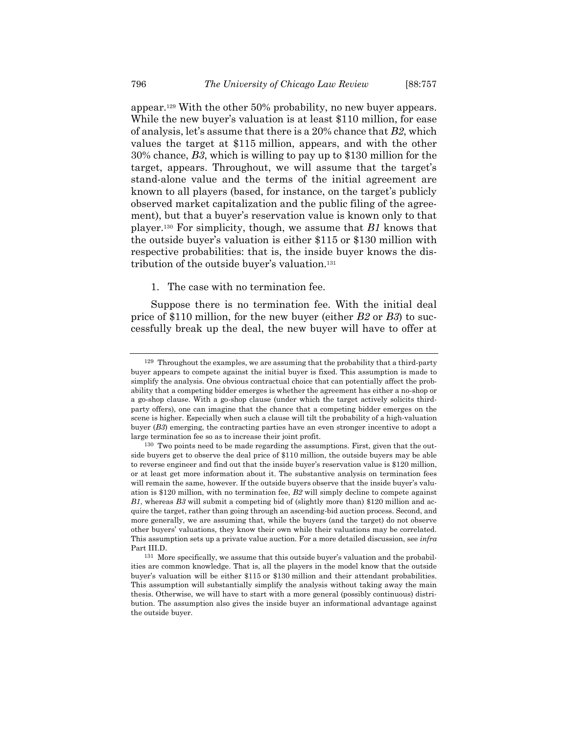appear.[129] With the other 50% probability, no new buyer appears. While the new buyer's valuation is at least \$110 million, for ease of analysis, let's assume that there is a 20% chance that *B2*, which values the target at \$115 million, appears, and with the other 30% chance, *B3*, which is willing to pay up to \$130 million for the target, appears. Throughout, we will assume that the target's stand-alone value and the terms of the initial agreement are known to all players (based, for instance, on the target's publicly observed market capitalization and the public filing of the agreement), but that a buyer's reservation value is known only to that player.[130] For simplicity, though, we assume that *B1* knows that the outside buyer's valuation is either \$115 or \$130 million with respective probabilities: that is, the inside buyer knows the distribution of the outside buyer's valuation.[131]

1. The case with no termination fee.

Suppose there is no termination fee. With the initial deal price of \$110 million, for the new buyer (either *B2* or *B3*) to successfully break up the deal, the new buyer will have to offer at

---

[129] Throughout the examples, we are assuming that the probability that a third-party buyer appears to compete against the initial buyer is fixed. This assumption is made to simplify the analysis. One obvious contractual choice that can potentially affect the probability that a competing bidder emerges is whether the agreement has either a no-shop or a go-shop clause. With a go-shop clause (under which the target actively solicits third-party offers), one can imagine that the chance that a competing bidder emerges on the scene is higher. Especially when such a clause will tilt the probability of a high-valuation buyer (*B3*) emerging, the contracting parties have an even stronger incentive to adopt a large termination fee so as to increase their joint profit.

[130] Two points need to be made regarding the assumptions. First, given that the outside buyers get to observe the deal price of \$110 million, the outside buyers may be able to reverse engineer and find out that the inside buyer's reservation value is \$120 million, or at least get more information about it. The substantive analysis on termination fees will remain the same, however. If the outside buyers observe that the inside buyer's valuation is \$120 million, with no termination fee, *B2* will simply decline to compete against *B1*, whereas *B3* will submit a competing bid of (slightly more than) \$120 million and acquire the target, rather than going through an ascending-bid auction process. Second, and more generally, we are assuming that, while the buyers (and the target) do not observe other buyers' valuations, they know their own while their valuations may be correlated. This assumption sets up a private value auction. For a more detailed discussion, see *infra* Part III.D.

[131] More specifically, we assume that this outside buyer's valuation and the probabilities are common knowledge. That is, all the players in the model know that the outside buyer's valuation will be either \$115 or \$130 million and their attendant probabilities. This assumption will substantially simplify the analysis without taking away the main thesis. Otherwise, we will have to start with a more general (possibly continuous) distribution. The assumption also gives the inside buyer an informational advantage against the outside buyer.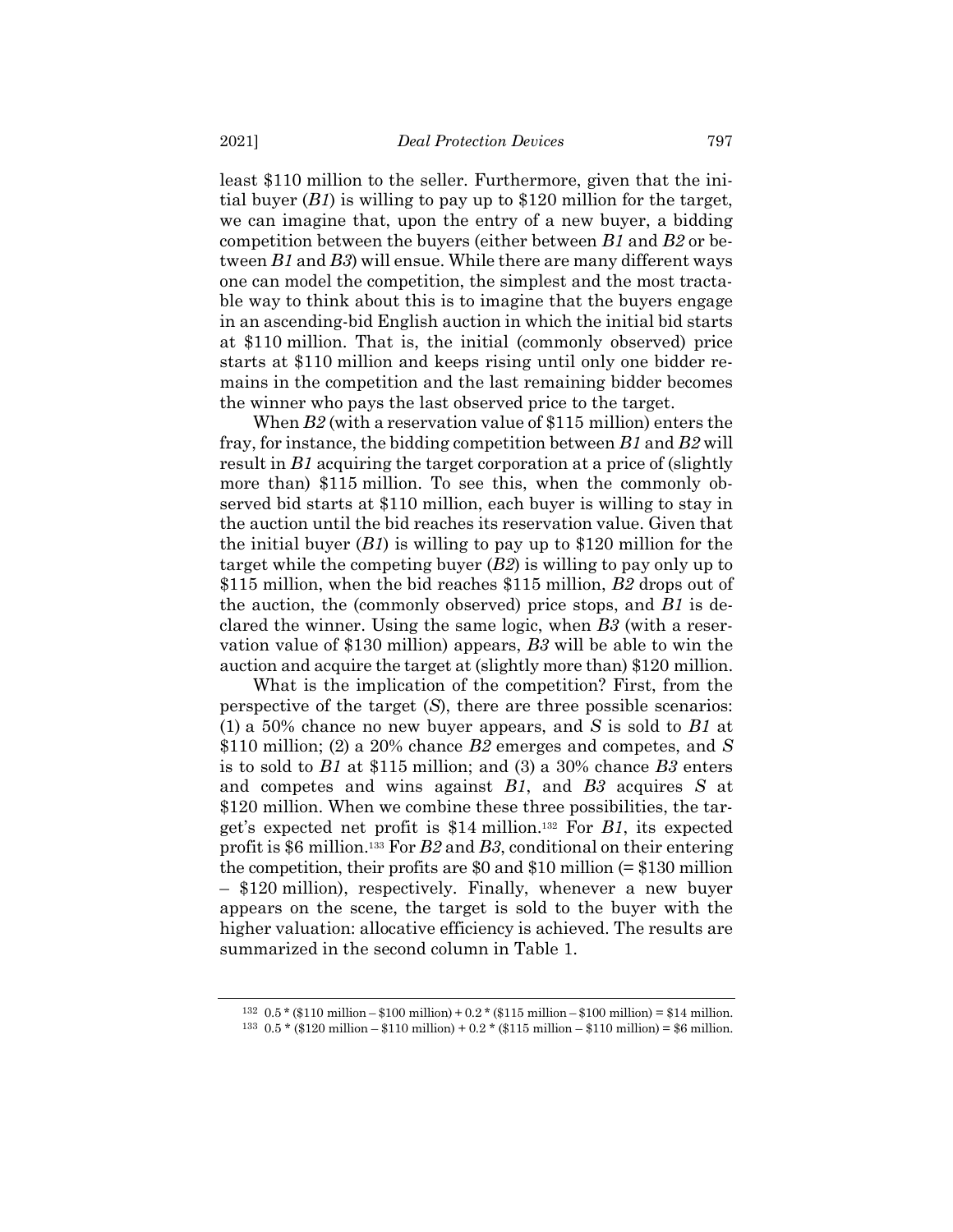least \$110 million to the seller. Furthermore, given that the initial buyer (*B1*) is willing to pay up to \$120 million for the target, we can imagine that, upon the entry of a new buyer, a bidding competition between the buyers (either between *B1* and *B2* or between *B1* and *B3*) will ensue. While there are many different ways one can model the competition, the simplest and the most tractable way to think about this is to imagine that the buyers engage in an ascending-bid English auction in which the initial bid starts at \$110 million. That is, the initial (commonly observed) price starts at \$110 million and keeps rising until only one bidder remains in the competition and the last remaining bidder becomes the winner who pays the last observed price to the target.

When *B2* (with a reservation value of \$115 million) enters the fray, for instance, the bidding competition between *B1* and *B2* will result in *B1* acquiring the target corporation at a price of (slightly more than) \$115 million. To see this, when the commonly observed bid starts at \$110 million, each buyer is willing to stay in the auction until the bid reaches its reservation value. Given that the initial buyer (*B1*) is willing to pay up to \$120 million for the target while the competing buyer (*B2*) is willing to pay only up to \$115 million, when the bid reaches \$115 million, *B2* drops out of the auction, the (commonly observed) price stops, and *B1* is declared the winner. Using the same logic, when *B3* (with a reservation value of \$130 million) appears, *B3* will be able to win the auction and acquire the target at (slightly more than) \$120 million.

What is the implication of the competition? First, from the perspective of the target (*S*), there are three possible scenarios: (1) a 50% chance no new buyer appears, and *S* is sold to *B1* at \$110 million; (2) a 20% chance *B2* emerges and competes, and *S* is to sold to *B1* at \$115 million; and (3) a 30% chance *B3* enters and competes and wins against *B1*, and *B3* acquires *S* at \$120 million. When we combine these three possibilities, the target's expected net profit is \$14 million.[132] For *B1*, its expected profit is \$6 million.[133] For *B2* and *B3*, conditional on their entering the competition, their profits are \$0 and \$10 million (= \$130 million – \$120 million), respectively. Finally, whenever a new buyer appears on the scene, the target is sold to the buyer with the higher valuation: allocative efficiency is achieved. The results are summarized in the second column in Table 1.

---

[132] 0.5 * (\$110 million – \$100 million) + 0.2 * (\$115 million – \$100 million) = \$14 million.

[133] 0.5 * (\$120 million – \$110 million) + 0.2 * (\$115 million – \$110 million) = \$6 million.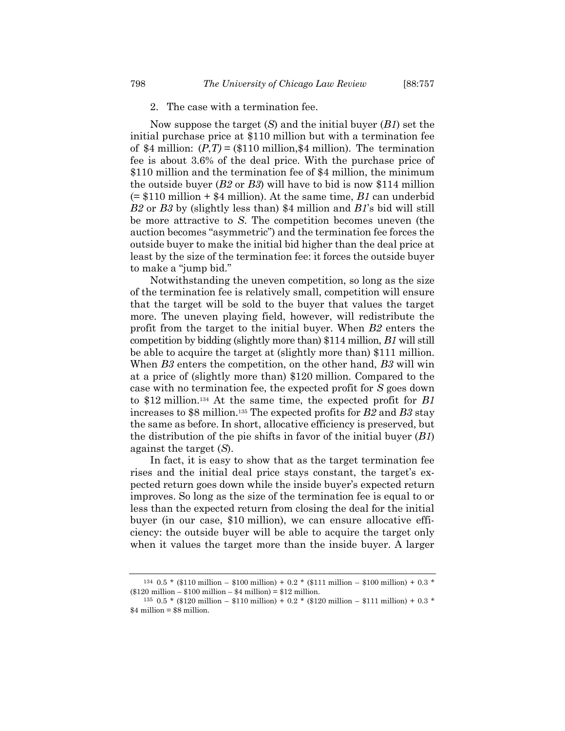2. The case with a termination fee.

Now suppose the target (*S*) and the initial buyer (*B1*) set the initial purchase price at $110 million but with a termination fee of $4 million: $(P,T)$ = ($110 million,$4 million). The termination fee is about 3.6% of the deal price. With the purchase price of $110 million and the termination fee of $4 million, the minimum the outside buyer (*B2* or *B3*) will have to bid is now $114 million (= $110 million + $4 million). At the same time, *B1* can underbid *B2* or *B3* by (slightly less than) $4 million and *B1*'s bid will still be more attractive to *S*. The competition becomes uneven (the auction becomes "asymmetric") and the termination fee forces the outside buyer to make the initial bid higher than the deal price at least by the size of the termination fee: it forces the outside buyer to make a "jump bid."

Notwithstanding the uneven competition, so long as the size of the termination fee is relatively small, competition will ensure that the target will be sold to the buyer that values the target more. The uneven playing field, however, will redistribute the profit from the target to the initial buyer. When *B2* enters the competition by bidding (slightly more than) $114 million, *B1* will still be able to acquire the target at (slightly more than) $111 million. When *B3* enters the competition, on the other hand, *B3* will win at a price of (slightly more than) $120 million. Compared to the case with no termination fee, the expected profit for *S* goes down to $12 million.[134] At the same time, the expected profit for *B1* increases to $8 million.[135] The expected profits for *B2* and *B3* stay the same as before. In short, allocative efficiency is preserved, but the distribution of the pie shifts in favor of the initial buyer (*B1*) against the target (*S*).

In fact, it is easy to show that as the target termination fee rises and the initial deal price stays constant, the target's expected return goes down while the inside buyer's expected return improves. So long as the size of the termination fee is equal to or less than the expected return from closing the deal for the initial buyer (in our case, $10 million), we can ensure allocative efficiency: the outside buyer will be able to acquire the target only when it values the target more than the inside buyer. A larger

---

[134] 0.5 * ($110 million – $100 million) + 0.2 * ($111 million – $100 million) + 0.3 * ($120 million – $100 million – $4 million) = $12 million.

[135] 0.5 * ($120 million – $110 million) + 0.2 * ($120 million – $111 million) + 0.3 * $4 million = $8 million.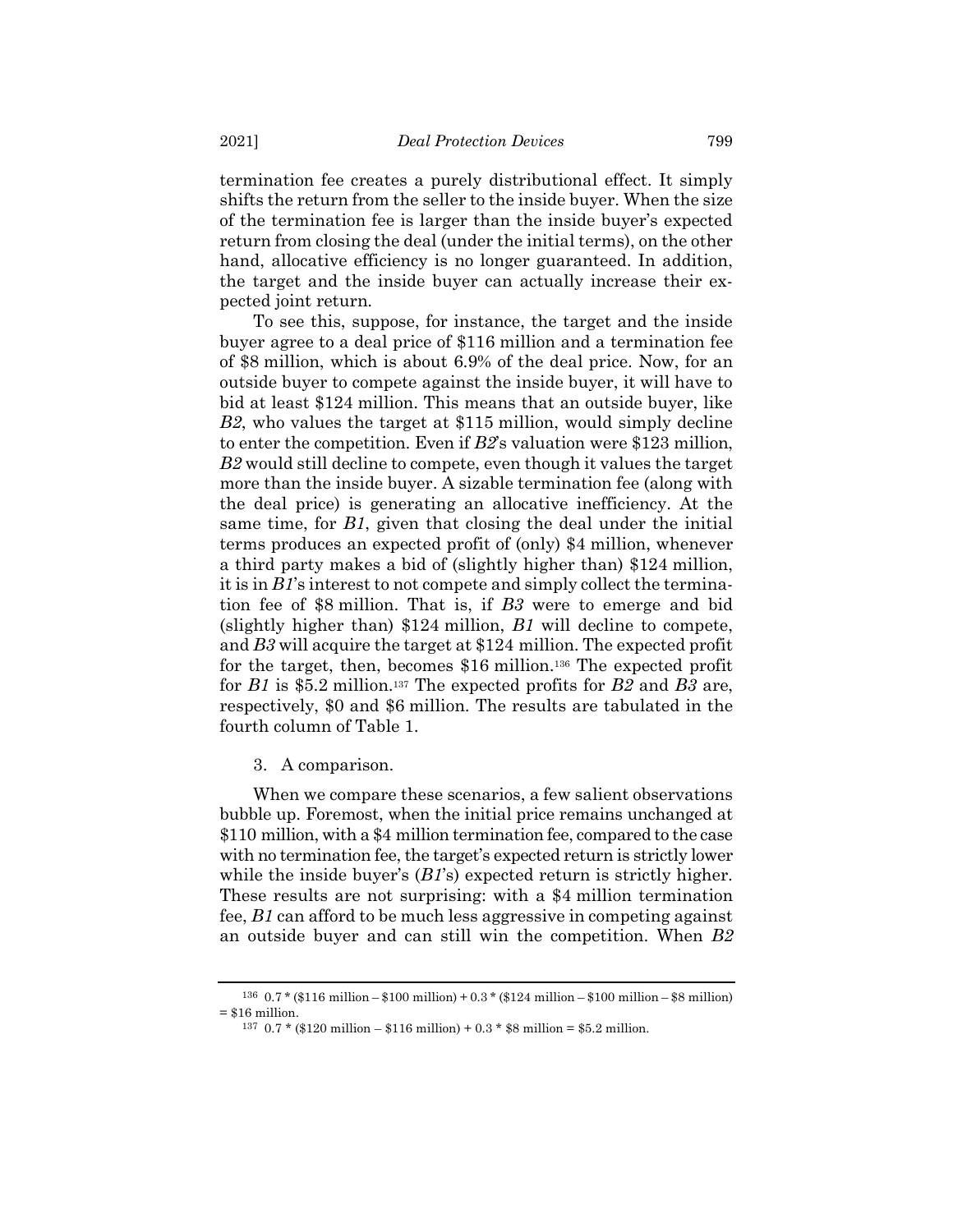termination fee creates a purely distributional effect. It simply shifts the return from the seller to the inside buyer. When the size of the termination fee is larger than the inside buyer's expected return from closing the deal (under the initial terms), on the other hand, allocative efficiency is no longer guaranteed. In addition, the target and the inside buyer can actually increase their expected joint return.

To see this, suppose, for instance, the target and the inside buyer agree to a deal price of \$116 million and a termination fee of \$8 million, which is about 6.9% of the deal price. Now, for an outside buyer to compete against the inside buyer, it will have to bid at least \$124 million. This means that an outside buyer, like *B2*, who values the target at \$115 million, would simply decline to enter the competition. Even if *B2*'s valuation were \$123 million, *B2* would still decline to compete, even though it values the target more than the inside buyer. A sizable termination fee (along with the deal price) is generating an allocative inefficiency. At the same time, for *B1*, given that closing the deal under the initial terms produces an expected profit of (only) \$4 million, whenever a third party makes a bid of (slightly higher than) \$124 million, it is in *B1*'s interest to not compete and simply collect the termination fee of \$8 million. That is, if *B3* were to emerge and bid (slightly higher than) \$124 million, *B1* will decline to compete, and *B3* will acquire the target at \$124 million. The expected profit for the target, then, becomes \$16 million.[136] The expected profit for *B1* is \$5.2 million.[137] The expected profits for *B2* and *B3* are, respectively, \$0 and \$6 million. The results are tabulated in the fourth column of Table 1.

3. A comparison.

When we compare these scenarios, a few salient observations bubble up. Foremost, when the initial price remains unchanged at \$110 million, with a \$4 million termination fee, compared to the case with no termination fee, the target's expected return is strictly lower while the inside buyer's (*B1*'s) expected return is strictly higher. These results are not surprising: with a \$4 million termination fee, *B1* can afford to be much less aggressive in competing against an outside buyer and can still win the competition. When *B2*

---

[136] 0.7 * (\$116 million – \$100 million) + 0.3 * (\$124 million – \$100 million – \$8 million) = \$16 million.

[137] 0.7 * (\$120 million – \$116 million) + 0.3 * \$8 million = \$5.2 million.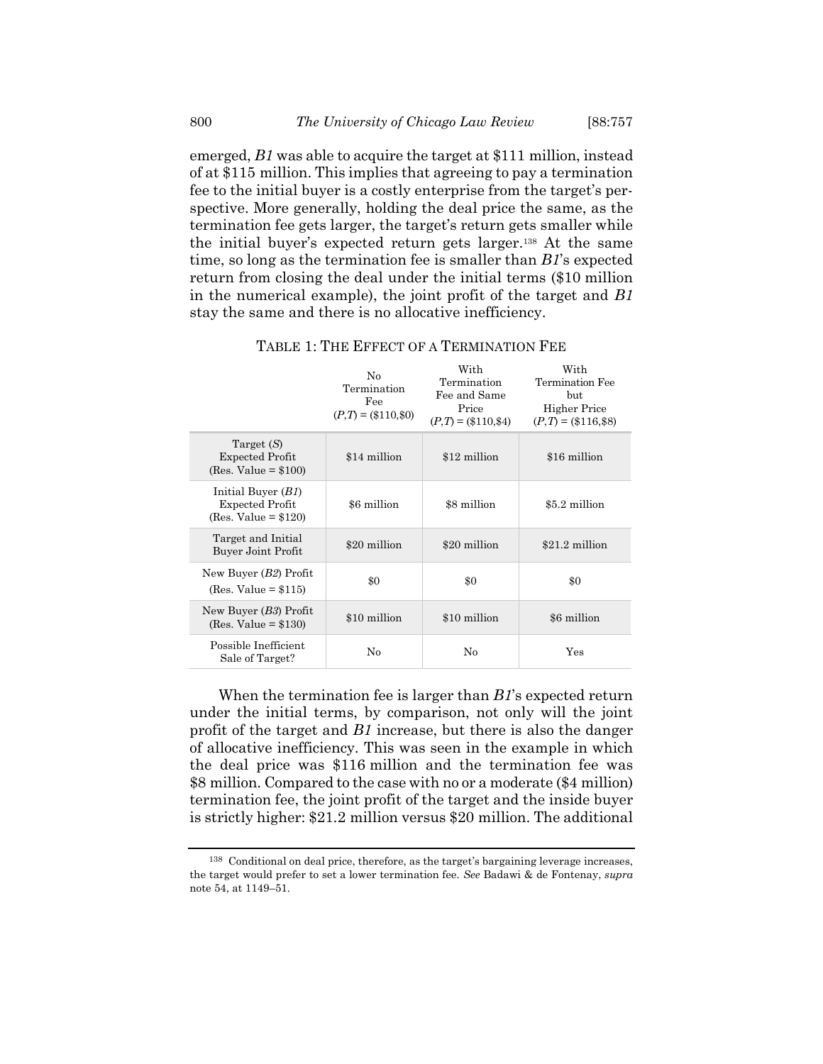emerged, *B1* was able to acquire the target at \$111 million, instead of at \$115 million. This implies that agreeing to pay a termination fee to the initial buyer is a costly enterprise from the target's perspective. More generally, holding the deal price the same, as the termination fee gets larger, the target's return gets smaller while the initial buyer's expected return gets larger.[138] At the same time, so long as the termination fee is smaller than *B1*'s expected return from closing the deal under the initial terms (\$10 million in the numerical example), the joint profit of the target and *B1* stay the same and there is no allocative inefficiency.

TABLE 1: THE EFFECT OF A TERMINATION FEE

| | No Termination Fee $(P,T) = (\$110,\$0)$ | With Termination Fee and Same Price $(P,T) = (\$110,\$4)$ | With Termination Fee but Higher Price $(P,T) = (\$116,\$8)$ |
|---|---|---|---|
| Target (*S*) Expected Profit (Res. Value = \$100) | \$14 million | \$12 million | \$16 million |
| Initial Buyer (*B1*) Expected Profit (Res. Value = \$120) | \$6 million | \$8 million | \$5.2 million |
| Target and Initial Buyer Joint Profit | \$20 million | \$20 million | \$21.2 million |
| New Buyer (*B2*) Profit (Res. Value = \$115) | \$0 | \$0 | \$0 |
| New Buyer (*B3*) Profit (Res. Value = \$130) | \$10 million | \$10 million | \$6 million |
| Possible Inefficient Sale of Target? | No | No | Yes |

When the termination fee is larger than *B1*'s expected return under the initial terms, by comparison, not only will the joint profit of the target and *B1* increase, but there is also the danger of allocative inefficiency. This was seen in the example in which the deal price was \$116 million and the termination fee was \$8 million. Compared to the case with no or a moderate (\$4 million) termination fee, the joint profit of the target and the inside buyer is strictly higher: \$21.2 million versus \$20 million. The additional

[138] Conditional on deal price, therefore, as the target's bargaining leverage increases, the target would prefer to set a lower termination fee. *See* Badawi & de Fontenay, *supra* note 54, at 1149–51.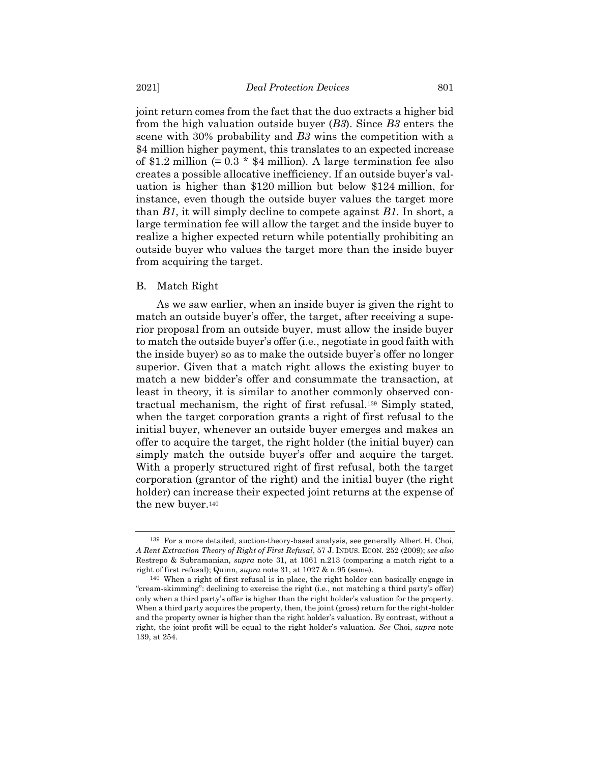joint return comes from the fact that the duo extracts a higher bid from the high valuation outside buyer (*B3*). Since *B3* enters the scene with 30% probability and *B3* wins the competition with a \$4 million higher payment, this translates to an expected increase of \$1.2 million (= 0.3 * \$4 million). A large termination fee also creates a possible allocative inefficiency. If an outside buyer's valuation is higher than \$120 million but below \$124 million, for instance, even though the outside buyer values the target more than *B1*, it will simply decline to compete against *B1*. In short, a large termination fee will allow the target and the inside buyer to realize a higher expected return while potentially prohibiting an outside buyer who values the target more than the inside buyer from acquiring the target.

### B. Match Right

As we saw earlier, when an inside buyer is given the right to match an outside buyer's offer, the target, after receiving a superior proposal from an outside buyer, must allow the inside buyer to match the outside buyer's offer (i.e., negotiate in good faith with the inside buyer) so as to make the outside buyer's offer no longer superior. Given that a match right allows the existing buyer to match a new bidder's offer and consummate the transaction, at least in theory, it is similar to another commonly observed contractual mechanism, the right of first refusal.[139] Simply stated, when the target corporation grants a right of first refusal to the initial buyer, whenever an outside buyer emerges and makes an offer to acquire the target, the right holder (the initial buyer) can simply match the outside buyer's offer and acquire the target. With a properly structured right of first refusal, both the target corporation (grantor of the right) and the initial buyer (the right holder) can increase their expected joint returns at the expense of the new buyer.[140]

---

[139] For a more detailed, auction-theory-based analysis, see generally Albert H. Choi, *A Rent Extraction Theory of Right of First Refusal*, 57 J. INDUS. ECON. 252 (2009); *see also* Restrepo & Subramanian, *supra* note 31, at 1061 n.213 (comparing a match right to a right of first refusal); Quinn, *supra* note 31, at 1027 & n.95 (same).

[140] When a right of first refusal is in place, the right holder can basically engage in "cream-skimming": declining to exercise the right (i.e., not matching a third party's offer) only when a third party's offer is higher than the right holder's valuation for the property. When a third party acquires the property, then, the joint (gross) return for the right-holder and the property owner is higher than the right holder's valuation. By contrast, without a right, the joint profit will be equal to the right holder's valuation. *See* Choi, *supra* note 139, at 254.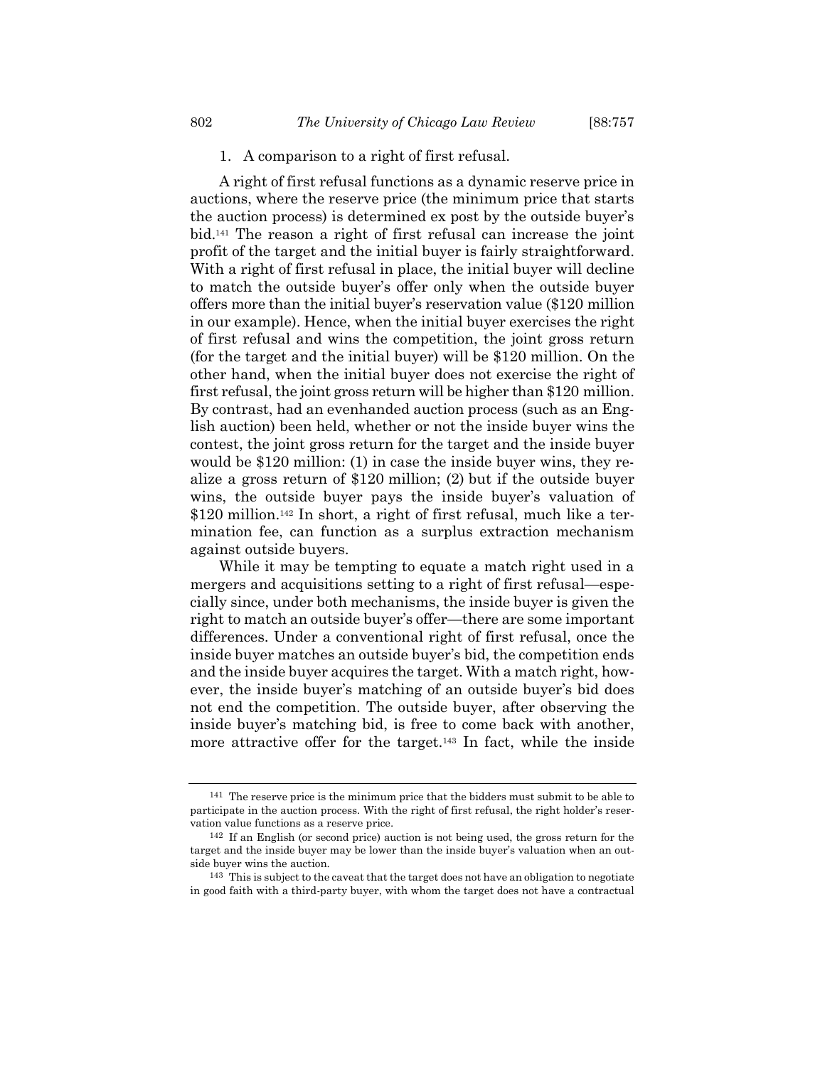### 1. A comparison to a right of first refusal.

A right of first refusal functions as a dynamic reserve price in auctions, where the reserve price (the minimum price that starts the auction process) is determined ex post by the outside buyer's bid.[141] The reason a right of first refusal can increase the joint profit of the target and the initial buyer is fairly straightforward. With a right of first refusal in place, the initial buyer will decline to match the outside buyer's offer only when the outside buyer offers more than the initial buyer's reservation value ($120 million in our example). Hence, when the initial buyer exercises the right of first refusal and wins the competition, the joint gross return (for the target and the initial buyer) will be $120 million. On the other hand, when the initial buyer does not exercise the right of first refusal, the joint gross return will be higher than $120 million. By contrast, had an evenhanded auction process (such as an English auction) been held, whether or not the inside buyer wins the contest, the joint gross return for the target and the inside buyer would be $120 million: (1) in case the inside buyer wins, they realize a gross return of $120 million; (2) but if the outside buyer wins, the outside buyer pays the inside buyer's valuation of $120 million.[142] In short, a right of first refusal, much like a termination fee, can function as a surplus extraction mechanism against outside buyers.

While it may be tempting to equate a match right used in a mergers and acquisitions setting to a right of first refusal—especially since, under both mechanisms, the inside buyer is given the right to match an outside buyer's offer—there are some important differences. Under a conventional right of first refusal, once the inside buyer matches an outside buyer's bid, the competition ends and the inside buyer acquires the target. With a match right, however, the inside buyer's matching of an outside buyer's bid does not end the competition. The outside buyer, after observing the inside buyer's matching bid, is free to come back with another, more attractive offer for the target.[143] In fact, while the inside

---

[141] The reserve price is the minimum price that the bidders must submit to be able to participate in the auction process. With the right of first refusal, the right holder's reservation value functions as a reserve price.

[142] If an English (or second price) auction is not being used, the gross return for the target and the inside buyer may be lower than the inside buyer's valuation when an outside buyer wins the auction.

[143] This is subject to the caveat that the target does not have an obligation to negotiate in good faith with a third-party buyer, with whom the target does not have a contractual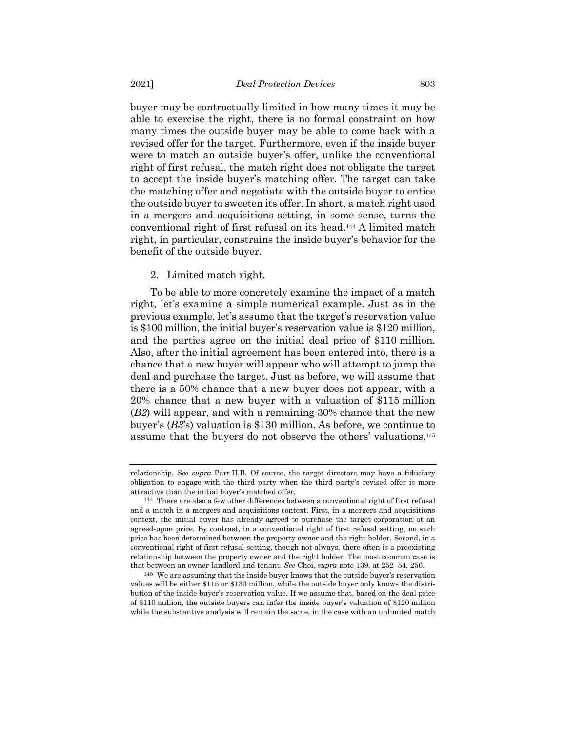buyer may be contractually limited in how many times it may be able to exercise the right, there is no formal constraint on how many times the outside buyer may be able to come back with a revised offer for the target. Furthermore, even if the inside buyer were to match an outside buyer's offer, unlike the conventional right of first refusal, the match right does not obligate the target to accept the inside buyer's matching offer. The target can take the matching offer and negotiate with the outside buyer to entice the outside buyer to sweeten its offer. In short, a match right used in a mergers and acquisitions setting, in some sense, turns the conventional right of first refusal on its head.[144] A limited match right, in particular, constrains the inside buyer's behavior for the benefit of the outside buyer.

2. Limited match right.

To be able to more concretely examine the impact of a match right, let's examine a simple numerical example. Just as in the previous example, let's assume that the target's reservation value is \$100 million, the initial buyer's reservation value is \$120 million, and the parties agree on the initial deal price of \$110 million. Also, after the initial agreement has been entered into, there is a chance that a new buyer will appear who will attempt to jump the deal and purchase the target. Just as before, we will assume that there is a 50% chance that a new buyer does not appear, with a 20% chance that a new buyer with a valuation of \$115 million (*B2*) will appear, and with a remaining 30% chance that the new buyer's (*B3*'s) valuation is \$130 million. As before, we continue to assume that the buyers do not observe the others' valuations,[145]

---

relationship. *See supra* Part II.B. Of course, the target directors may have a fiduciary obligation to engage with the third party when the third party's revised offer is more attractive than the initial buyer's matched offer.

[144] There are also a few other differences between a conventional right of first refusal and a match in a mergers and acquisitions context. First, in a mergers and acquisitions context, the initial buyer has already agreed to purchase the target corporation at an agreed-upon price. By contrast, in a conventional right of first refusal setting, no such price has been determined between the property owner and the right holder. Second, in a conventional right of first refusal setting, though not always, there often is a preexisting relationship between the property owner and the right holder. The most common case is that between an owner-landlord and tenant. *See* Choi, *supra* note 139, at 252–54, 256.

[145] We are assuming that the inside buyer knows that the outside buyer's reservation values will be either \$115 or \$130 million, while the outside buyer only knows the distribution of the inside buyer's reservation value. If we assume that, based on the deal price of \$110 million, the outside buyers can infer the inside buyer's valuation of \$120 million while the substantive analysis will remain the same, in the case with an unlimited match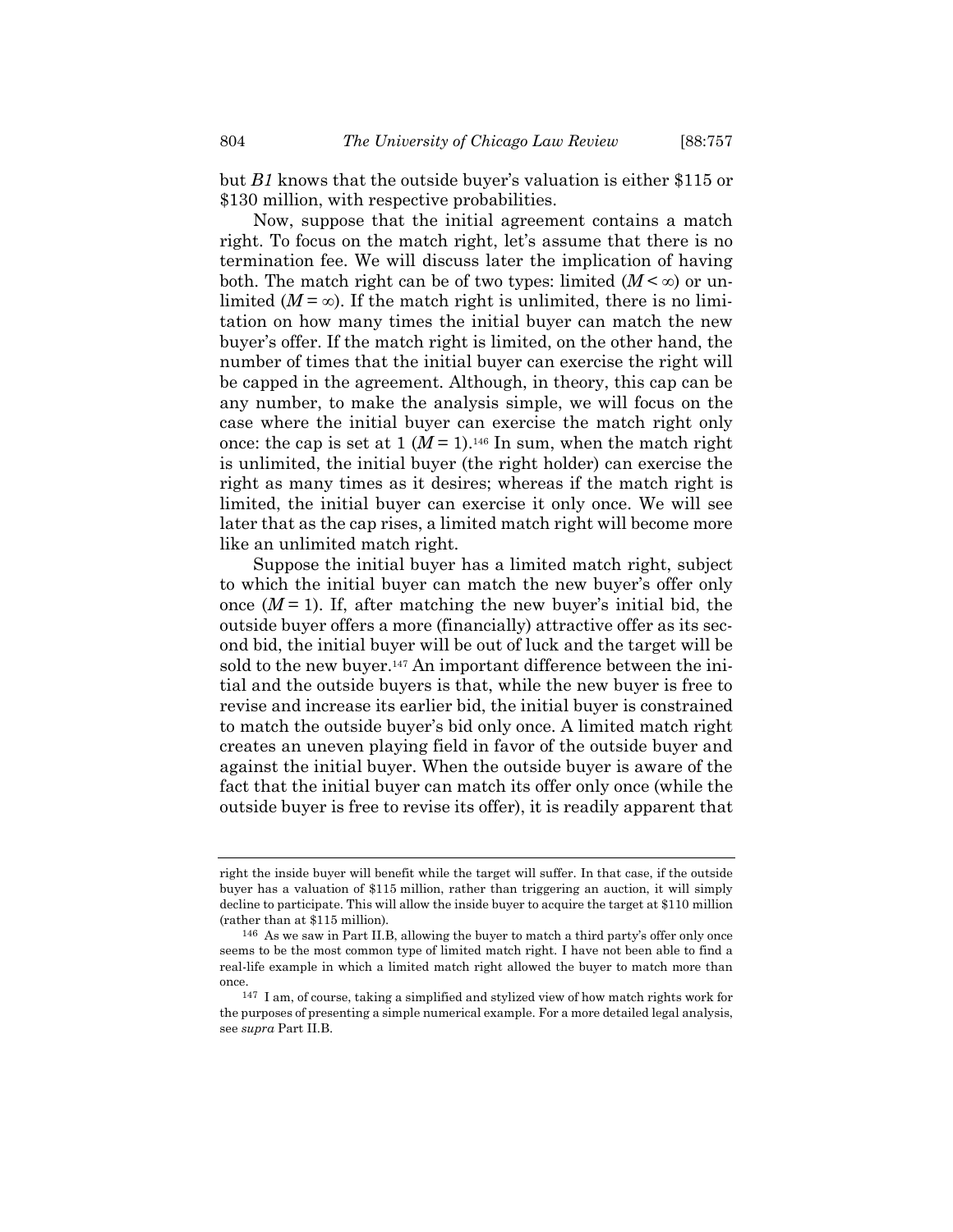but *B1* knows that the outside buyer's valuation is either \$115 or \$130 million, with respective probabilities.

Now, suppose that the initial agreement contains a match right. To focus on the match right, let's assume that there is no termination fee. We will discuss later the implication of having both. The match right can be of two types: limited ($M < \infty$) or unlimited ($M = \infty$). If the match right is unlimited, there is no limitation on how many times the initial buyer can match the new buyer's offer. If the match right is limited, on the other hand, the number of times that the initial buyer can exercise the right will be capped in the agreement. Although, in theory, this cap can be any number, to make the analysis simple, we will focus on the case where the initial buyer can exercise the match right only once: the cap is set at 1 ($M = 1$).[146] In sum, when the match right is unlimited, the initial buyer (the right holder) can exercise the right as many times as it desires; whereas if the match right is limited, the initial buyer can exercise it only once. We will see later that as the cap rises, a limited match right will become more like an unlimited match right.

Suppose the initial buyer has a limited match right, subject to which the initial buyer can match the new buyer's offer only once ($M = 1$). If, after matching the new buyer's initial bid, the outside buyer offers a more (financially) attractive offer as its second bid, the initial buyer will be out of luck and the target will be sold to the new buyer.[147] An important difference between the initial and the outside buyers is that, while the new buyer is free to revise and increase its earlier bid, the initial buyer is constrained to match the outside buyer's bid only once. A limited match right creates an uneven playing field in favor of the outside buyer and against the initial buyer. When the outside buyer is aware of the fact that the initial buyer can match its offer only once (while the outside buyer is free to revise its offer), it is readily apparent that

---

right the inside buyer will benefit while the target will suffer. In that case, if the outside buyer has a valuation of \$115 million, rather than triggering an auction, it will simply decline to participate. This will allow the inside buyer to acquire the target at \$110 million (rather than at \$115 million).

[146] As we saw in Part II.B, allowing the buyer to match a third party's offer only once seems to be the most common type of limited match right. I have not been able to find a real-life example in which a limited match right allowed the buyer to match more than once.

[147] I am, of course, taking a simplified and stylized view of how match rights work for the purposes of presenting a simple numerical example. For a more detailed legal analysis, see *supra* Part II.B.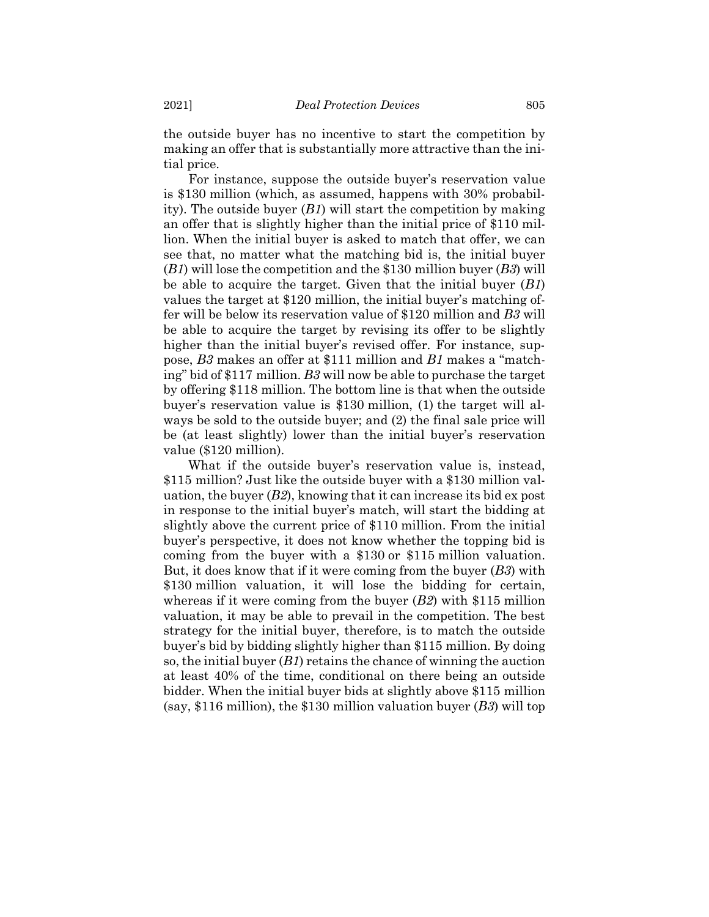the outside buyer has no incentive to start the competition by making an offer that is substantially more attractive than the initial price.

For instance, suppose the outside buyer's reservation value is \$130 million (which, as assumed, happens with 30% probability). The outside buyer (*B1*) will start the competition by making an offer that is slightly higher than the initial price of \$110 million. When the initial buyer is asked to match that offer, we can see that, no matter what the matching bid is, the initial buyer (*B1*) will lose the competition and the \$130 million buyer (*B3*) will be able to acquire the target. Given that the initial buyer (*B1*) values the target at \$120 million, the initial buyer's matching offer will be below its reservation value of \$120 million and *B3* will be able to acquire the target by revising its offer to be slightly higher than the initial buyer's revised offer. For instance, suppose, *B3* makes an offer at \$111 million and *B1* makes a "matching" bid of \$117 million. *B3* will now be able to purchase the target by offering \$118 million. The bottom line is that when the outside buyer's reservation value is \$130 million, (1) the target will always be sold to the outside buyer; and (2) the final sale price will be (at least slightly) lower than the initial buyer's reservation value (\$120 million).

What if the outside buyer's reservation value is, instead, \$115 million? Just like the outside buyer with a \$130 million valuation, the buyer (*B2*), knowing that it can increase its bid ex post in response to the initial buyer's match, will start the bidding at slightly above the current price of \$110 million. From the initial buyer's perspective, it does not know whether the topping bid is coming from the buyer with a \$130 or \$115 million valuation. But, it does know that if it were coming from the buyer (*B3*) with \$130 million valuation, it will lose the bidding for certain, whereas if it were coming from the buyer (*B2*) with \$115 million valuation, it may be able to prevail in the competition. The best strategy for the initial buyer, therefore, is to match the outside buyer's bid by bidding slightly higher than \$115 million. By doing so, the initial buyer (*B1*) retains the chance of winning the auction at least 40% of the time, conditional on there being an outside bidder. When the initial buyer bids at slightly above \$115 million (say, \$116 million), the \$130 million valuation buyer (*B3*) will top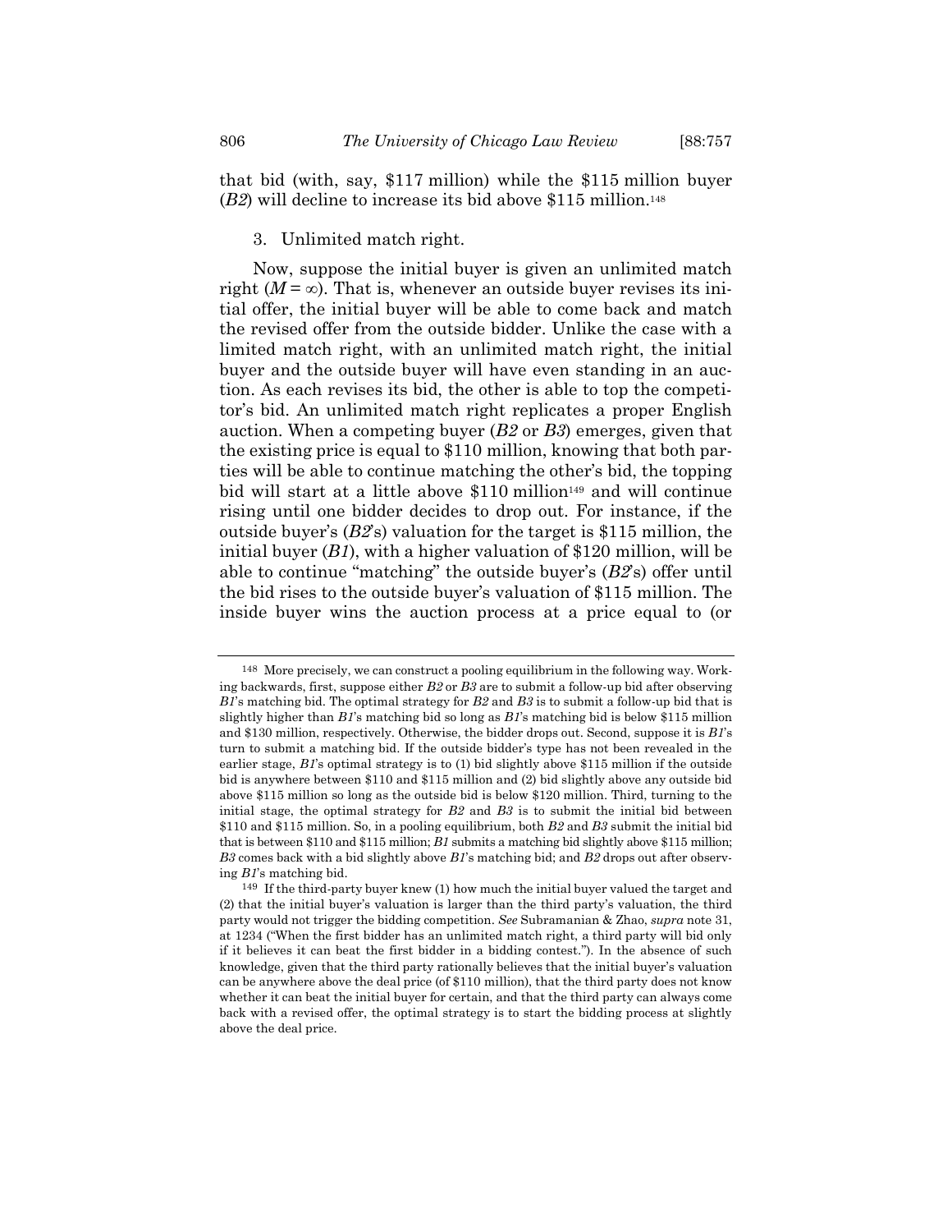that bid (with, say, \$117 million) while the \$115 million buyer (*B2*) will decline to increase its bid above \$115 million.[148]

### 3. Unlimited match right.

Now, suppose the initial buyer is given an unlimited match right ($M = \infty$). That is, whenever an outside buyer revises its initial offer, the initial buyer will be able to come back and match the revised offer from the outside bidder. Unlike the case with a limited match right, with an unlimited match right, the initial buyer and the outside buyer will have even standing in an auction. As each revises its bid, the other is able to top the competitor's bid. An unlimited match right replicates a proper English auction. When a competing buyer (*B2* or *B3*) emerges, given that the existing price is equal to \$110 million, knowing that both parties will be able to continue matching the other's bid, the topping bid will start at a little above \$110 million[149] and will continue rising until one bidder decides to drop out. For instance, if the outside buyer's (*B2*'s) valuation for the target is \$115 million, the initial buyer (*B1*), with a higher valuation of \$120 million, will be able to continue "matching" the outside buyer's (*B2*'s) offer until the bid rises to the outside buyer's valuation of \$115 million. The inside buyer wins the auction process at a price equal to (or

---

[148] More precisely, we can construct a pooling equilibrium in the following way. Working backwards, first, suppose either *B2* or *B3* are to submit a follow-up bid after observing *B1*'s matching bid. The optimal strategy for *B2* and *B3* is to submit a follow-up bid that is slightly higher than *B1*'s matching bid so long as *B1*'s matching bid is below \$115 million and \$130 million, respectively. Otherwise, the bidder drops out. Second, suppose it is *B1*'s turn to submit a matching bid. If the outside bidder's type has not been revealed in the earlier stage, *B1*'s optimal strategy is to (1) bid slightly above \$115 million if the outside bid is anywhere between \$110 and \$115 million and (2) bid slightly above any outside bid above \$115 million so long as the outside bid is below \$120 million. Third, turning to the initial stage, the optimal strategy for *B2* and *B3* is to submit the initial bid between \$110 and \$115 million. So, in a pooling equilibrium, both *B2* and *B3* submit the initial bid that is between \$110 and \$115 million; *B1* submits a matching bid slightly above \$115 million; *B3* comes back with a bid slightly above *B1*'s matching bid; and *B2* drops out after observing *B1*'s matching bid.

[149] If the third-party buyer knew (1) how much the initial buyer valued the target and (2) that the initial buyer's valuation is larger than the third party's valuation, the third party would not trigger the bidding competition. *See* Subramanian & Zhao, *supra* note 31, at 1234 ("When the first bidder has an unlimited match right, a third party will bid only if it believes it can beat the first bidder in a bidding contest."). In the absence of such knowledge, given that the third party rationally believes that the initial buyer's valuation can be anywhere above the deal price (of \$110 million), that the third party does not know whether it can beat the initial buyer for certain, and that the third party can always come back with a revised offer, the optimal strategy is to start the bidding process at slightly above the deal price.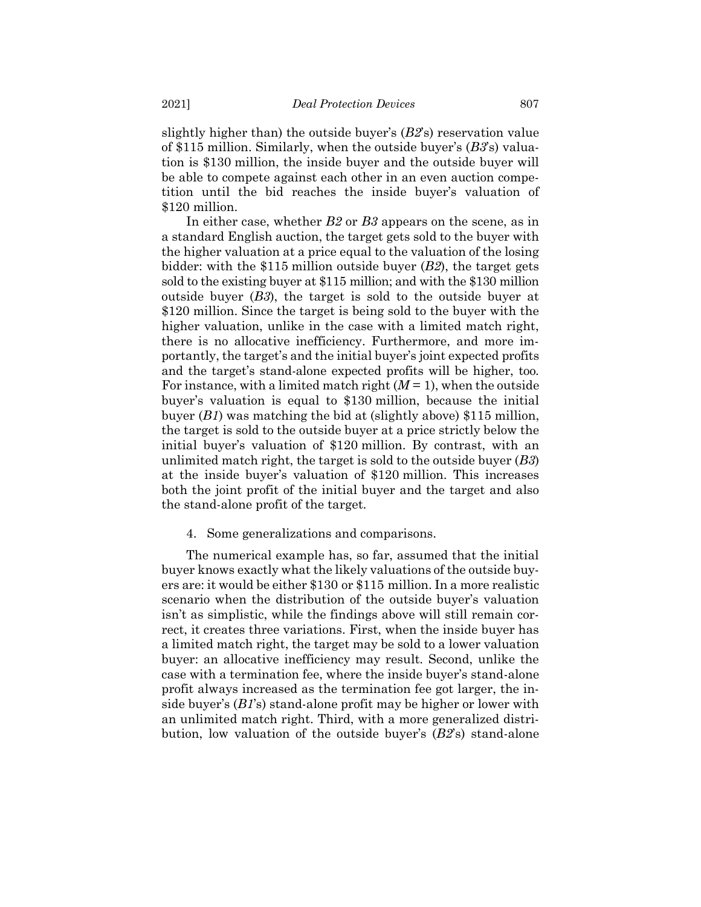slightly higher than) the outside buyer's (*B2*'s) reservation value of $115 million. Similarly, when the outside buyer's (*B3*'s) valuation is $130 million, the inside buyer and the outside buyer will be able to compete against each other in an even auction competition until the bid reaches the inside buyer's valuation of $120 million.

In either case, whether *B2* or *B3* appears on the scene, as in a standard English auction, the target gets sold to the buyer with the higher valuation at a price equal to the valuation of the losing bidder: with the $115 million outside buyer (*B2*), the target gets sold to the existing buyer at $115 million; and with the $130 million outside buyer (*B3*), the target is sold to the outside buyer at $120 million. Since the target is being sold to the buyer with the higher valuation, unlike in the case with a limited match right, there is no allocative inefficiency. Furthermore, and more importantly, the target's and the initial buyer's joint expected profits and the target's stand-alone expected profits will be higher, too. For instance, with a limited match right ($M = 1$), when the outside buyer's valuation is equal to $130 million, because the initial buyer (*B1*) was matching the bid at (slightly above) $115 million, the target is sold to the outside buyer at a price strictly below the initial buyer's valuation of $120 million. By contrast, with an unlimited match right, the target is sold to the outside buyer (*B3*) at the inside buyer's valuation of $120 million. This increases both the joint profit of the initial buyer and the target and also the stand-alone profit of the target.

4. Some generalizations and comparisons.

The numerical example has, so far, assumed that the initial buyer knows exactly what the likely valuations of the outside buyers are: it would be either $130 or $115 million. In a more realistic scenario when the distribution of the outside buyer's valuation isn't as simplistic, while the findings above will still remain correct, it creates three variations. First, when the inside buyer has a limited match right, the target may be sold to a lower valuation buyer: an allocative inefficiency may result. Second, unlike the case with a termination fee, where the inside buyer's stand-alone profit always increased as the termination fee got larger, the inside buyer's (*B1*'s) stand-alone profit may be higher or lower with an unlimited match right. Third, with a more generalized distribution, low valuation of the outside buyer's (*B2*'s) stand-alone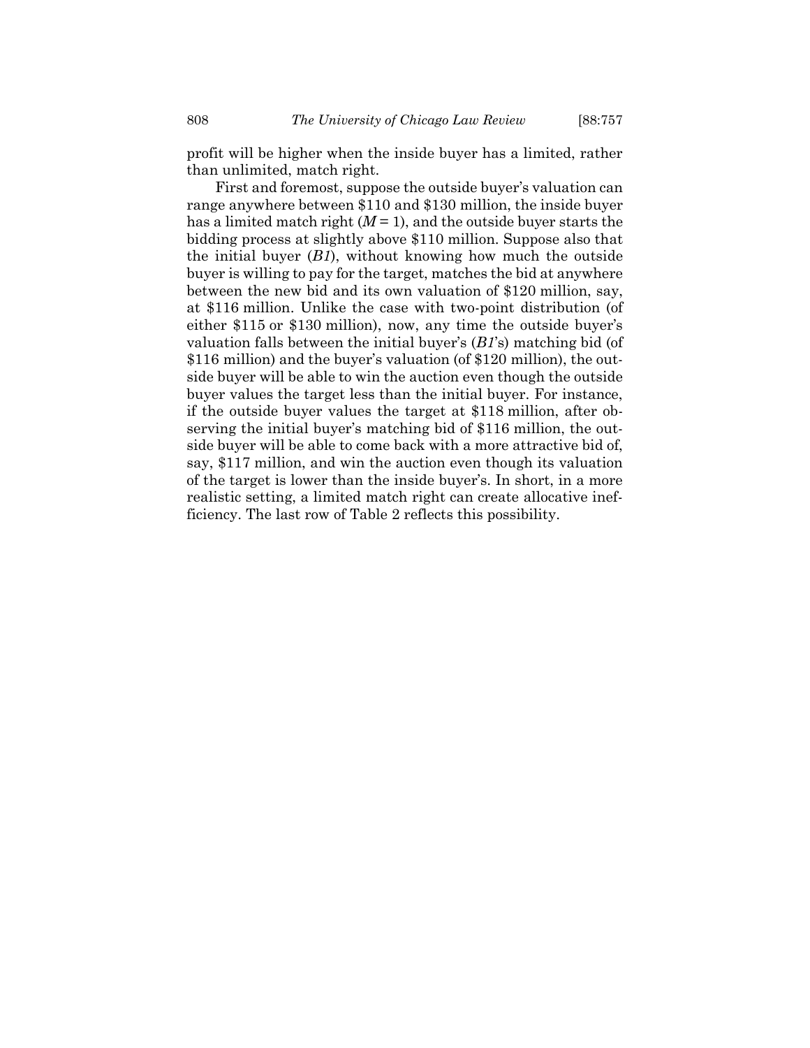profit will be higher when the inside buyer has a limited, rather than unlimited, match right.

First and foremost, suppose the outside buyer's valuation can range anywhere between \$110 and \$130 million, the inside buyer has a limited match right ($M = 1$), and the outside buyer starts the bidding process at slightly above \$110 million. Suppose also that the initial buyer (*B1*), without knowing how much the outside buyer is willing to pay for the target, matches the bid at anywhere between the new bid and its own valuation of \$120 million, say, at \$116 million. Unlike the case with two-point distribution (of either \$115 or \$130 million), now, any time the outside buyer's valuation falls between the initial buyer's (*B1*'s) matching bid (of \$116 million) and the buyer's valuation (of \$120 million), the outside buyer will be able to win the auction even though the outside buyer values the target less than the initial buyer. For instance, if the outside buyer values the target at \$118 million, after observing the initial buyer's matching bid of \$116 million, the outside buyer will be able to come back with a more attractive bid of, say, \$117 million, and win the auction even though its valuation of the target is lower than the inside buyer's. In short, in a more realistic setting, a limited match right can create allocative inefficiency. The last row of Table 2 reflects this possibility.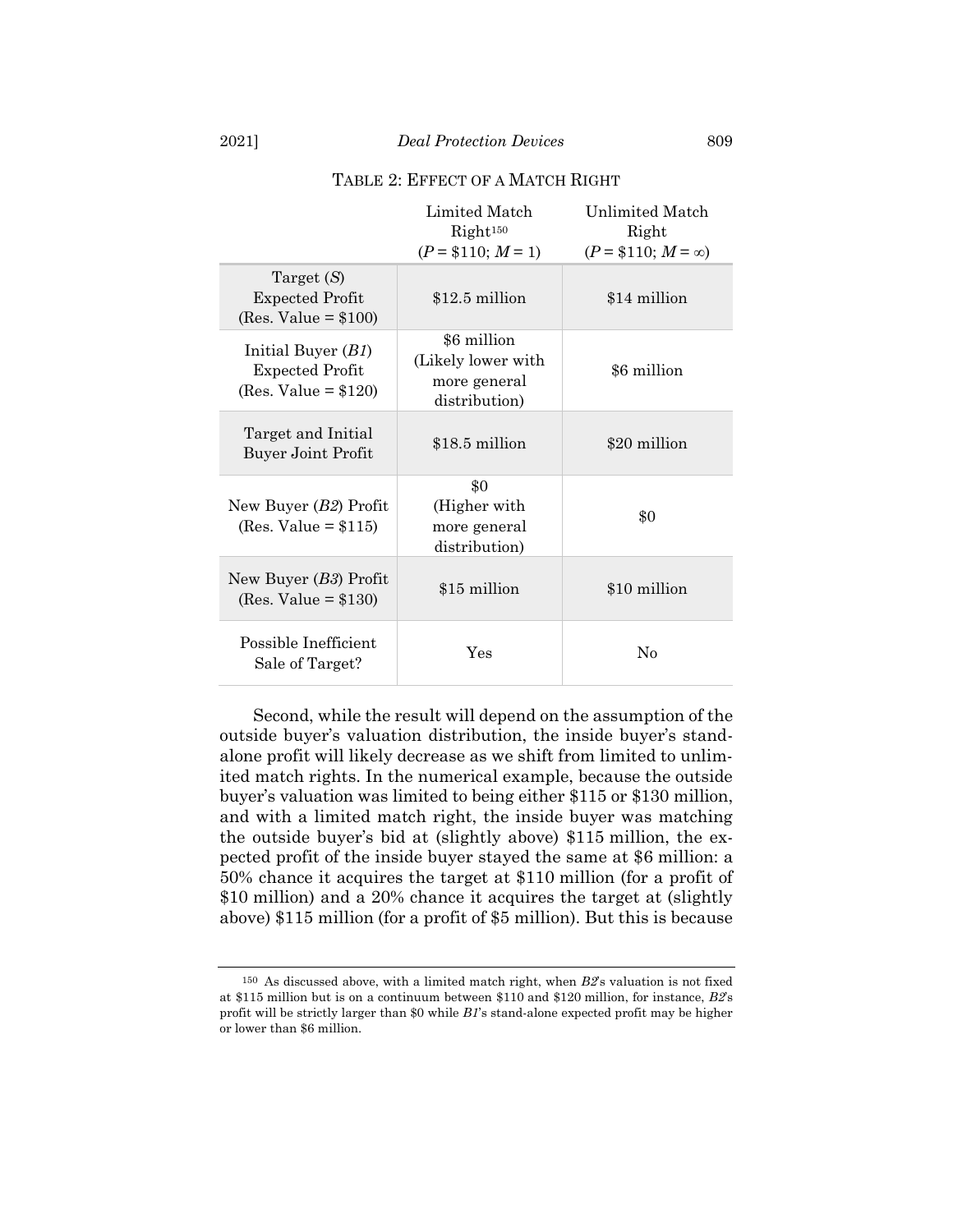TABLE 2: EFFECT OF A MATCH RIGHT

| | Limited Match Right[150] ($P$ = \$110; $M$ = 1) | Unlimited Match Right ($P$ = \$110; $M = \infty$) |
|---|---|---|
| Target ($S$) Expected Profit (Res. Value = \$100) | \$12.5 million | \$14 million |
| Initial Buyer ($B1$) Expected Profit (Res. Value = \$120) | \$6 million (Likely lower with more general distribution) | \$6 million |
| Target and Initial Buyer Joint Profit | \$18.5 million | \$20 million |
| New Buyer ($B2$) Profit (Res. Value = \$115) | \$0 (Higher with more general distribution) | \$0 |
| New Buyer ($B3$) Profit (Res. Value = \$130) | \$15 million | \$10 million |
| Possible Inefficient Sale of Target? | Yes | No |

Second, while the result will depend on the assumption of the outside buyer's valuation distribution, the inside buyer's stand-alone profit will likely decrease as we shift from limited to unlimited match rights. In the numerical example, because the outside buyer's valuation was limited to being either \$115 or \$130 million, and with a limited match right, the inside buyer was matching the outside buyer's bid at (slightly above) \$115 million, the expected profit of the inside buyer stayed the same at \$6 million: a 50% chance it acquires the target at \$110 million (for a profit of \$10 million) and a 20% chance it acquires the target at (slightly above) \$115 million (for a profit of \$5 million). But this is because

---

150 As discussed above, with a limited match right, when *B2*'s valuation is not fixed at \$115 million but is on a continuum between \$110 and \$120 million, for instance, *B2*'s profit will be strictly larger than \$0 while *B1*'s stand-alone expected profit may be higher or lower than \$6 million.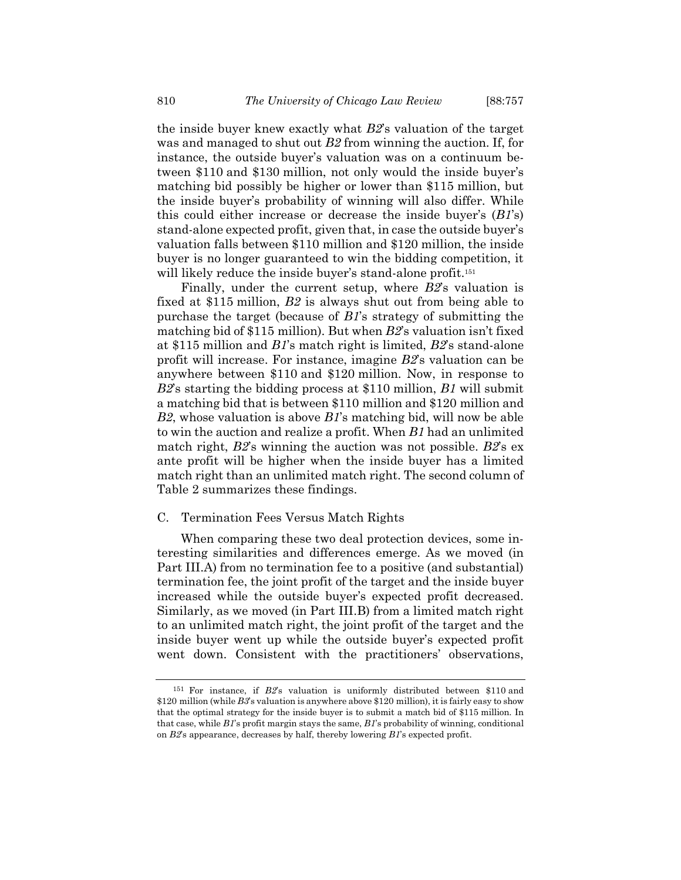the inside buyer knew exactly what *B2*'s valuation of the target was and managed to shut out *B2* from winning the auction. If, for instance, the outside buyer's valuation was on a continuum between $110 and $130 million, not only would the inside buyer's matching bid possibly be higher or lower than $115 million, but the inside buyer's probability of winning will also differ. While this could either increase or decrease the inside buyer's (*B1*'s) stand-alone expected profit, given that, in case the outside buyer's valuation falls between $110 million and $120 million, the inside buyer is no longer guaranteed to win the bidding competition, it will likely reduce the inside buyer's stand-alone profit.[151]

Finally, under the current setup, where *B2*'s valuation is fixed at $115 million, *B2* is always shut out from being able to purchase the target (because of *B1*'s strategy of submitting the matching bid of $115 million). But when *B2*'s valuation isn't fixed at $115 million and *B1*'s match right is limited, *B2*'s stand-alone profit will increase. For instance, imagine *B2*'s valuation can be anywhere between $110 and $120 million. Now, in response to *B2*'s starting the bidding process at $110 million, *B1* will submit a matching bid that is between $110 million and $120 million and *B2*, whose valuation is above *B1*'s matching bid, will now be able to win the auction and realize a profit. When *B1* had an unlimited match right, *B2*'s winning the auction was not possible. *B2*'s ex ante profit will be higher when the inside buyer has a limited match right than an unlimited match right. The second column of Table 2 summarizes these findings.

### C. Termination Fees Versus Match Rights

When comparing these two deal protection devices, some interesting similarities and differences emerge. As we moved (in Part III.A) from no termination fee to a positive (and substantial) termination fee, the joint profit of the target and the inside buyer increased while the outside buyer's expected profit decreased. Similarly, as we moved (in Part III.B) from a limited match right to an unlimited match right, the joint profit of the target and the inside buyer went up while the outside buyer's expected profit went down. Consistent with the practitioners' observations,

---

[151] For instance, if *B2*'s valuation is uniformly distributed between $110 and $120 million (while *B3*'s valuation is anywhere above $120 million), it is fairly easy to show that the optimal strategy for the inside buyer is to submit a match bid of $115 million. In that case, while *B1*'s profit margin stays the same, *B1*'s probability of winning, conditional on *B2*'s appearance, decreases by half, thereby lowering *B1*'s expected profit.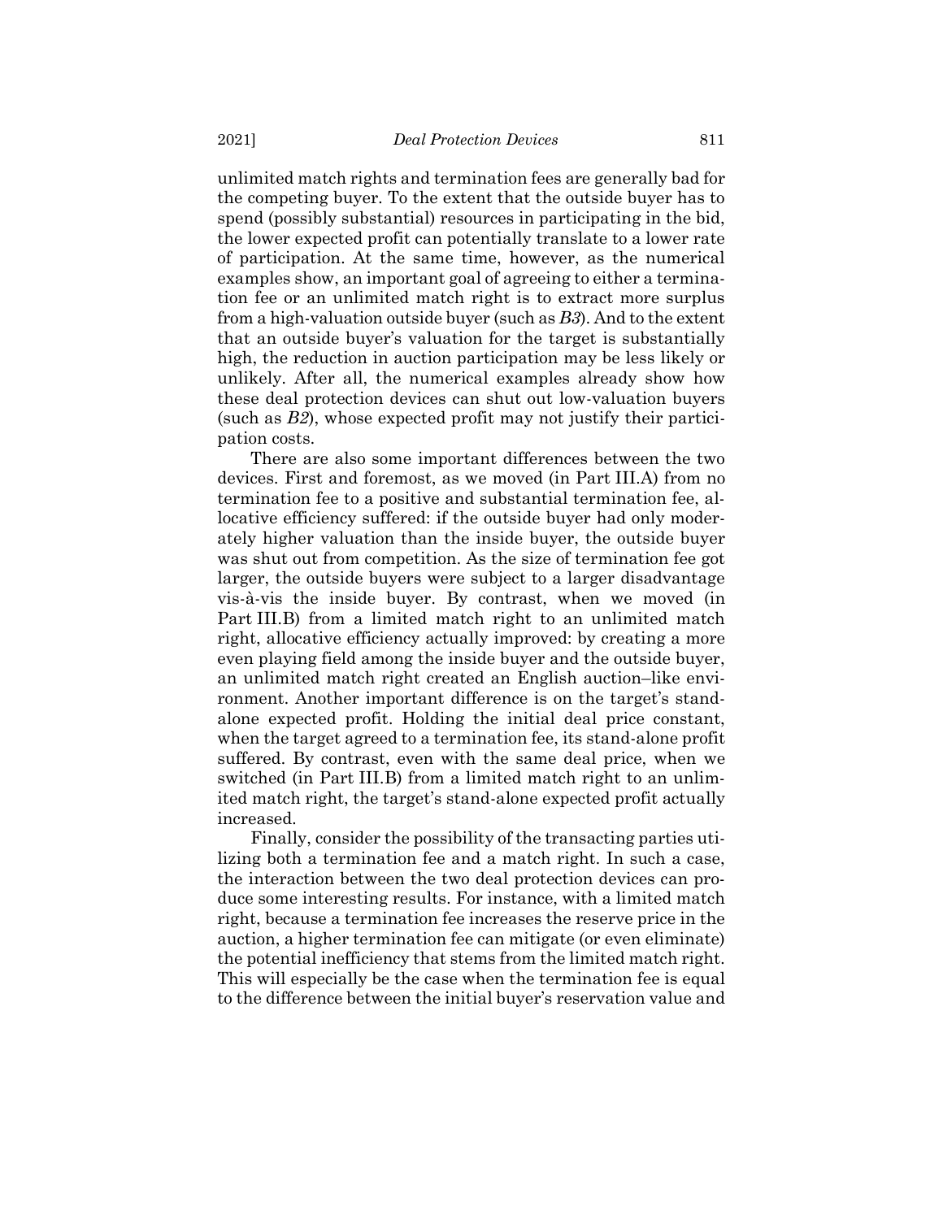unlimited match rights and termination fees are generally bad for the competing buyer. To the extent that the outside buyer has to spend (possibly substantial) resources in participating in the bid, the lower expected profit can potentially translate to a lower rate of participation. At the same time, however, as the numerical examples show, an important goal of agreeing to either a termination fee or an unlimited match right is to extract more surplus from a high-valuation outside buyer (such as *B3*). And to the extent that an outside buyer's valuation for the target is substantially high, the reduction in auction participation may be less likely or unlikely. After all, the numerical examples already show how these deal protection devices can shut out low-valuation buyers (such as *B2*), whose expected profit may not justify their participation costs.

There are also some important differences between the two devices. First and foremost, as we moved (in Part III.A) from no termination fee to a positive and substantial termination fee, allocative efficiency suffered: if the outside buyer had only moderately higher valuation than the inside buyer, the outside buyer was shut out from competition. As the size of termination fee got larger, the outside buyers were subject to a larger disadvantage vis-à-vis the inside buyer. By contrast, when we moved (in Part III.B) from a limited match right to an unlimited match right, allocative efficiency actually improved: by creating a more even playing field among the inside buyer and the outside buyer, an unlimited match right created an English auction–like environment. Another important difference is on the target's stand-alone expected profit. Holding the initial deal price constant, when the target agreed to a termination fee, its stand-alone profit suffered. By contrast, even with the same deal price, when we switched (in Part III.B) from a limited match right to an unlimited match right, the target's stand-alone expected profit actually increased.

Finally, consider the possibility of the transacting parties utilizing both a termination fee and a match right. In such a case, the interaction between the two deal protection devices can produce some interesting results. For instance, with a limited match right, because a termination fee increases the reserve price in the auction, a higher termination fee can mitigate (or even eliminate) the potential inefficiency that stems from the limited match right. This will especially be the case when the termination fee is equal to the difference between the initial buyer's reservation value and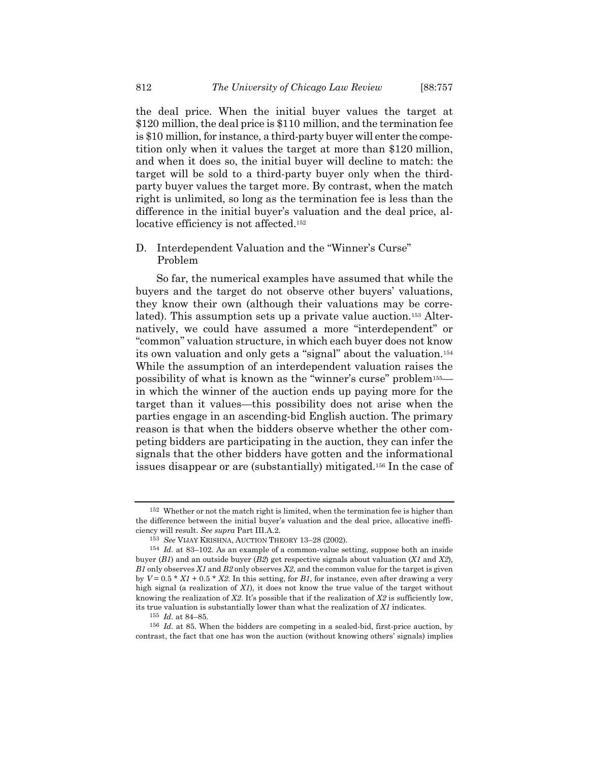the deal price. When the initial buyer values the target at \$120 million, the deal price is \$110 million, and the termination fee is \$10 million, for instance, a third-party buyer will enter the competition only when it values the target at more than \$120 million, and when it does so, the initial buyer will decline to match: the target will be sold to a third-party buyer only when the third-party buyer values the target more. By contrast, when the match right is unlimited, so long as the termination fee is less than the difference in the initial buyer's valuation and the deal price, allocative efficiency is not affected.[152]

## D. Interdependent Valuation and the "Winner's Curse" Problem

So far, the numerical examples have assumed that while the buyers and the target do not observe other buyers' valuations, they know their own (although their valuations may be correlated). This assumption sets up a private value auction.[153] Alternatively, we could have assumed a more "interdependent" or "common" valuation structure, in which each buyer does not know its own valuation and only gets a "signal" about the valuation.[154] While the assumption of an interdependent valuation raises the possibility of what is known as the "winner's curse" problem[155]—in which the winner of the auction ends up paying more for the target than it values—this possibility does not arise when the parties engage in an ascending-bid English auction. The primary reason is that when the bidders observe whether the other competing bidders are participating in the auction, they can infer the signals that the other bidders have gotten and the informational issues disappear or are (substantially) mitigated.[156] In the case of

---

[152] Whether or not the match right is limited, when the termination fee is higher than the difference between the initial buyer's valuation and the deal price, allocative inefficiency will result. *See supra* Part III.A.2.

[153] *See* VIJAY KRISHNA, AUCTION THEORY 13–28 (2002).

[154] *Id.* at 83–102. As an example of a common-value setting, suppose both an inside buyer (*B1*) and an outside buyer (*B2*) get respective signals about valuation (*X1* and *X2*), *B1* only observes *X1* and *B2* only observes *X2*, and the common value for the target is given by $V = 0.5 * X1 + 0.5 * X2$. In this setting, for *B1*, for instance, even after drawing a very high signal (a realization of *X1*), it does not know the true value of the target without knowing the realization of *X2*. It's possible that if the realization of *X2* is sufficiently low, its true valuation is substantially lower than what the realization of *X1* indicates.

[155] *Id.* at 84–85.

[156] *Id.* at 85. When the bidders are competing in a sealed-bid, first-price auction, by contrast, the fact that one has won the auction (without knowing others' signals) implies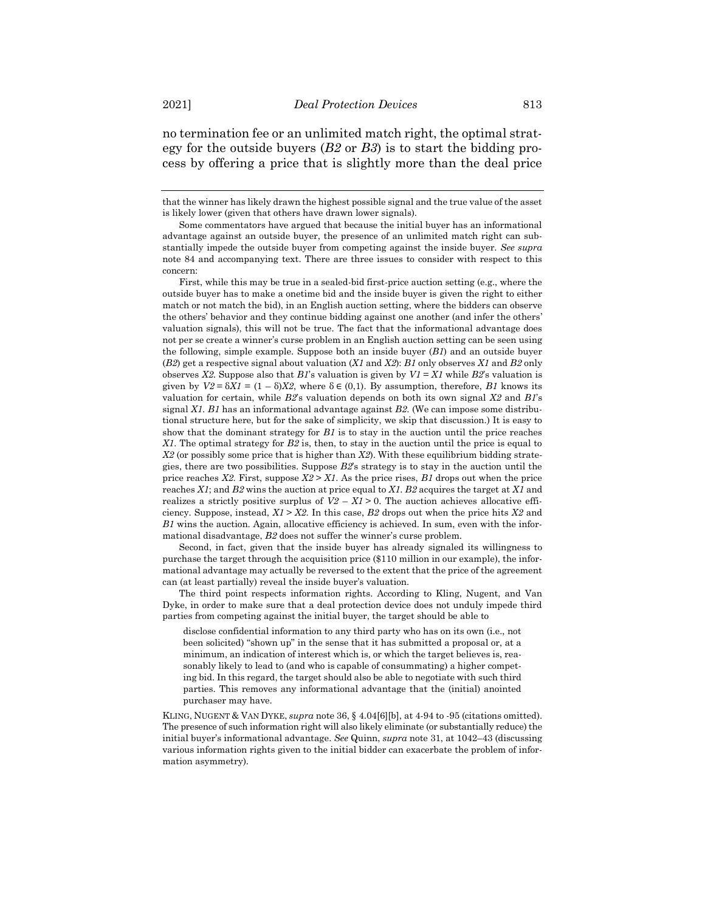no termination fee or an unlimited match right, the optimal strategy for the outside buyers (*B2* or *B3*) is to start the bidding process by offering a price that is slightly more than the deal price

---

that the winner has likely drawn the highest possible signal and the true value of the asset is likely lower (given that others have drawn lower signals).

Some commentators have argued that because the initial buyer has an informational advantage against an outside buyer, the presence of an unlimited match right can substantially impede the outside buyer from competing against the inside buyer. *See supra* note 84 and accompanying text. There are three issues to consider with respect to this concern:

First, while this may be true in a sealed-bid first-price auction setting (e.g., where the outside buyer has to make a onetime bid and the inside buyer is given the right to either match or not match the bid), in an English auction setting, where the bidders can observe the others' behavior and they continue bidding against one another (and infer the others' valuation signals), this will not be true. The fact that the informational advantage does not per se create a winner's curse problem in an English auction setting can be seen using the following, simple example. Suppose both an inside buyer (*B1*) and an outside buyer (*B2*) get a respective signal about valuation (*X1* and *X2*): *B1* only observes *X1* and *B2* only observes *X2*. Suppose also that *B1*'s valuation is given by $V1 = X1$ while *B2*'s valuation is given by $V2 = \delta X1 = (1 - \delta)X2$, where $\delta \in (0,1)$. By assumption, therefore, *B1* knows its valuation for certain, while *B2*'s valuation depends on both its own signal *X2* and *B1*'s signal *X1*. *B1* has an informational advantage against *B2*. (We can impose some distributional structure here, but for the sake of simplicity, we skip that discussion.) It is easy to show that the dominant strategy for *B1* is to stay in the auction until the price reaches *X1*. The optimal strategy for *B2* is, then, to stay in the auction until the price is equal to *X2* (or possibly some price that is higher than *X2*). With these equilibrium bidding strategies, there are two possibilities. Suppose *B2*'s strategy is to stay in the auction until the price reaches *X2*. First, suppose $X2 > X1$. As the price rises, *B1* drops out when the price reaches *X1*; and *B2* wins the auction at price equal to *X1*. *B2* acquires the target at *X1* and realizes a strictly positive surplus of $V2 - X1 > 0$. The auction achieves allocative efficiency. Suppose, instead, $X1 > X2$. In this case, *B2* drops out when the price hits *X2* and *B1* wins the auction. Again, allocative efficiency is achieved. In sum, even with the informational disadvantage, *B2* does not suffer the winner's curse problem.

Second, in fact, given that the inside buyer has already signaled its willingness to purchase the target through the acquisition price ($110 million in our example), the informational advantage may actually be reversed to the extent that the price of the agreement can (at least partially) reveal the inside buyer's valuation.

The third point respects information rights. According to Kling, Nugent, and Van Dyke, in order to make sure that a deal protection device does not unduly impede third parties from competing against the initial buyer, the target should be able to

> disclose confidential information to any third party who has on its own (i.e., not been solicited) "shown up" in the sense that it has submitted a proposal or, at a minimum, an indication of interest which is, or which the target believes is, reasonably likely to lead to (and who is capable of consummating) a higher competing bid. In this regard, the target should also be able to negotiate with such third parties. This removes any informational advantage that the (initial) anointed purchaser may have.

KLING, NUGENT & VAN DYKE, *supra* note 36, § 4.04[6][b], at 4-94 to -95 (citations omitted). The presence of such information right will also likely eliminate (or substantially reduce) the initial buyer's informational advantage. *See* Quinn, *supra* note 31, at 1042–43 (discussing various information rights given to the initial bidder can exacerbate the problem of information asymmetry).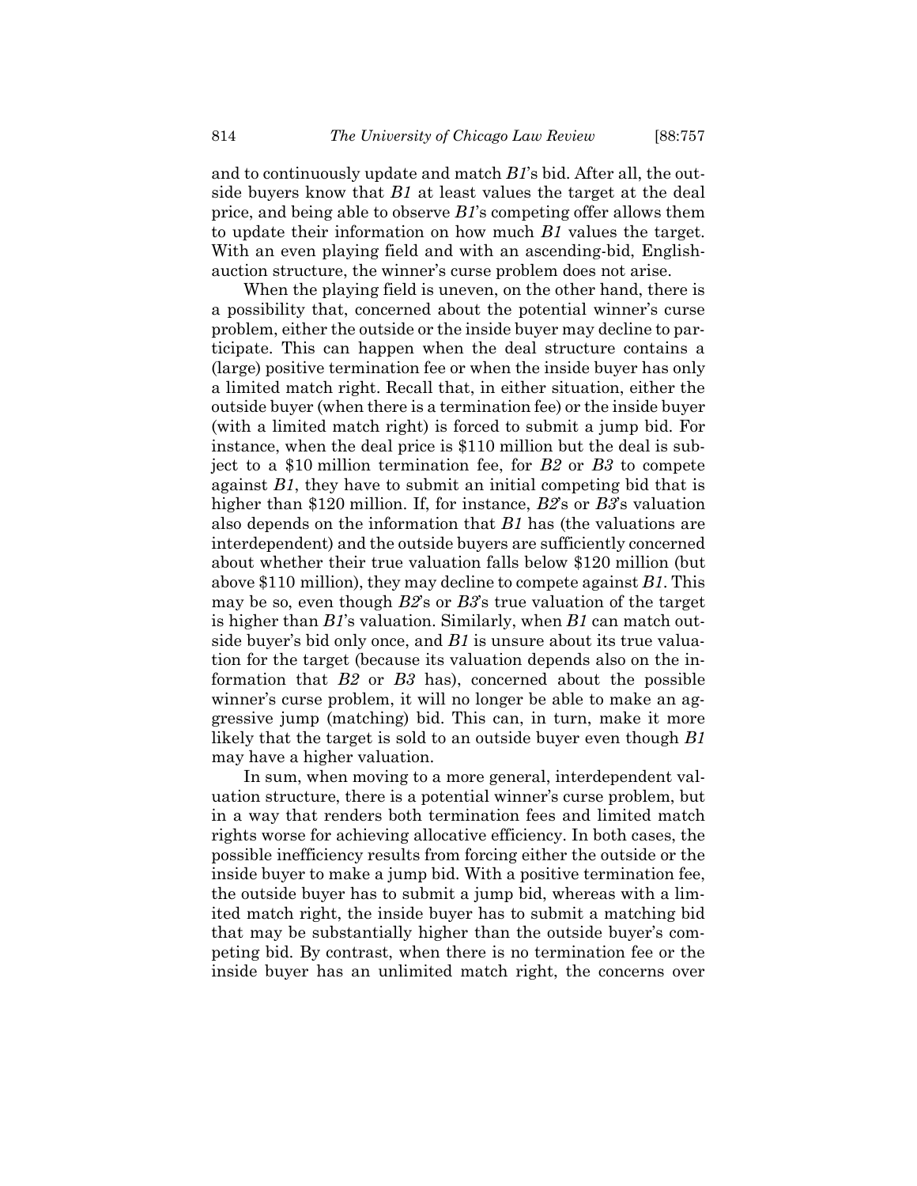and to continuously update and match *B1*'s bid. After all, the outside buyers know that *B1* at least values the target at the deal price, and being able to observe *B1*'s competing offer allows them to update their information on how much *B1* values the target. With an even playing field and with an ascending-bid, English-auction structure, the winner's curse problem does not arise.

When the playing field is uneven, on the other hand, there is a possibility that, concerned about the potential winner's curse problem, either the outside or the inside buyer may decline to participate. This can happen when the deal structure contains a (large) positive termination fee or when the inside buyer has only a limited match right. Recall that, in either situation, either the outside buyer (when there is a termination fee) or the inside buyer (with a limited match right) is forced to submit a jump bid. For instance, when the deal price is $110 million but the deal is subject to a $10 million termination fee, for *B2* or *B3* to compete against *B1*, they have to submit an initial competing bid that is higher than $120 million. If, for instance, *B2*'s or *B3*'s valuation also depends on the information that *B1* has (the valuations are interdependent) and the outside buyers are sufficiently concerned about whether their true valuation falls below $120 million (but above $110 million), they may decline to compete against *B1*. This may be so, even though *B2*'s or *B3*'s true valuation of the target is higher than *B1*'s valuation. Similarly, when *B1* can match outside buyer's bid only once, and *B1* is unsure about its true valuation for the target (because its valuation depends also on the information that *B2* or *B3* has), concerned about the possible winner's curse problem, it will no longer be able to make an aggressive jump (matching) bid. This can, in turn, make it more likely that the target is sold to an outside buyer even though *B1* may have a higher valuation.

In sum, when moving to a more general, interdependent valuation structure, there is a potential winner's curse problem, but in a way that renders both termination fees and limited match rights worse for achieving allocative efficiency. In both cases, the possible inefficiency results from forcing either the outside or the inside buyer to make a jump bid. With a positive termination fee, the outside buyer has to submit a jump bid, whereas with a limited match right, the inside buyer has to submit a matching bid that may be substantially higher than the outside buyer's competing bid. By contrast, when there is no termination fee or the inside buyer has an unlimited match right, the concerns over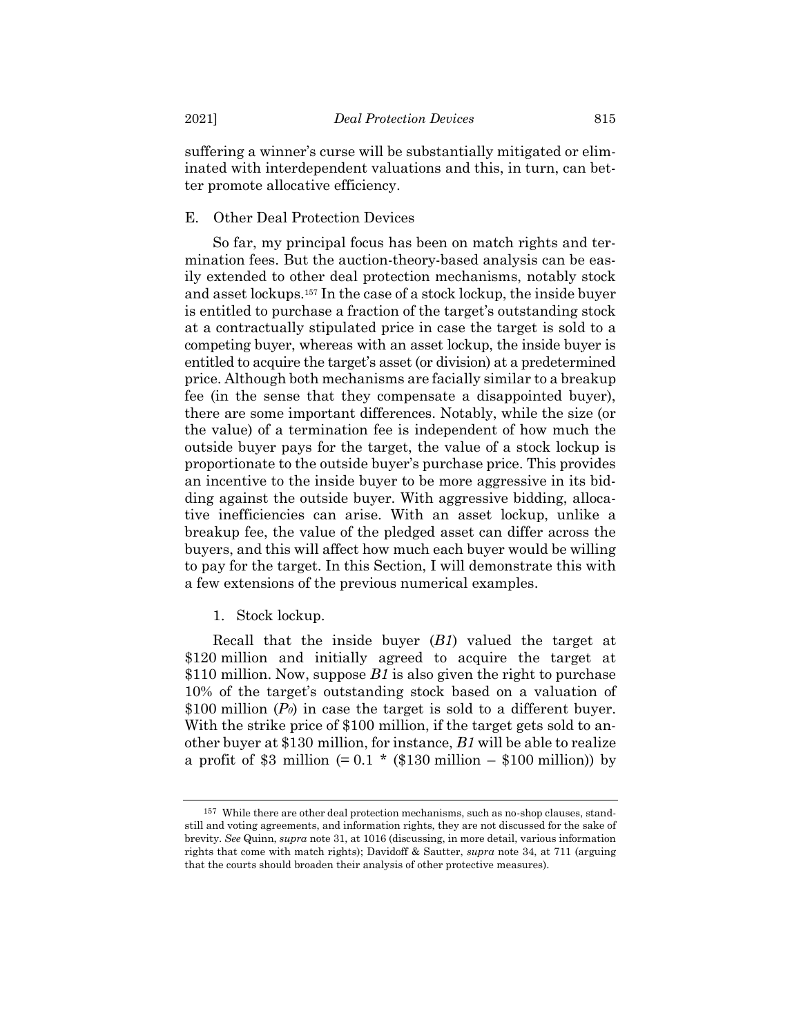suffering a winner's curse will be substantially mitigated or eliminated with interdependent valuations and this, in turn, can better promote allocative efficiency.

## E. Other Deal Protection Devices

So far, my principal focus has been on match rights and termination fees. But the auction-theory-based analysis can be easily extended to other deal protection mechanisms, notably stock and asset lockups.[157] In the case of a stock lockup, the inside buyer is entitled to purchase a fraction of the target's outstanding stock at a contractually stipulated price in case the target is sold to a competing buyer, whereas with an asset lockup, the inside buyer is entitled to acquire the target's asset (or division) at a predetermined price. Although both mechanisms are facially similar to a breakup fee (in the sense that they compensate a disappointed buyer), there are some important differences. Notably, while the size (or the value) of a termination fee is independent of how much the outside buyer pays for the target, the value of a stock lockup is proportionate to the outside buyer's purchase price. This provides an incentive to the inside buyer to be more aggressive in its bidding against the outside buyer. With aggressive bidding, allocative inefficiencies can arise. With an asset lockup, unlike a breakup fee, the value of the pledged asset can differ across the buyers, and this will affect how much each buyer would be willing to pay for the target. In this Section, I will demonstrate this with a few extensions of the previous numerical examples.

### 1. Stock lockup.

Recall that the inside buyer (*B1*) valued the target at \$120 million and initially agreed to acquire the target at \$110 million. Now, suppose *B1* is also given the right to purchase 10% of the target's outstanding stock based on a valuation of \$100 million ($P_0$) in case the target is sold to a different buyer. With the strike price of \$100 million, if the target gets sold to another buyer at \$130 million, for instance, *B1* will be able to realize a profit of \$3 million (= 0.1 * (\$130 million – \$100 million)) by

---

[157] While there are other deal protection mechanisms, such as no-shop clauses, standstill and voting agreements, and information rights, they are not discussed for the sake of brevity. *See* Quinn, *supra* note 31, at 1016 (discussing, in more detail, various information rights that come with match rights); Davidoff & Sautter, *supra* note 34, at 711 (arguing that the courts should broaden their analysis of other protective measures).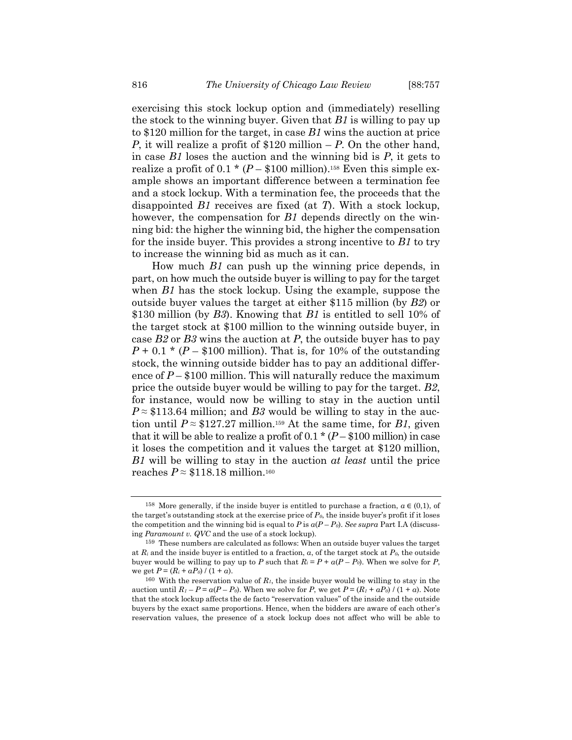exercising this stock lockup option and (immediately) reselling the stock to the winning buyer. Given that *B1* is willing to pay up to \$120 million for the target, in case *B1* wins the auction at price *P*, it will realize a profit of \$120 million – *P*. On the other hand, in case *B1* loses the auction and the winning bid is *P*, it gets to realize a profit of 0.1 * (*P* – \$100 million).[158] Even this simple example shows an important difference between a termination fee and a stock lockup. With a termination fee, the proceeds that the disappointed *B1* receives are fixed (at *T*). With a stock lockup, however, the compensation for *B1* depends directly on the winning bid: the higher the winning bid, the higher the compensation for the inside buyer. This provides a strong incentive to *B1* to try to increase the winning bid as much as it can.

How much *B1* can push up the winning price depends, in part, on how much the outside buyer is willing to pay for the target when *B1* has the stock lockup. Using the example, suppose the outside buyer values the target at either \$115 million (by *B2*) or \$130 million (by *B3*). Knowing that *B1* is entitled to sell 10% of the target stock at \$100 million to the winning outside buyer, in case *B2* or *B3* wins the auction at *P*, the outside buyer has to pay *P* + 0.1 * (*P* – \$100 million). That is, for 10% of the outstanding stock, the winning outside bidder has to pay an additional difference of *P* – \$100 million. This will naturally reduce the maximum price the outside buyer would be willing to pay for the target. *B2*, for instance, would now be willing to stay in the auction until $P \approx$ \$113.64 million; and *B3* would be willing to stay in the auction until $P \approx$ \$127.27 million.[159] At the same time, for *B1*, given that it will be able to realize a profit of 0.1 * (*P* – \$100 million) in case it loses the competition and it values the target at \$120 million, *B1* will be willing to stay in the auction *at least* until the price reaches $P \approx$ \$118.18 million.[160]

---

[158] More generally, if the inside buyer is entitled to purchase a fraction, $a \in (0,1)$, of the target's outstanding stock at the exercise price of $P_0$, the inside buyer's profit if it loses the competition and the winning bid is equal to $P$ is $a(P - P_0)$. *See supra* Part I.A (discussing *Paramount v. QVC* and the use of a stock lockup).

[159] These numbers are calculated as follows: When an outside buyer values the target at $R_i$ and the inside buyer is entitled to a fraction, $a$, of the target stock at $P_0$, the outside buyer would be willing to pay up to $P$ such that $R_i = P + a(P - P_0)$. When we solve for $P$, we get $P = (R_i + aP_0) / (1 + a)$.

[160] With the reservation value of $R_1$, the inside buyer would be willing to stay in the auction until $R_1 - P = a(P - P_0)$. When we solve for $P$, we get $P = (R_1 + aP_0) / (1 + a)$. Note that the stock lockup affects the de facto "reservation values" of the inside and the outside buyers by the exact same proportions. Hence, when the bidders are aware of each other's reservation values, the presence of a stock lockup does not affect who will be able to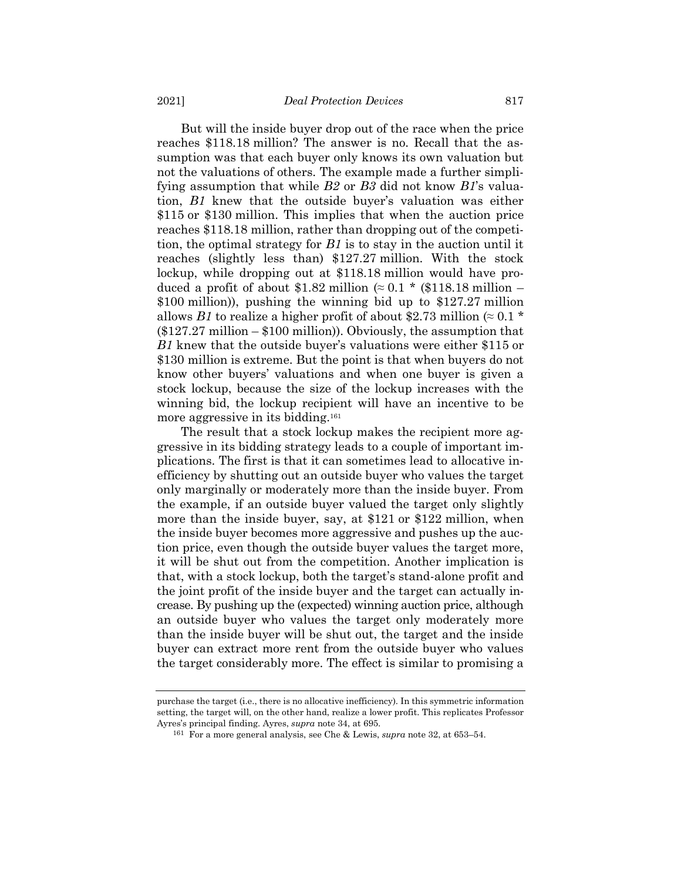But will the inside buyer drop out of the race when the price reaches \$118.18 million? The answer is no. Recall that the assumption was that each buyer only knows its own valuation but not the valuations of others. The example made a further simplifying assumption that while *B2* or *B3* did not know *B1*'s valuation, *B1* knew that the outside buyer's valuation was either \$115 or \$130 million. This implies that when the auction price reaches \$118.18 million, rather than dropping out of the competition, the optimal strategy for *B1* is to stay in the auction until it reaches (slightly less than) \$127.27 million. With the stock lockup, while dropping out at \$118.18 million would have produced a profit of about \$1.82 million ($\approx 0.1 *$ (\$118.18 million – \$100 million)), pushing the winning bid up to \$127.27 million allows *B1* to realize a higher profit of about \$2.73 million ($\approx 0.1 *$ (\$127.27 million – \$100 million)). Obviously, the assumption that *B1* knew that the outside buyer's valuations were either \$115 or \$130 million is extreme. But the point is that when buyers do not know other buyers' valuations and when one buyer is given a stock lockup, because the size of the lockup increases with the winning bid, the lockup recipient will have an incentive to be more aggressive in its bidding.[161]

The result that a stock lockup makes the recipient more aggressive in its bidding strategy leads to a couple of important implications. The first is that it can sometimes lead to allocative inefficiency by shutting out an outside buyer who values the target only marginally or moderately more than the inside buyer. From the example, if an outside buyer valued the target only slightly more than the inside buyer, say, at \$121 or \$122 million, when the inside buyer becomes more aggressive and pushes up the auction price, even though the outside buyer values the target more, it will be shut out from the competition. Another implication is that, with a stock lockup, both the target's stand-alone profit and the joint profit of the inside buyer and the target can actually increase. By pushing up the (expected) winning auction price, although an outside buyer who values the target only moderately more than the inside buyer will be shut out, the target and the inside buyer can extract more rent from the outside buyer who values the target considerably more. The effect is similar to promising a

---

purchase the target (i.e., there is no allocative inefficiency). In this symmetric information setting, the target will, on the other hand, realize a lower profit. This replicates Professor Ayres's principal finding. Ayres, *supra* note 34, at 695.

[161] For a more general analysis, see Che & Lewis, *supra* note 32, at 653–54.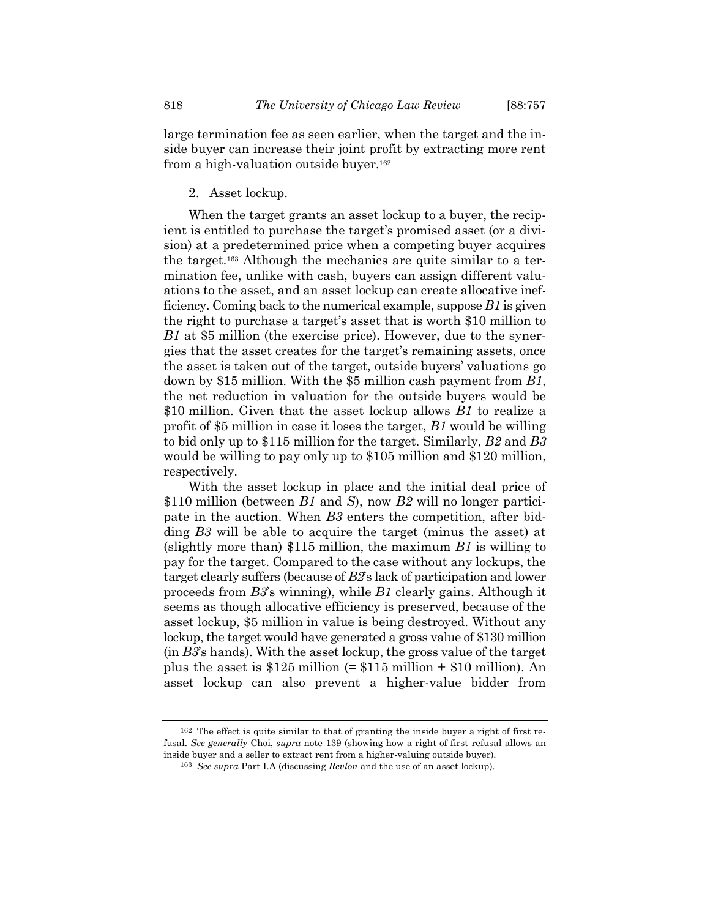large termination fee as seen earlier, when the target and the inside buyer can increase their joint profit by extracting more rent from a high-valuation outside buyer.[162]

2. Asset lockup.

When the target grants an asset lockup to a buyer, the recipient is entitled to purchase the target's promised asset (or a division) at a predetermined price when a competing buyer acquires the target.[163] Although the mechanics are quite similar to a termination fee, unlike with cash, buyers can assign different valuations to the asset, and an asset lockup can create allocative inefficiency. Coming back to the numerical example, suppose *B1* is given the right to purchase a target's asset that is worth \$10 million to *B1* at \$5 million (the exercise price). However, due to the synergies that the asset creates for the target's remaining assets, once the asset is taken out of the target, outside buyers' valuations go down by \$15 million. With the \$5 million cash payment from *B1*, the net reduction in valuation for the outside buyers would be \$10 million. Given that the asset lockup allows *B1* to realize a profit of \$5 million in case it loses the target, *B1* would be willing to bid only up to \$115 million for the target. Similarly, *B2* and *B3* would be willing to pay only up to \$105 million and \$120 million, respectively.

With the asset lockup in place and the initial deal price of \$110 million (between *B1* and *S*), now *B2* will no longer participate in the auction. When *B3* enters the competition, after bidding *B3* will be able to acquire the target (minus the asset) at (slightly more than) \$115 million, the maximum *B1* is willing to pay for the target. Compared to the case without any lockups, the target clearly suffers (because of *B2*'s lack of participation and lower proceeds from *B3*'s winning), while *B1* clearly gains. Although it seems as though allocative efficiency is preserved, because of the asset lockup, \$5 million in value is being destroyed. Without any lockup, the target would have generated a gross value of \$130 million (in *B3*'s hands). With the asset lockup, the gross value of the target plus the asset is \$125 million (= \$115 million + \$10 million). An asset lockup can also prevent a higher-value bidder from

---

[162] The effect is quite similar to that of granting the inside buyer a right of first refusal. *See generally* Choi, *supra* note 139 (showing how a right of first refusal allows an inside buyer and a seller to extract rent from a higher-valuing outside buyer).

[163] *See supra* Part I.A (discussing *Revlon* and the use of an asset lockup).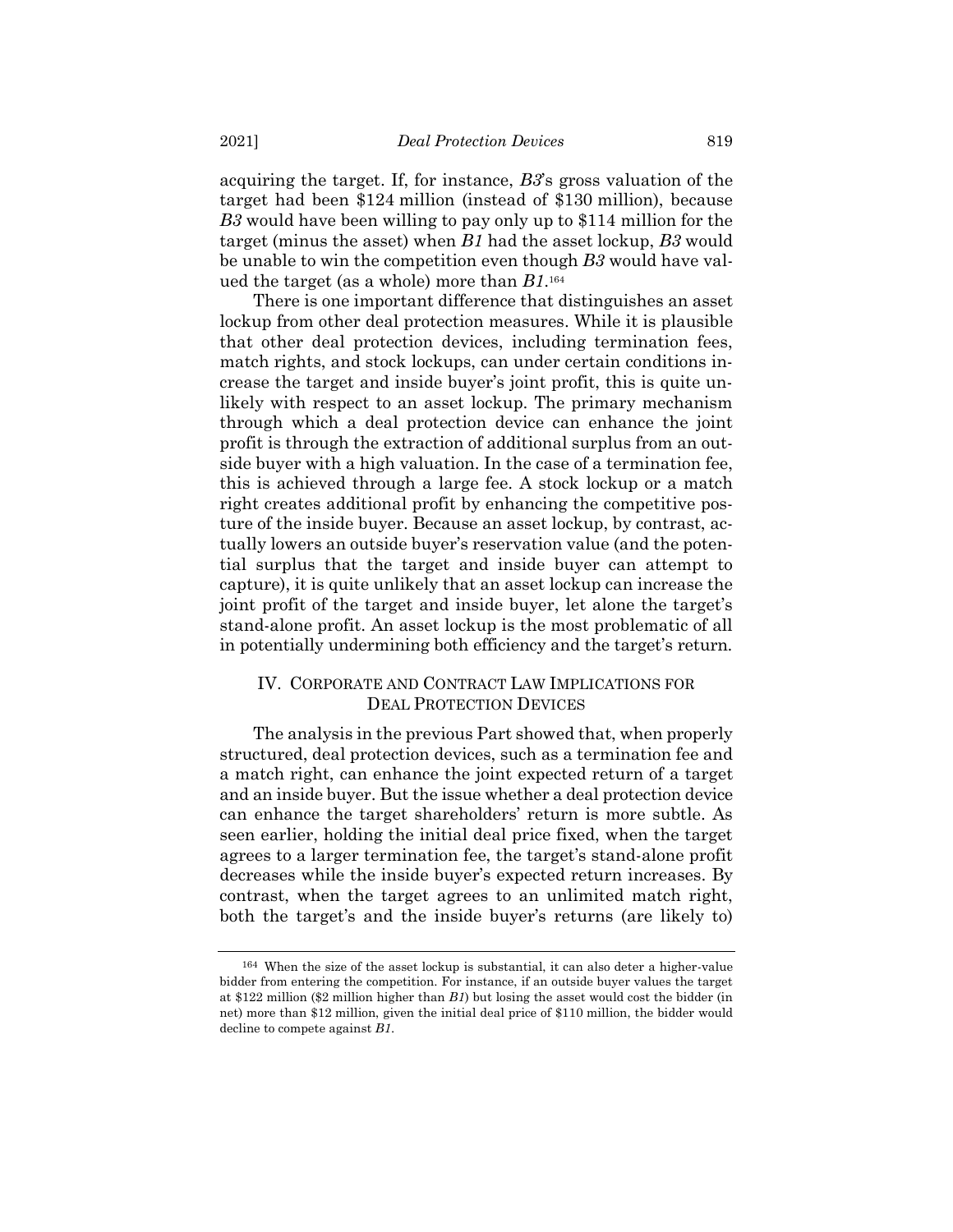acquiring the target. If, for instance, *B3*'s gross valuation of the target had been $124 million (instead of $130 million), because *B3* would have been willing to pay only up to $114 million for the target (minus the asset) when *B1* had the asset lockup, *B3* would be unable to win the competition even though *B3* would have valued the target (as a whole) more than *B1*.[164]

There is one important difference that distinguishes an asset lockup from other deal protection measures. While it is plausible that other deal protection devices, including termination fees, match rights, and stock lockups, can under certain conditions increase the target and inside buyer's joint profit, this is quite unlikely with respect to an asset lockup. The primary mechanism through which a deal protection device can enhance the joint profit is through the extraction of additional surplus from an outside buyer with a high valuation. In the case of a termination fee, this is achieved through a large fee. A stock lockup or a match right creates additional profit by enhancing the competitive posture of the inside buyer. Because an asset lockup, by contrast, actually lowers an outside buyer's reservation value (and the potential surplus that the target and inside buyer can attempt to capture), it is quite unlikely that an asset lockup can increase the joint profit of the target and inside buyer, let alone the target's stand-alone profit. An asset lockup is the most problematic of all in potentially undermining both efficiency and the target's return.

## IV. CORPORATE AND CONTRACT LAW IMPLICATIONS FOR DEAL PROTECTION DEVICES

The analysis in the previous Part showed that, when properly structured, deal protection devices, such as a termination fee and a match right, can enhance the joint expected return of a target and an inside buyer. But the issue whether a deal protection device can enhance the target shareholders' return is more subtle. As seen earlier, holding the initial deal price fixed, when the target agrees to a larger termination fee, the target's stand-alone profit decreases while the inside buyer's expected return increases. By contrast, when the target agrees to an unlimited match right, both the target's and the inside buyer's returns (are likely to)

---

[164] When the size of the asset lockup is substantial, it can also deter a higher-value bidder from entering the competition. For instance, if an outside buyer values the target at $122 million ($2 million higher than *B1*) but losing the asset would cost the bidder (in net) more than $12 million, given the initial deal price of $110 million, the bidder would decline to compete against *B1*.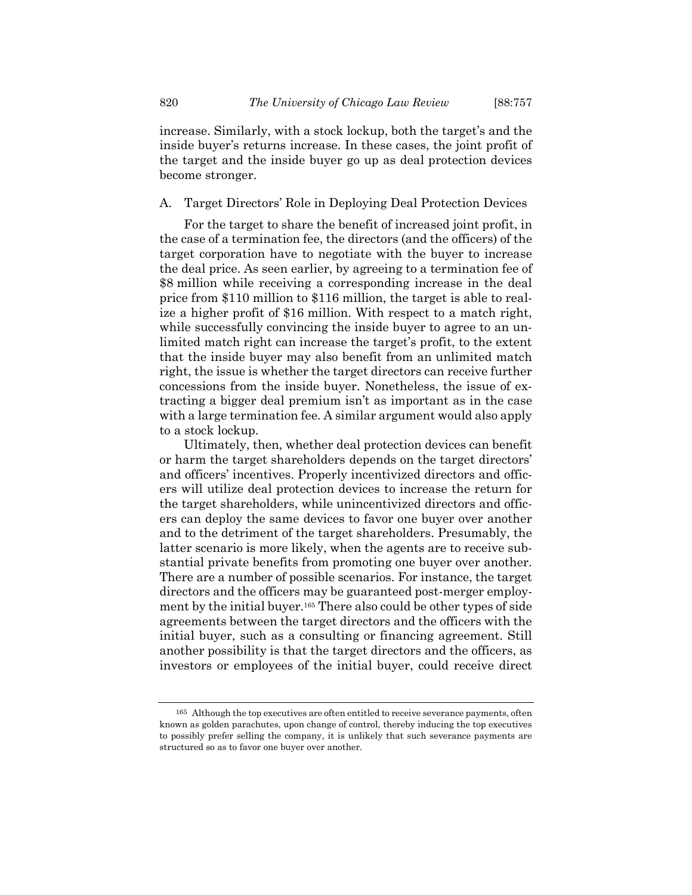increase. Similarly, with a stock lockup, both the target's and the inside buyer's returns increase. In these cases, the joint profit of the target and the inside buyer go up as deal protection devices become stronger.

## A. Target Directors' Role in Deploying Deal Protection Devices

For the target to share the benefit of increased joint profit, in the case of a termination fee, the directors (and the officers) of the target corporation have to negotiate with the buyer to increase the deal price. As seen earlier, by agreeing to a termination fee of $8 million while receiving a corresponding increase in the deal price from $110 million to $116 million, the target is able to realize a higher profit of $16 million. With respect to a match right, while successfully convincing the inside buyer to agree to an unlimited match right can increase the target's profit, to the extent that the inside buyer may also benefit from an unlimited match right, the issue is whether the target directors can receive further concessions from the inside buyer. Nonetheless, the issue of extracting a bigger deal premium isn't as important as in the case with a large termination fee. A similar argument would also apply to a stock lockup.

Ultimately, then, whether deal protection devices can benefit or harm the target shareholders depends on the target directors' and officers' incentives. Properly incentivized directors and officers will utilize deal protection devices to increase the return for the target shareholders, while unincentivized directors and officers can deploy the same devices to favor one buyer over another and to the detriment of the target shareholders. Presumably, the latter scenario is more likely, when the agents are to receive substantial private benefits from promoting one buyer over another. There are a number of possible scenarios. For instance, the target directors and the officers may be guaranteed post-merger employment by the initial buyer.[165] There also could be other types of side agreements between the target directors and the officers with the initial buyer, such as a consulting or financing agreement. Still another possibility is that the target directors and the officers, as investors or employees of the initial buyer, could receive direct

---

[165] Although the top executives are often entitled to receive severance payments, often known as golden parachutes, upon change of control, thereby inducing the top executives to possibly prefer selling the company, it is unlikely that such severance payments are structured so as to favor one buyer over another.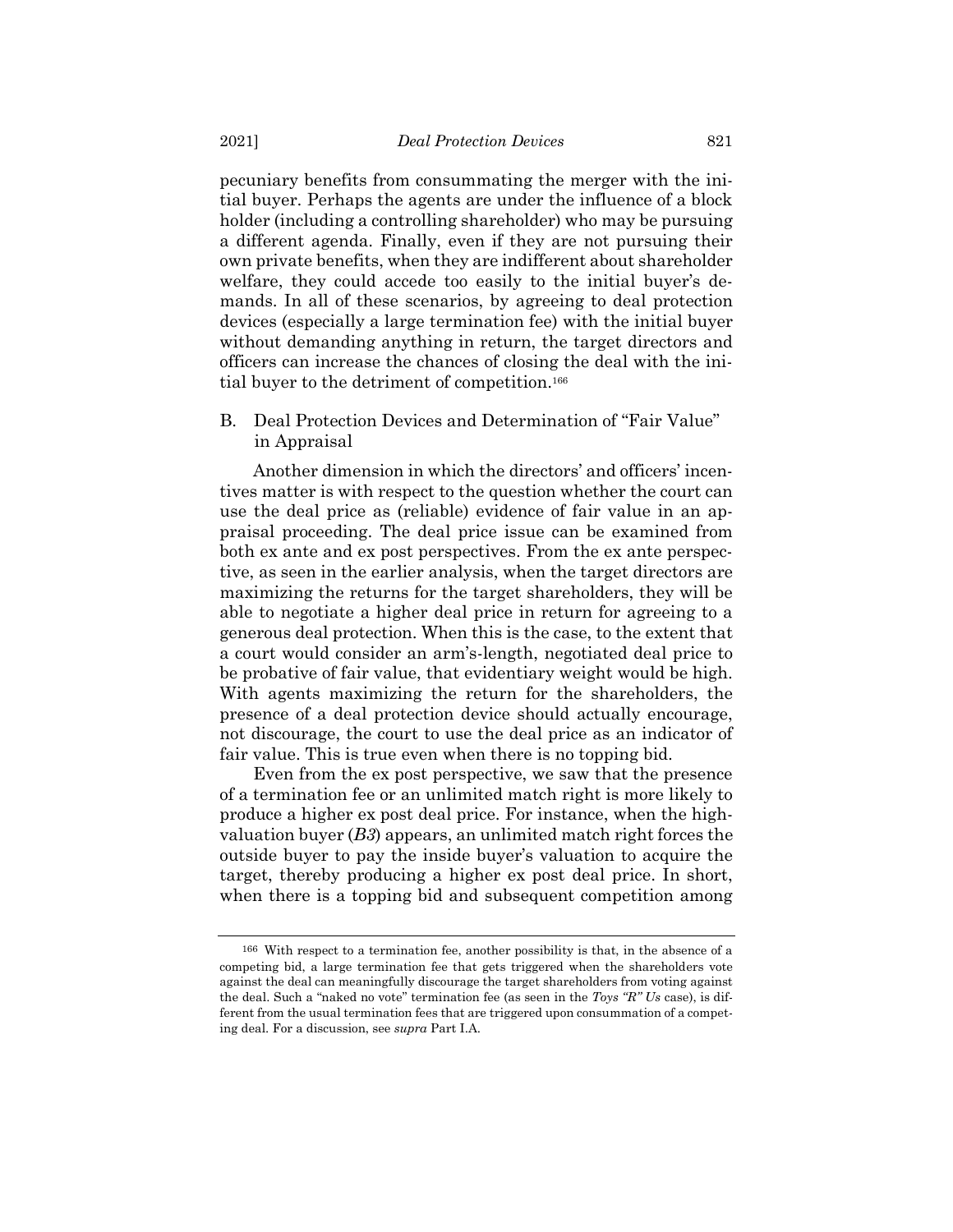pecuniary benefits from consummating the merger with the initial buyer. Perhaps the agents are under the influence of a block holder (including a controlling shareholder) who may be pursuing a different agenda. Finally, even if they are not pursuing their own private benefits, when they are indifferent about shareholder welfare, they could accede too easily to the initial buyer's demands. In all of these scenarios, by agreeing to deal protection devices (especially a large termination fee) with the initial buyer without demanding anything in return, the target directors and officers can increase the chances of closing the deal with the initial buyer to the detriment of competition.[166]

## B. Deal Protection Devices and Determination of "Fair Value" in Appraisal

Another dimension in which the directors' and officers' incentives matter is with respect to the question whether the court can use the deal price as (reliable) evidence of fair value in an appraisal proceeding. The deal price issue can be examined from both ex ante and ex post perspectives. From the ex ante perspective, as seen in the earlier analysis, when the target directors are maximizing the returns for the target shareholders, they will be able to negotiate a higher deal price in return for agreeing to a generous deal protection. When this is the case, to the extent that a court would consider an arm's-length, negotiated deal price to be probative of fair value, that evidentiary weight would be high. With agents maximizing the return for the shareholders, the presence of a deal protection device should actually encourage, not discourage, the court to use the deal price as an indicator of fair value. This is true even when there is no topping bid.

Even from the ex post perspective, we saw that the presence of a termination fee or an unlimited match right is more likely to produce a higher ex post deal price. For instance, when the high-valuation buyer (*B3*) appears, an unlimited match right forces the outside buyer to pay the inside buyer's valuation to acquire the target, thereby producing a higher ex post deal price. In short, when there is a topping bid and subsequent competition among

---

[166] With respect to a termination fee, another possibility is that, in the absence of a competing bid, a large termination fee that gets triggered when the shareholders vote against the deal can meaningfully discourage the target shareholders from voting against the deal. Such a "naked no vote" termination fee (as seen in the *Toys "R" Us* case), is different from the usual termination fees that are triggered upon consummation of a competing deal. For a discussion, see *supra* Part I.A.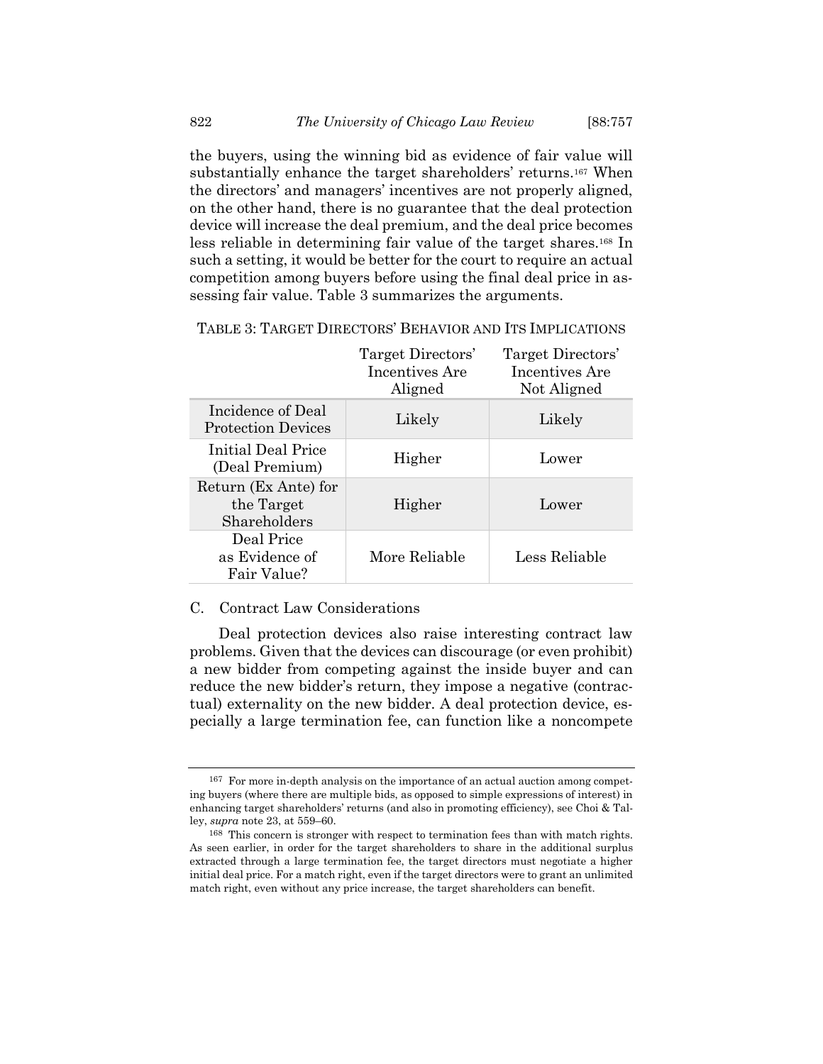the buyers, using the winning bid as evidence of fair value will substantially enhance the target shareholders' returns.[167] When the directors' and managers' incentives are not properly aligned, on the other hand, there is no guarantee that the deal protection device will increase the deal premium, and the deal price becomes less reliable in determining fair value of the target shares.[168] In such a setting, it would be better for the court to require an actual competition among buyers before using the final deal price in assessing fair value. Table 3 summarizes the arguments.

TABLE 3: TARGET DIRECTORS' BEHAVIOR AND ITS IMPLICATIONS

| | Target Directors' Incentives Are Aligned | Target Directors' Incentives Are Not Aligned |
|---|---|---|
| Incidence of Deal Protection Devices | Likely | Likely |
| Initial Deal Price (Deal Premium) | Higher | Lower |
| Return (Ex Ante) for the Target Shareholders | Higher | Lower |
| Deal Price as Evidence of Fair Value? | More Reliable | Less Reliable |

### C. Contract Law Considerations

Deal protection devices also raise interesting contract law problems. Given that the devices can discourage (or even prohibit) a new bidder from competing against the inside buyer and can reduce the new bidder's return, they impose a negative (contractual) externality on the new bidder. A deal protection device, especially a large termination fee, can function like a noncompete

---

[167] For more in-depth analysis on the importance of an actual auction among competing buyers (where there are multiple bids, as opposed to simple expressions of interest) in enhancing target shareholders' returns (and also in promoting efficiency), see Choi & Talley, *supra* note 23, at 559–60.

[168] This concern is stronger with respect to termination fees than with match rights. As seen earlier, in order for the target shareholders to share in the additional surplus extracted through a large termination fee, the target directors must negotiate a higher initial deal price. For a match right, even if the target directors were to grant an unlimited match right, even without any price increase, the target shareholders can benefit.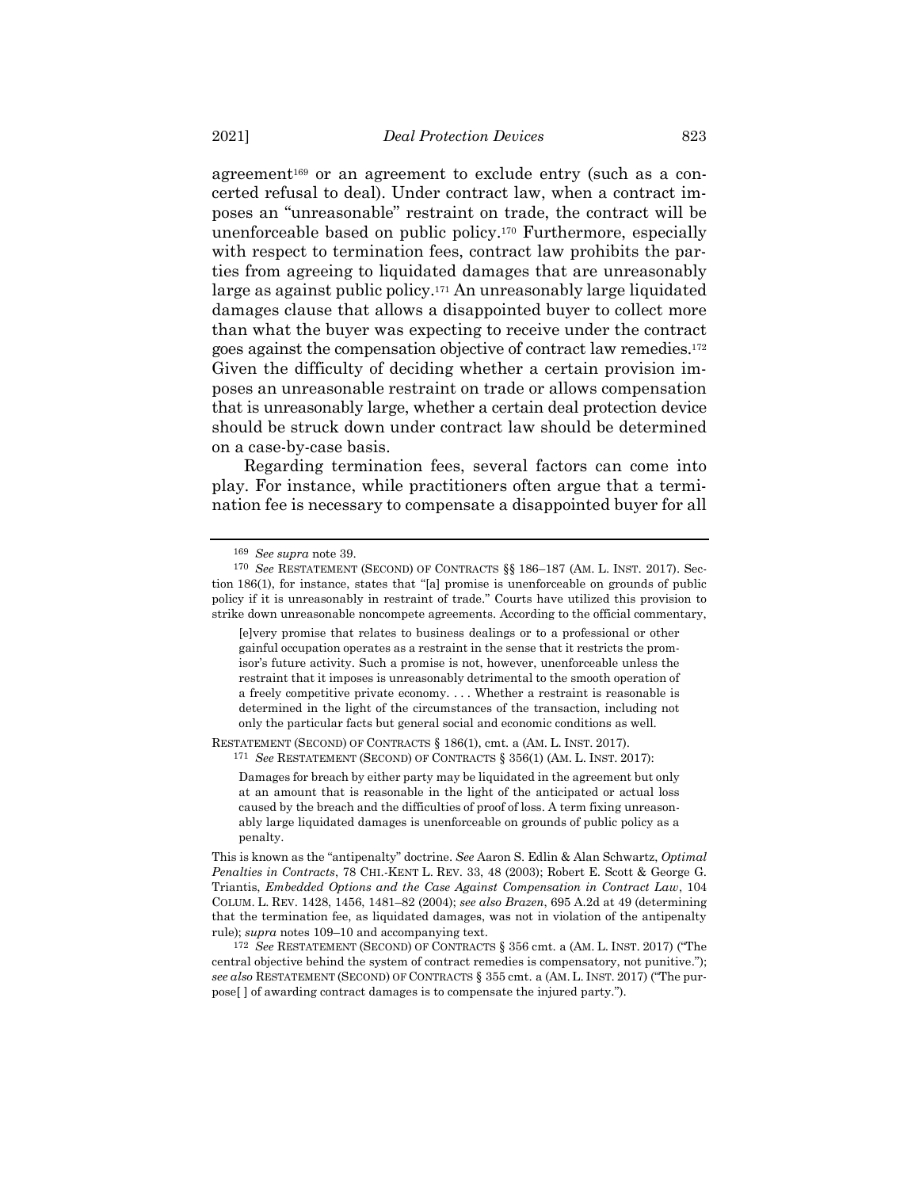agreement[169] or an agreement to exclude entry (such as a concerted refusal to deal). Under contract law, when a contract imposes an "unreasonable" restraint on trade, the contract will be unenforceable based on public policy.[170] Furthermore, especially with respect to termination fees, contract law prohibits the parties from agreeing to liquidated damages that are unreasonably large as against public policy.[171] An unreasonably large liquidated damages clause that allows a disappointed buyer to collect more than what the buyer was expecting to receive under the contract goes against the compensation objective of contract law remedies.[172] Given the difficulty of deciding whether a certain provision imposes an unreasonable restraint on trade or allows compensation that is unreasonably large, whether a certain deal protection device should be struck down under contract law should be determined on a case-by-case basis.

Regarding termination fees, several factors can come into play. For instance, while practitioners often argue that a termination fee is necessary to compensate a disappointed buyer for all

---

[169] *See supra* note 39.

[170] *See* RESTATEMENT (SECOND) OF CONTRACTS §§ 186–187 (AM. L. INST. 2017). Section 186(1), for instance, states that "[a] promise is unenforceable on grounds of public policy if it is unreasonably in restraint of trade." Courts have utilized this provision to strike down unreasonable noncompete agreements. According to the official commentary,

> [e]very promise that relates to business dealings or to a professional or other gainful occupation operates as a restraint in the sense that it restricts the promisor's future activity. Such a promise is not, however, unenforceable unless the restraint that it imposes is unreasonably detrimental to the smooth operation of a freely competitive private economy. . . . Whether a restraint is reasonable is determined in the light of the circumstances of the transaction, including not only the particular facts but general social and economic conditions as well.

RESTATEMENT (SECOND) OF CONTRACTS § 186(1), cmt. a (AM. L. INST. 2017).

[171] *See* RESTATEMENT (SECOND) OF CONTRACTS § 356(1) (AM. L. INST. 2017):

> Damages for breach by either party may be liquidated in the agreement but only at an amount that is reasonable in the light of the anticipated or actual loss caused by the breach and the difficulties of proof of loss. A term fixing unreasonably large liquidated damages is unenforceable on grounds of public policy as a penalty.

This is known as the "antipenalty" doctrine. *See* Aaron S. Edlin & Alan Schwartz, *Optimal Penalties in Contracts*, 78 CHI.-KENT L. REV. 33, 48 (2003); Robert E. Scott & George G. Triantis, *Embedded Options and the Case Against Compensation in Contract Law*, 104 COLUM. L. REV. 1428, 1456, 1481–82 (2004); *see also Brazen*, 695 A.2d at 49 (determining that the termination fee, as liquidated damages, was not in violation of the antipenalty rule); *supra* notes 109–10 and accompanying text.

[172] *See* RESTATEMENT (SECOND) OF CONTRACTS § 356 cmt. a (AM. L. INST. 2017) ("The central objective behind the system of contract remedies is compensatory, not punitive."); *see also* RESTATEMENT (SECOND) OF CONTRACTS § 355 cmt. a (AM. L. INST. 2017) ("The purpose[ ] of awarding contract damages is to compensate the injured party.").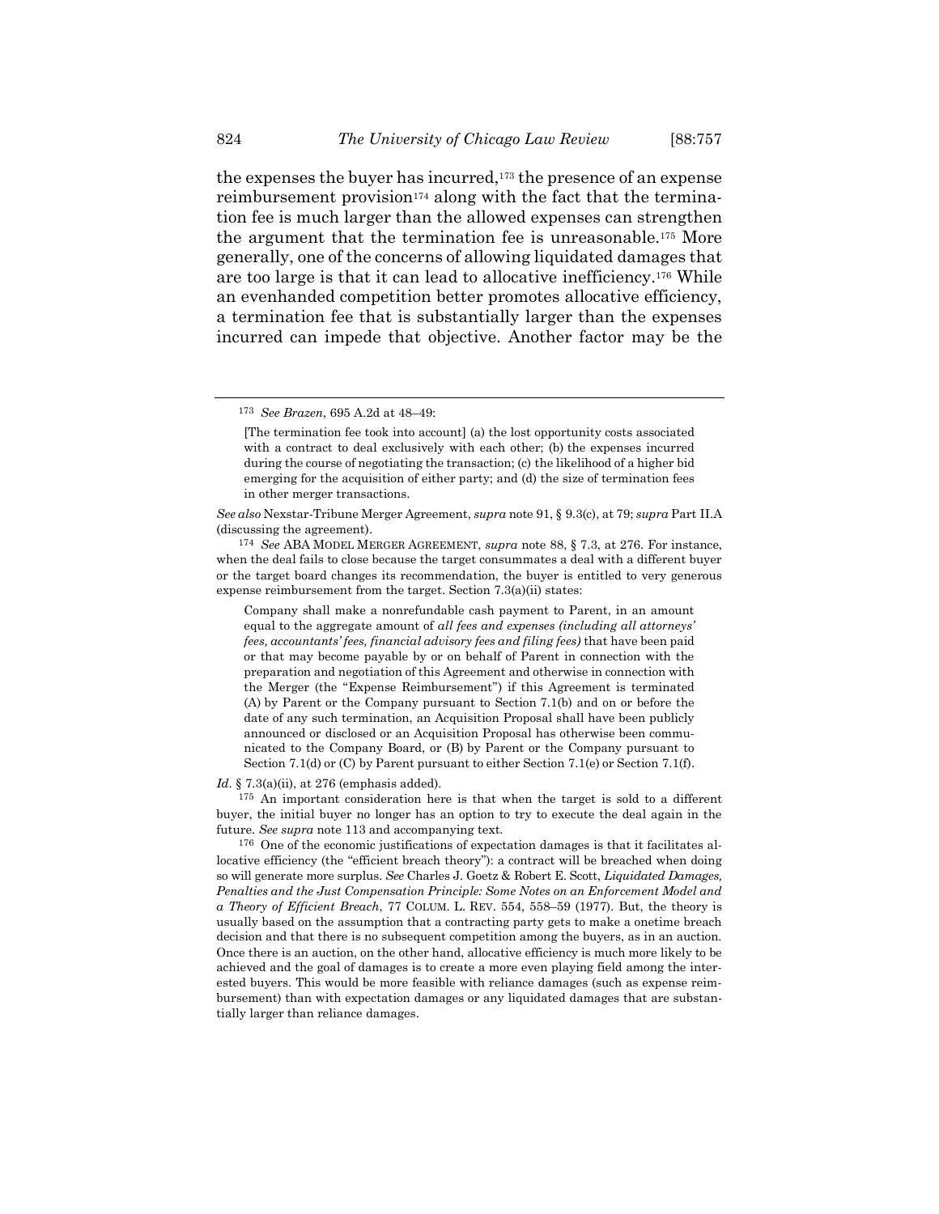the expenses the buyer has incurred,[173] the presence of an expense reimbursement provision[174] along with the fact that the termination fee is much larger than the allowed expenses can strengthen the argument that the termination fee is unreasonable.[175] More generally, one of the concerns of allowing liquidated damages that are too large is that it can lead to allocative inefficiency.[176] While an evenhanded competition better promotes allocative efficiency, a termination fee that is substantially larger than the expenses incurred can impede that objective. Another factor may be the

---

[173] *See Brazen*, 695 A.2d at 48–49:

> [The termination fee took into account] (a) the lost opportunity costs associated with a contract to deal exclusively with each other; (b) the expenses incurred during the course of negotiating the transaction; (c) the likelihood of a higher bid emerging for the acquisition of either party; and (d) the size of termination fees in other merger transactions.

*See also* Nexstar-Tribune Merger Agreement, *supra* note 91, § 9.3(c), at 79; *supra* Part II.A (discussing the agreement).

[174] *See* ABA MODEL MERGER AGREEMENT, *supra* note 88, § 7.3, at 276. For instance, when the deal fails to close because the target consummates a deal with a different buyer or the target board changes its recommendation, the buyer is entitled to very generous expense reimbursement from the target. Section 7.3(a)(ii) states:

> Company shall make a nonrefundable cash payment to Parent, in an amount equal to the aggregate amount of *all fees and expenses (including all attorneys' fees, accountants' fees, financial advisory fees and filing fees)* that have been paid or that may become payable by or on behalf of Parent in connection with the preparation and negotiation of this Agreement and otherwise in connection with the Merger (the "Expense Reimbursement") if this Agreement is terminated (A) by Parent or the Company pursuant to Section 7.1(b) and on or before the date of any such termination, an Acquisition Proposal shall have been publicly announced or disclosed or an Acquisition Proposal has otherwise been communicated to the Company Board, or (B) by Parent or the Company pursuant to Section 7.1(d) or (C) by Parent pursuant to either Section 7.1(e) or Section 7.1(f).

*Id.* § 7.3(a)(ii), at 276 (emphasis added).

[175] An important consideration here is that when the target is sold to a different buyer, the initial buyer no longer has an option to try to execute the deal again in the future. *See supra* note 113 and accompanying text.

[176] One of the economic justifications of expectation damages is that it facilitates allocative efficiency (the "efficient breach theory"): a contract will be breached when doing so will generate more surplus. *See* Charles J. Goetz & Robert E. Scott, *Liquidated Damages, Penalties and the Just Compensation Principle: Some Notes on an Enforcement Model and a Theory of Efficient Breach*, 77 COLUM. L. REV. 554, 558–59 (1977). But, the theory is usually based on the assumption that a contracting party gets to make a onetime breach decision and that there is no subsequent competition among the buyers, as in an auction. Once there is an auction, on the other hand, allocative efficiency is much more likely to be achieved and the goal of damages is to create a more even playing field among the interested buyers. This would be more feasible with reliance damages (such as expense reimbursement) than with expectation damages or any liquidated damages that are substantially larger than reliance damages.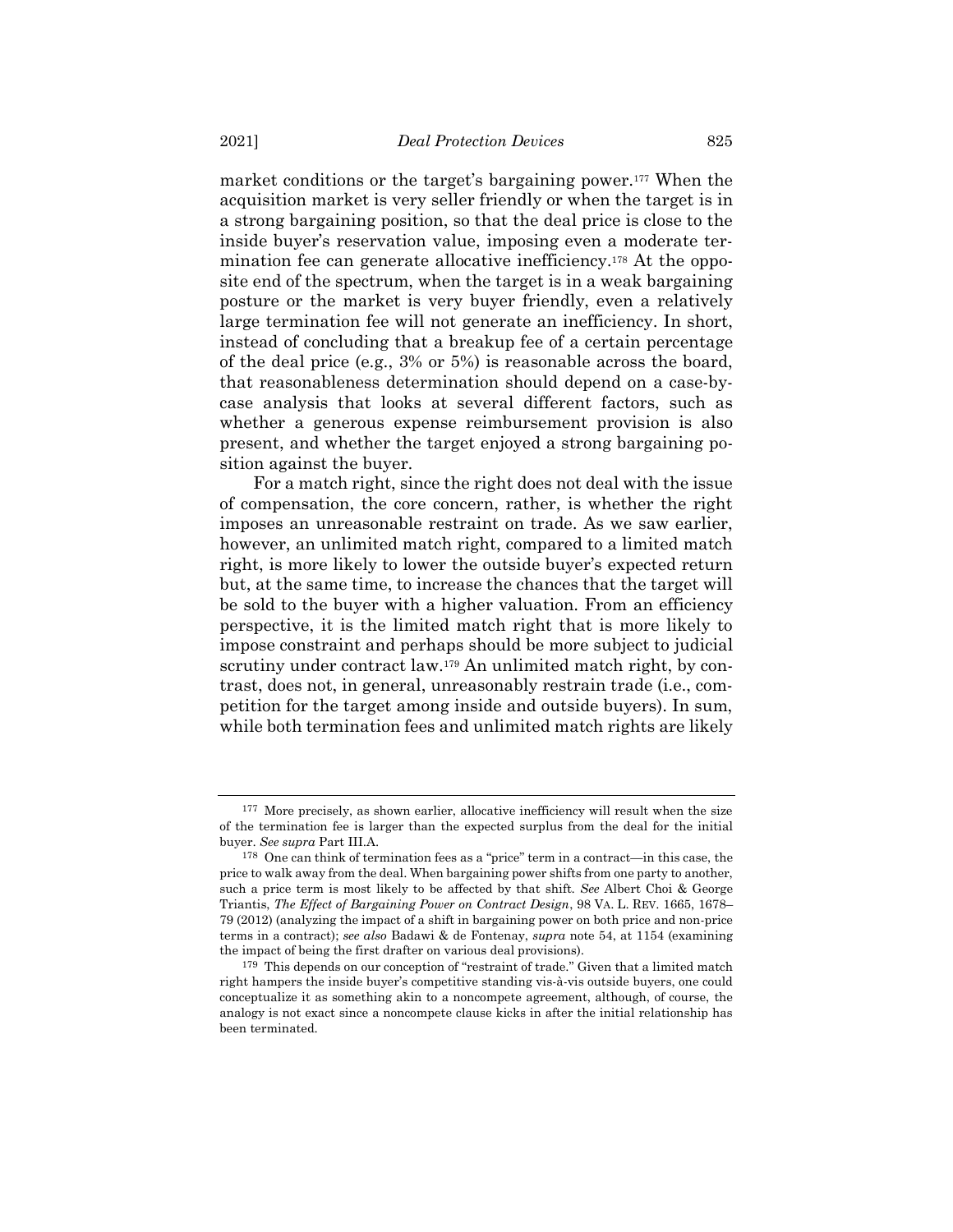market conditions or the target's bargaining power.[177] When the acquisition market is very seller friendly or when the target is in a strong bargaining position, so that the deal price is close to the inside buyer's reservation value, imposing even a moderate termination fee can generate allocative inefficiency.[178] At the opposite end of the spectrum, when the target is in a weak bargaining posture or the market is very buyer friendly, even a relatively large termination fee will not generate an inefficiency. In short, instead of concluding that a breakup fee of a certain percentage of the deal price (e.g., 3% or 5%) is reasonable across the board, that reasonableness determination should depend on a case-by-case analysis that looks at several different factors, such as whether a generous expense reimbursement provision is also present, and whether the target enjoyed a strong bargaining position against the buyer.

For a match right, since the right does not deal with the issue of compensation, the core concern, rather, is whether the right imposes an unreasonable restraint on trade. As we saw earlier, however, an unlimited match right, compared to a limited match right, is more likely to lower the outside buyer's expected return but, at the same time, to increase the chances that the target will be sold to the buyer with a higher valuation. From an efficiency perspective, it is the limited match right that is more likely to impose constraint and perhaps should be more subject to judicial scrutiny under contract law.[179] An unlimited match right, by contrast, does not, in general, unreasonably restrain trade (i.e., competition for the target among inside and outside buyers). In sum, while both termination fees and unlimited match rights are likely

---

[177] More precisely, as shown earlier, allocative inefficiency will result when the size of the termination fee is larger than the expected surplus from the deal for the initial buyer. *See supra* Part III.A.

[178] One can think of termination fees as a "price" term in a contract—in this case, the price to walk away from the deal. When bargaining power shifts from one party to another, such a price term is most likely to be affected by that shift. *See* Albert Choi & George Triantis, *The Effect of Bargaining Power on Contract Design*, 98 VA. L. REV. 1665, 1678–79 (2012) (analyzing the impact of a shift in bargaining power on both price and non-price terms in a contract); *see also* Badawi & de Fontenay, *supra* note 54, at 1154 (examining the impact of being the first drafter on various deal provisions).

[179] This depends on our conception of "restraint of trade." Given that a limited match right hampers the inside buyer's competitive standing vis-à-vis outside buyers, one could conceptualize it as something akin to a noncompete agreement, although, of course, the analogy is not exact since a noncompete clause kicks in after the initial relationship has been terminated.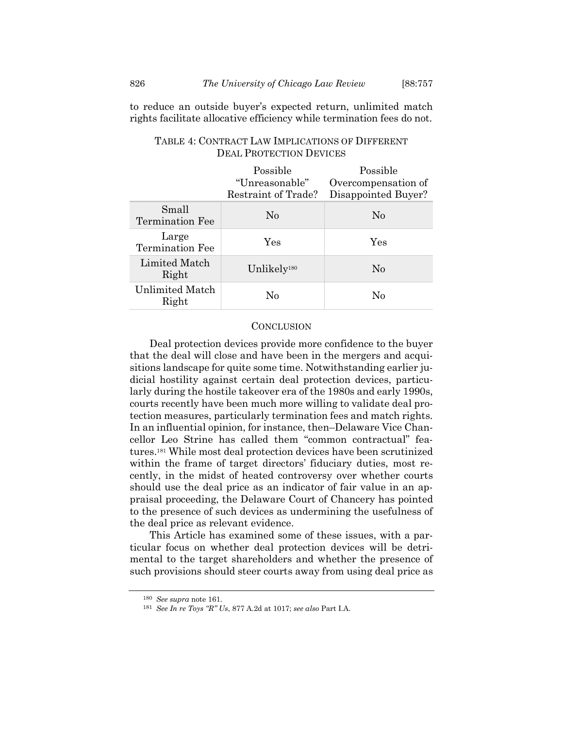to reduce an outside buyer's expected return, unlimited match rights facilitate allocative efficiency while termination fees do not.

TABLE 4: CONTRACT LAW IMPLICATIONS OF DIFFERENT DEAL PROTECTION DEVICES

| | Possible "Unreasonable" Restraint of Trade? | Possible Overcompensation of Disappointed Buyer? |
|---|---|---|
| Small Termination Fee | No | No |
| Large Termination Fee | Yes | Yes |
| Limited Match Right | Unlikely[180] | No |
| Unlimited Match Right | No | No |

## CONCLUSION

Deal protection devices provide more confidence to the buyer that the deal will close and have been in the mergers and acquisitions landscape for quite some time. Notwithstanding earlier judicial hostility against certain deal protection devices, particularly during the hostile takeover era of the 1980s and early 1990s, courts recently have been much more willing to validate deal protection measures, particularly termination fees and match rights. In an influential opinion, for instance, then–Delaware Vice Chancellor Leo Strine has called them "common contractual" features.[181] While most deal protection devices have been scrutinized within the frame of target directors' fiduciary duties, most recently, in the midst of heated controversy over whether courts should use the deal price as an indicator of fair value in an appraisal proceeding, the Delaware Court of Chancery has pointed to the presence of such devices as undermining the usefulness of the deal price as relevant evidence.

This Article has examined some of these issues, with a particular focus on whether deal protection devices will be detrimental to the target shareholders and whether the presence of such provisions should steer courts away from using deal price as

[180] *See supra* note 161.

[181] *See In re Toys "R" Us*, 877 A.2d at 1017; *see also* Part I.A.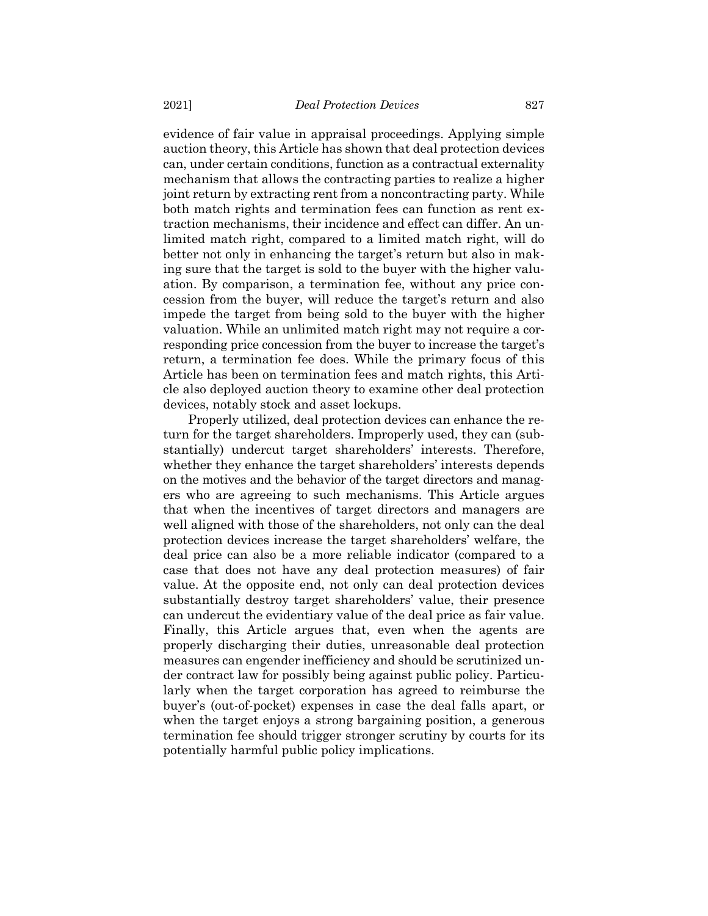evidence of fair value in appraisal proceedings. Applying simple auction theory, this Article has shown that deal protection devices can, under certain conditions, function as a contractual externality mechanism that allows the contracting parties to realize a higher joint return by extracting rent from a noncontracting party. While both match rights and termination fees can function as rent extraction mechanisms, their incidence and effect can differ. An unlimited match right, compared to a limited match right, will do better not only in enhancing the target's return but also in making sure that the target is sold to the buyer with the higher valuation. By comparison, a termination fee, without any price concession from the buyer, will reduce the target's return and also impede the target from being sold to the buyer with the higher valuation. While an unlimited match right may not require a corresponding price concession from the buyer to increase the target's return, a termination fee does. While the primary focus of this Article has been on termination fees and match rights, this Article also deployed auction theory to examine other deal protection devices, notably stock and asset lockups.

Properly utilized, deal protection devices can enhance the return for the target shareholders. Improperly used, they can (substantially) undercut target shareholders' interests. Therefore, whether they enhance the target shareholders' interests depends on the motives and the behavior of the target directors and managers who are agreeing to such mechanisms. This Article argues that when the incentives of target directors and managers are well aligned with those of the shareholders, not only can the deal protection devices increase the target shareholders' welfare, the deal price can also be a more reliable indicator (compared to a case that does not have any deal protection measures) of fair value. At the opposite end, not only can deal protection devices substantially destroy target shareholders' value, their presence can undercut the evidentiary value of the deal price as fair value. Finally, this Article argues that, even when the agents are properly discharging their duties, unreasonable deal protection measures can engender inefficiency and should be scrutinized under contract law for possibly being against public policy. Particularly when the target corporation has agreed to reimburse the buyer's (out-of-pocket) expenses in case the deal falls apart, or when the target enjoys a strong bargaining position, a generous termination fee should trigger stronger scrutiny by courts for its potentially harmful public policy implications.